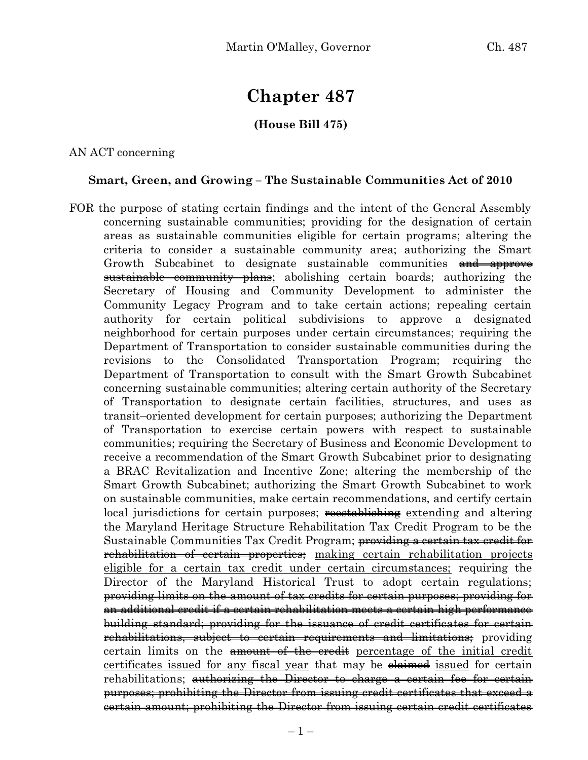# Chapter 487

**(House Bill 475)**

AN ACT concerning

**Smart, Green, and Growing – The Sustainable Communities Act of 2010**

FOR the purpose of stating certain findings and the intent of the General Assembly concerning sustainable communities; providing for the designation of certain areas as sustainable communities eligible for certain programs; altering the criteria to consider a sustainable community area; authorizing the Smart Growth Subcabinet to designate sustainable communities ~~and approve sustainable community plans~~; abolishing certain boards; authorizing the Secretary of Housing and Community Development to administer the Community Legacy Program and to take certain actions; repealing certain authority for certain political subdivisions to approve a designated neighborhood for certain purposes under certain circumstances; requiring the Department of Transportation to consider sustainable communities during the revisions to the Consolidated Transportation Program; requiring the Department of Transportation to consult with the Smart Growth Subcabinet concerning sustainable communities; altering certain authority of the Secretary of Transportation to designate certain facilities, structures, and uses as transit–oriented development for certain purposes; authorizing the Department of Transportation to exercise certain powers with respect to sustainable communities; requiring the Secretary of Business and Economic Development to receive a recommendation of the Smart Growth Subcabinet prior to designating a BRAC Revitalization and Incentive Zone; altering the membership of the Smart Growth Subcabinet; authorizing the Smart Growth Subcabinet to work on sustainable communities, make certain recommendations, and certify certain local jurisdictions for certain purposes; ~~reestablishing~~ <u>extending</u> and altering the Maryland Heritage Structure Rehabilitation Tax Credit Program to be the Sustainable Communities Tax Credit Program; ~~providing a certain tax credit for rehabilitation of certain properties;~~ <u>making certain rehabilitation projects eligible for a certain tax credit under certain circumstances;</u> requiring the Director of the Maryland Historical Trust to adopt certain regulations; ~~providing limits on the amount of tax credits for certain purposes; providing for an additional credit if a certain rehabilitation meets a certain high performance building standard; providing for the issuance of credit certificates for certain rehabilitations, subject to certain requirements and limitations;~~ providing certain limits on the ~~amount of the credit~~ <u>percentage of the initial credit certificates issued for any fiscal year</u> that may be ~~claimed~~ <u>issued</u> for certain rehabilitations; ~~authorizing the Director to charge a certain fee for certain purposes; prohibiting the Director from issuing credit certificates that exceed a certain amount; prohibiting the Director from issuing certain credit certificates~~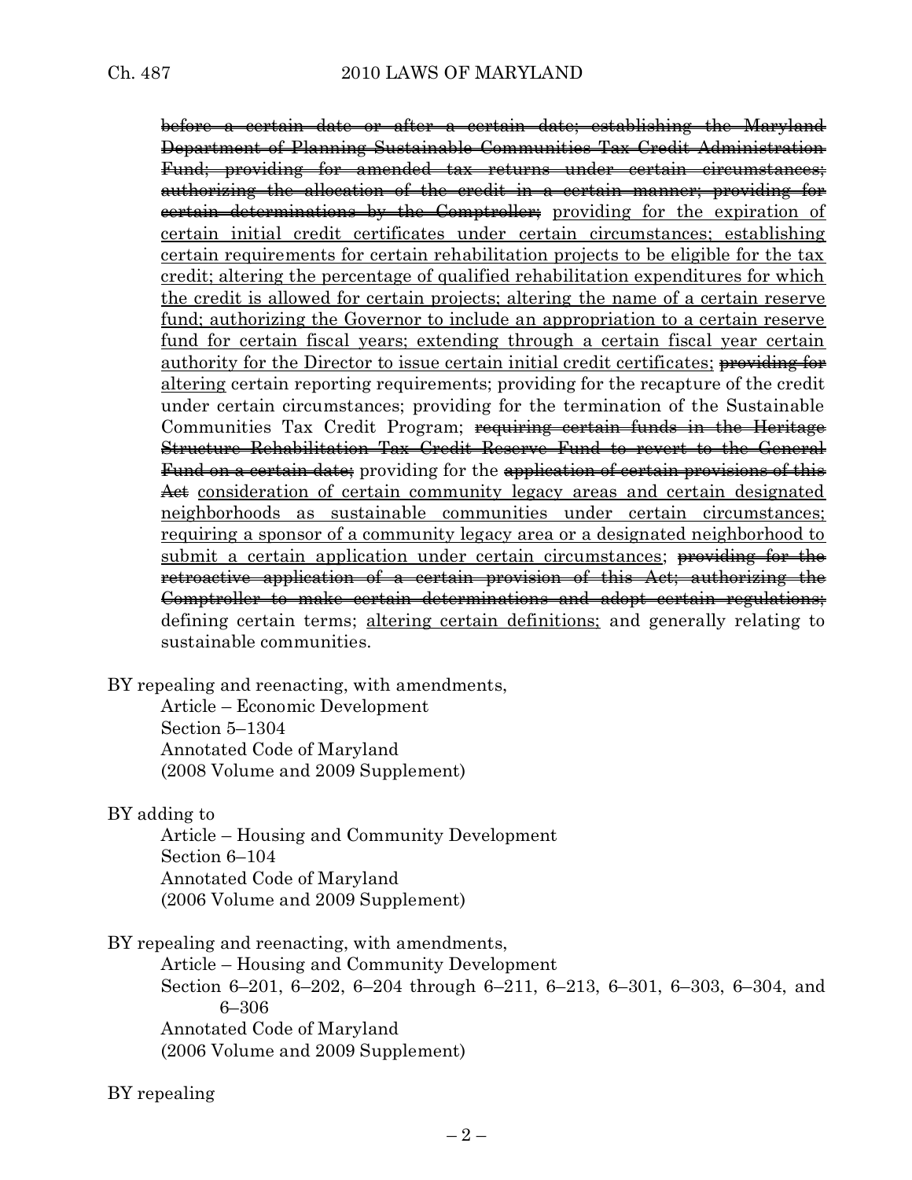~~before a certain date or after a certain date; establishing the Maryland Department of Planning Sustainable Communities Tax Credit Administration Fund; providing for amended tax returns under certain circumstances; authorizing the allocation of the credit in a certain manner; providing for certain determinations by the Comptroller;~~ <u>providing for the expiration of certain initial credit certificates under certain circumstances; establishing certain requirements for certain rehabilitation projects to be eligible for the tax credit; altering the percentage of qualified rehabilitation expenditures for which the credit is allowed for certain projects; altering the name of a certain reserve fund; authorizing the Governor to include an appropriation to a certain reserve fund for certain fiscal years; extending through a certain fiscal year certain authority for the Director to issue certain initial credit certificates;</u> ~~providing for~~ <u>altering</u> certain reporting requirements; providing for the recapture of the credit under certain circumstances; providing for the termination of the Sustainable Communities Tax Credit Program; ~~requiring certain funds in the Heritage Structure Rehabilitation Tax Credit Reserve Fund to revert to the General Fund on a certain date;~~ providing for the ~~application of certain provisions of this Act~~ <u>consideration of certain community legacy areas and certain designated neighborhoods as sustainable communities under certain circumstances; requiring a sponsor of a community legacy area or a designated neighborhood to submit a certain application under certain circumstances</u>; ~~providing for the retroactive application of a certain provision of this Act; authorizing the Comptroller to make certain determinations and adopt certain regulations;~~ defining certain terms; <u>altering certain definitions;</u> and generally relating to sustainable communities.

BY repealing and reenacting, with amendments,
Article – Economic Development
Section 5–1304
Annotated Code of Maryland
(2008 Volume and 2009 Supplement)

BY adding to
Article – Housing and Community Development
Section 6–104
Annotated Code of Maryland
(2006 Volume and 2009 Supplement)

BY repealing and reenacting, with amendments,
Article – Housing and Community Development
Section 6–201, 6–202, 6–204 through 6–211, 6–213, 6–301, 6–303, 6–304, and 6–306
Annotated Code of Maryland
(2006 Volume and 2009 Supplement)

BY repealing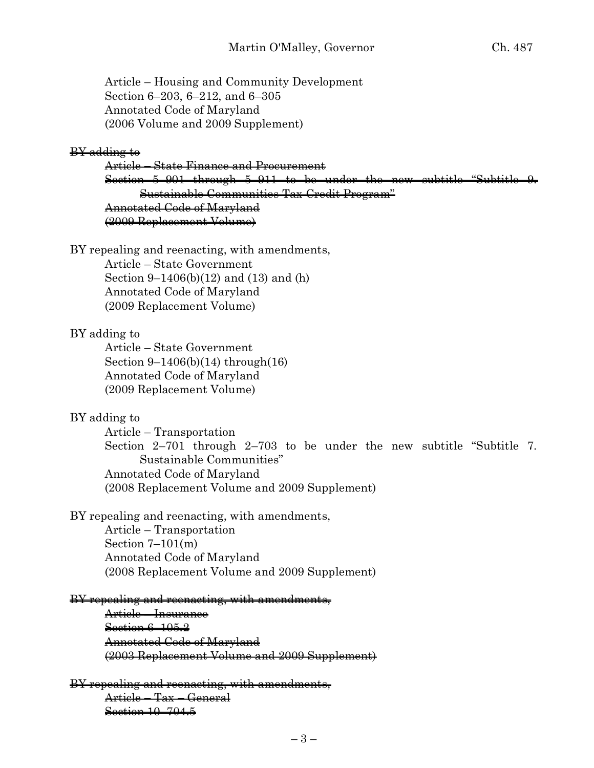Article – Housing and Community Development
Section 6–203, 6–212, and 6–305
Annotated Code of Maryland
(2006 Volume and 2009 Supplement)

~~BY adding to~~
~~Article – State Finance and Procurement~~
~~Section 5–901 through 5–911 to be under the new subtitle "Subtitle 9. Sustainable Communities Tax Credit Program"~~
~~Annotated Code of Maryland~~
~~(2009 Replacement Volume)~~

BY repealing and reenacting, with amendments,
Article – State Government
Section 9–1406(b)(12) and (13) and (h)
Annotated Code of Maryland
(2009 Replacement Volume)

BY adding to
Article – State Government
Section 9–1406(b)(14) through(16)
Annotated Code of Maryland
(2009 Replacement Volume)

BY adding to
Article – Transportation
Section 2–701 through 2–703 to be under the new subtitle "Subtitle 7. Sustainable Communities"
Annotated Code of Maryland
(2008 Replacement Volume and 2009 Supplement)

BY repealing and reenacting, with amendments,
Article – Transportation
Section 7–101(m)
Annotated Code of Maryland
(2008 Replacement Volume and 2009 Supplement)

~~BY repealing and reenacting, with amendments,~~
~~Article – Insurance~~
~~Section 6–105.2~~
~~Annotated Code of Maryland~~
~~(2003 Replacement Volume and 2009 Supplement)~~

~~BY repealing and reenacting, with amendments,~~
~~Article – Tax – General~~
~~Section 10–704.5~~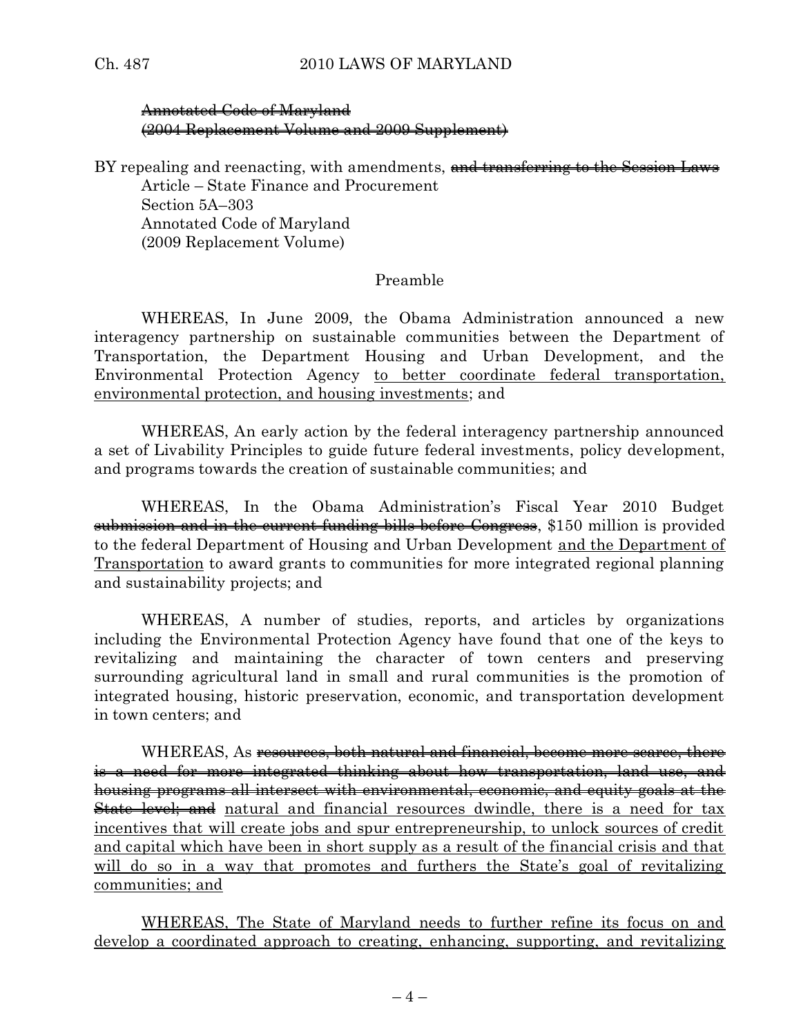~~Annotated Code of Maryland~~
~~(2004 Replacement Volume and 2009 Supplement)~~

BY repealing and reenacting, with amendments, ~~and transferring to the Session Laws~~
Article – State Finance and Procurement
Section 5A–303
Annotated Code of Maryland
(2009 Replacement Volume)

Preamble

WHEREAS, In June 2009, the Obama Administration announced a new interagency partnership on sustainable communities between the Department of Transportation, the Department Housing and Urban Development, and the Environmental Protection Agency <u>to better coordinate federal transportation, environmental protection, and housing investments</u>; and

WHEREAS, An early action by the federal interagency partnership announced a set of Livability Principles to guide future federal investments, policy development, and programs towards the creation of sustainable communities; and

WHEREAS, In the Obama Administration's Fiscal Year 2010 Budget ~~submission and in the current funding bills before Congress~~, $150 million is provided to the federal Department of Housing and Urban Development <u>and the Department of Transportation</u> to award grants to communities for more integrated regional planning and sustainability projects; and

WHEREAS, A number of studies, reports, and articles by organizations including the Environmental Protection Agency have found that one of the keys to revitalizing and maintaining the character of town centers and preserving surrounding agricultural land in small and rural communities is the promotion of integrated housing, historic preservation, economic, and transportation development in town centers; and

WHEREAS, As ~~resources, both natural and financial, become more scarce, there is a need for more integrated thinking about how transportation, land use, and housing programs all intersect with environmental, economic, and equity goals at the State level; and~~ <u>natural and financial resources dwindle, there is a need for tax incentives that will create jobs and spur entrepreneurship, to unlock sources of credit and capital which have been in short supply as a result of the financial crisis and that will do so in a way that promotes and furthers the State's goal of revitalizing communities; and</u>

<u>WHEREAS, The State of Maryland needs to further refine its focus on and develop a coordinated approach to creating, enhancing, supporting, and revitalizing</u>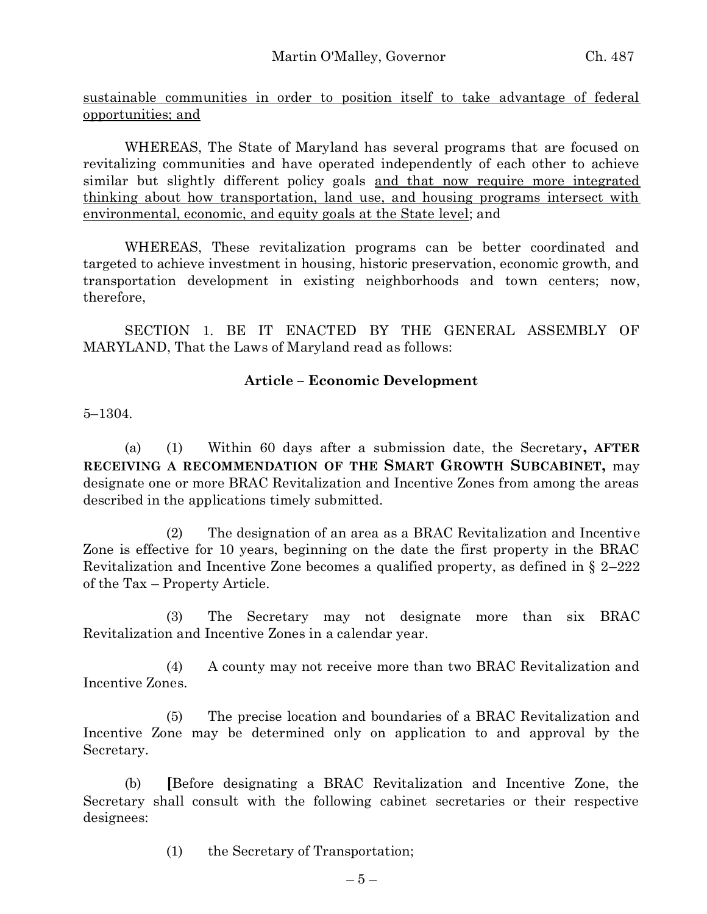sustainable communities in order to position itself to take advantage of federal opportunities; and

WHEREAS, The State of Maryland has several programs that are focused on revitalizing communities and have operated independently of each other to achieve similar but slightly different policy goals and that now require more integrated thinking about how transportation, land use, and housing programs intersect with environmental, economic, and equity goals at the State level; and

WHEREAS, These revitalization programs can be better coordinated and targeted to achieve investment in housing, historic preservation, economic growth, and transportation development in existing neighborhoods and town centers; now, therefore,

SECTION 1. BE IT ENACTED BY THE GENERAL ASSEMBLY OF MARYLAND, That the Laws of Maryland read as follows:

**Article – Economic Development**

5–1304.

(a) (1) Within 60 days after a submission date, the Secretary**, AFTER RECEIVING A RECOMMENDATION OF THE SMART GROWTH SUBCABINET,** may designate one or more BRAC Revitalization and Incentive Zones from among the areas described in the applications timely submitted.

(2) The designation of an area as a BRAC Revitalization and Incentive Zone is effective for 10 years, beginning on the date the first property in the BRAC Revitalization and Incentive Zone becomes a qualified property, as defined in § 2–222 of the Tax – Property Article.

(3) The Secretary may not designate more than six BRAC Revitalization and Incentive Zones in a calendar year.

(4) A county may not receive more than two BRAC Revitalization and Incentive Zones.

(5) The precise location and boundaries of a BRAC Revitalization and Incentive Zone may be determined only on application to and approval by the Secretary.

(b) **[**Before designating a BRAC Revitalization and Incentive Zone, the Secretary shall consult with the following cabinet secretaries or their respective designees:

(1) the Secretary of Transportation;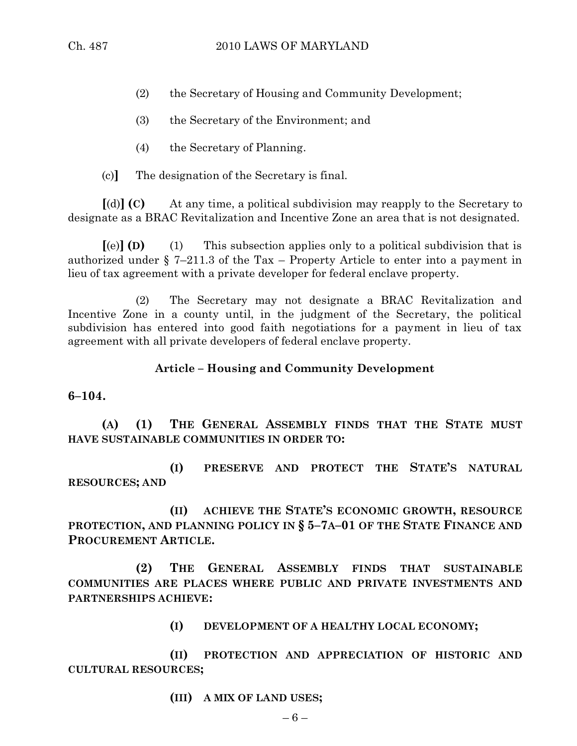(2) the Secretary of Housing and Community Development;

(3) the Secretary of the Environment; and

(4) the Secretary of Planning.

(c)] The designation of the Secretary is final.

[(d)] **(C)** At any time, a political subdivision may reapply to the Secretary to designate as a BRAC Revitalization and Incentive Zone an area that is not designated.

[(e)] **(D)** (1) This subsection applies only to a political subdivision that is authorized under § 7–211.3 of the Tax – Property Article to enter into a payment in lieu of tax agreement with a private developer for federal enclave property.

(2) The Secretary may not designate a BRAC Revitalization and Incentive Zone in a county until, in the judgment of the Secretary, the political subdivision has entered into good faith negotiations for a payment in lieu of tax agreement with all private developers of federal enclave property.

**Article – Housing and Community Development**

**6–104.**

**(A) (1) THE GENERAL ASSEMBLY FINDS THAT THE STATE MUST HAVE SUSTAINABLE COMMUNITIES IN ORDER TO:**

**(I) PRESERVE AND PROTECT THE STATE'S NATURAL RESOURCES; AND**

**(II) ACHIEVE THE STATE'S ECONOMIC GROWTH, RESOURCE PROTECTION, AND PLANNING POLICY IN § 5–7A–01 OF THE STATE FINANCE AND PROCUREMENT ARTICLE.**

**(2) THE GENERAL ASSEMBLY FINDS THAT SUSTAINABLE COMMUNITIES ARE PLACES WHERE PUBLIC AND PRIVATE INVESTMENTS AND PARTNERSHIPS ACHIEVE:**

**(I) DEVELOPMENT OF A HEALTHY LOCAL ECONOMY;**

**(II) PROTECTION AND APPRECIATION OF HISTORIC AND CULTURAL RESOURCES;**

**(III) A MIX OF LAND USES;**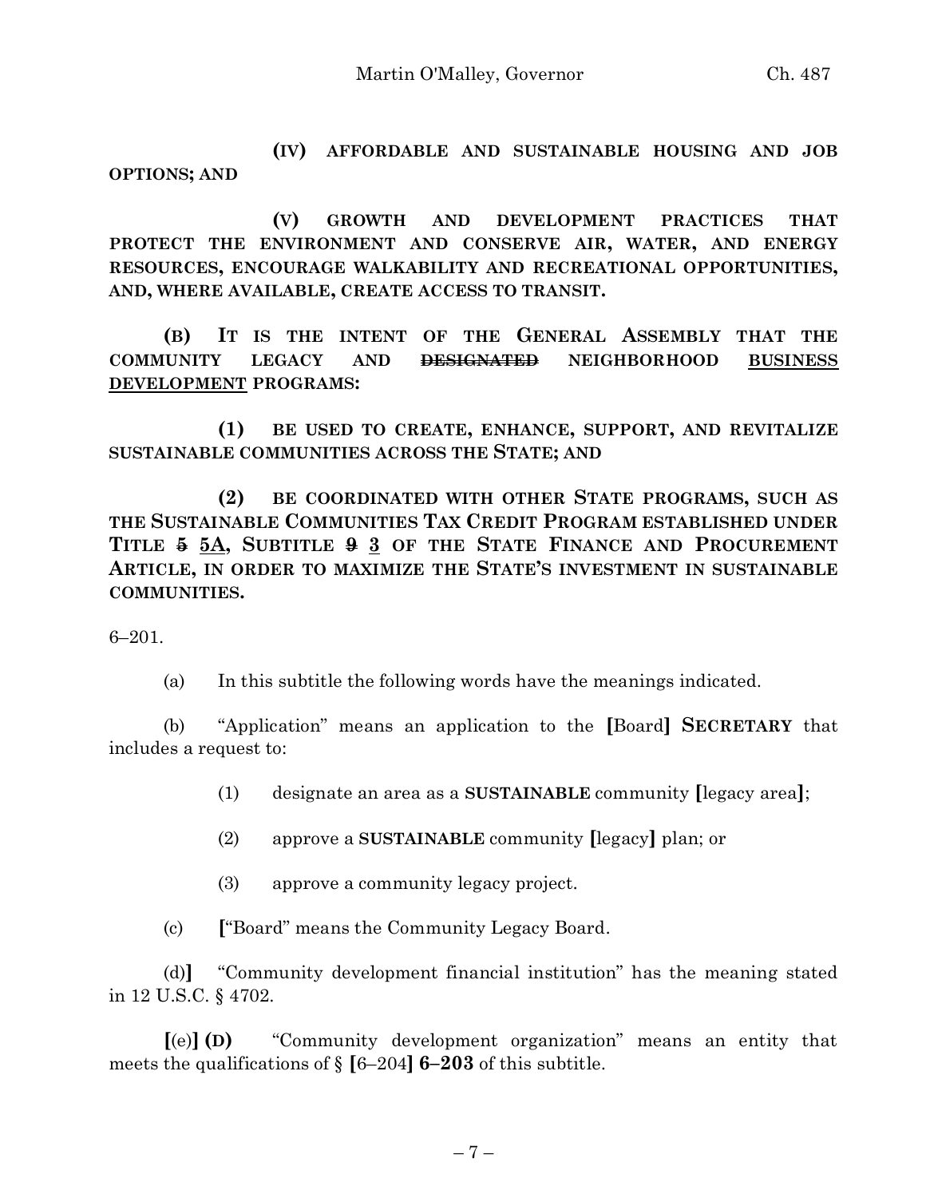(IV) **AFFORDABLE AND SUSTAINABLE HOUSING AND JOB OPTIONS; AND**

(V) **GROWTH AND DEVELOPMENT PRACTICES THAT PROTECT THE ENVIRONMENT AND CONSERVE AIR, WATER, AND ENERGY RESOURCES, ENCOURAGE WALKABILITY AND RECREATIONAL OPPORTUNITIES, AND, WHERE AVAILABLE, CREATE ACCESS TO TRANSIT.**

**(B) IT IS THE INTENT OF THE GENERAL ASSEMBLY THAT THE COMMUNITY LEGACY AND ~~DESIGNATED~~ NEIGHBORHOOD <u>BUSINESS DEVELOPMENT</u> PROGRAMS:**

**(1) BE USED TO CREATE, ENHANCE, SUPPORT, AND REVITALIZE SUSTAINABLE COMMUNITIES ACROSS THE STATE; AND**

**(2) BE COORDINATED WITH OTHER STATE PROGRAMS, SUCH AS THE SUSTAINABLE COMMUNITIES TAX CREDIT PROGRAM ESTABLISHED UNDER TITLE ~~5~~ <u>5A</u>, SUBTITLE ~~9~~ <u>3</u> OF THE STATE FINANCE AND PROCUREMENT ARTICLE, IN ORDER TO MAXIMIZE THE STATE'S INVESTMENT IN SUSTAINABLE COMMUNITIES.**

6–201.

(a) In this subtitle the following words have the meanings indicated.

(b) "Application" means an application to the **[**Board**]** **SECRETARY** that includes a request to:

(1) designate an area as a **SUSTAINABLE** community **[**legacy area**]**;

(2) approve a **SUSTAINABLE** community **[**legacy**]** plan; or

(3) approve a community legacy project.

(c) **[**"Board" means the Community Legacy Board.

(d)**]** "Community development financial institution" has the meaning stated in 12 U.S.C. § 4702.

**[**(e)**]** **(D)** "Community development organization" means an entity that meets the qualifications of § **[**6–204**]** **6–203** of this subtitle.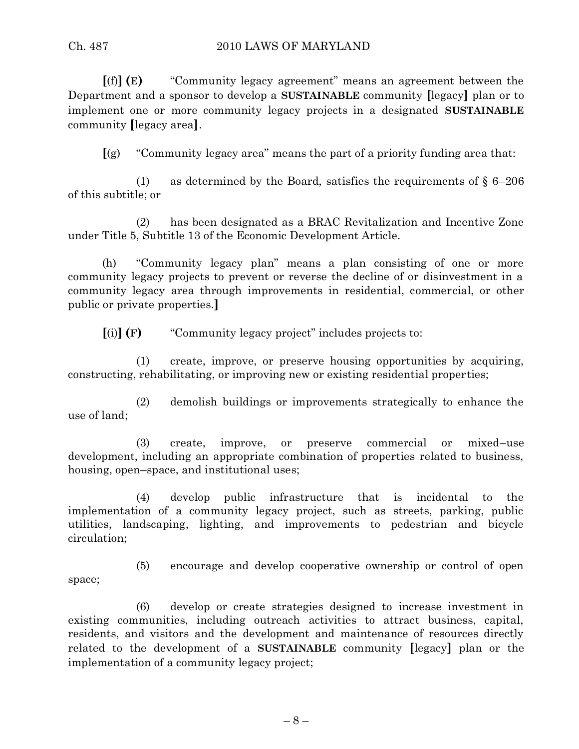**[**(f)**] (E)** "Community legacy agreement" means an agreement between the Department and a sponsor to develop a **SUSTAINABLE** community **[**legacy**]** plan or to implement one or more community legacy projects in a designated **SUSTAINABLE** community **[**legacy area**]**.

**[**(g) "Community legacy area" means the part of a priority funding area that:

(1) as determined by the Board, satisfies the requirements of § 6–206 of this subtitle; or

(2) has been designated as a BRAC Revitalization and Incentive Zone under Title 5, Subtitle 13 of the Economic Development Article.

(h) "Community legacy plan" means a plan consisting of one or more community legacy projects to prevent or reverse the decline of or disinvestment in a community legacy area through improvements in residential, commercial, or other public or private properties.**]**

**[**(i)**] (F)** "Community legacy project" includes projects to:

(1) create, improve, or preserve housing opportunities by acquiring, constructing, rehabilitating, or improving new or existing residential properties;

(2) demolish buildings or improvements strategically to enhance the use of land;

(3) create, improve, or preserve commercial or mixed–use development, including an appropriate combination of properties related to business, housing, open–space, and institutional uses;

(4) develop public infrastructure that is incidental to the implementation of a community legacy project, such as streets, parking, public utilities, landscaping, lighting, and improvements to pedestrian and bicycle circulation;

(5) encourage and develop cooperative ownership or control of open space;

(6) develop or create strategies designed to increase investment in existing communities, including outreach activities to attract business, capital, residents, and visitors and the development and maintenance of resources directly related to the development of a **SUSTAINABLE** community **[**legacy**]** plan or the implementation of a community legacy project;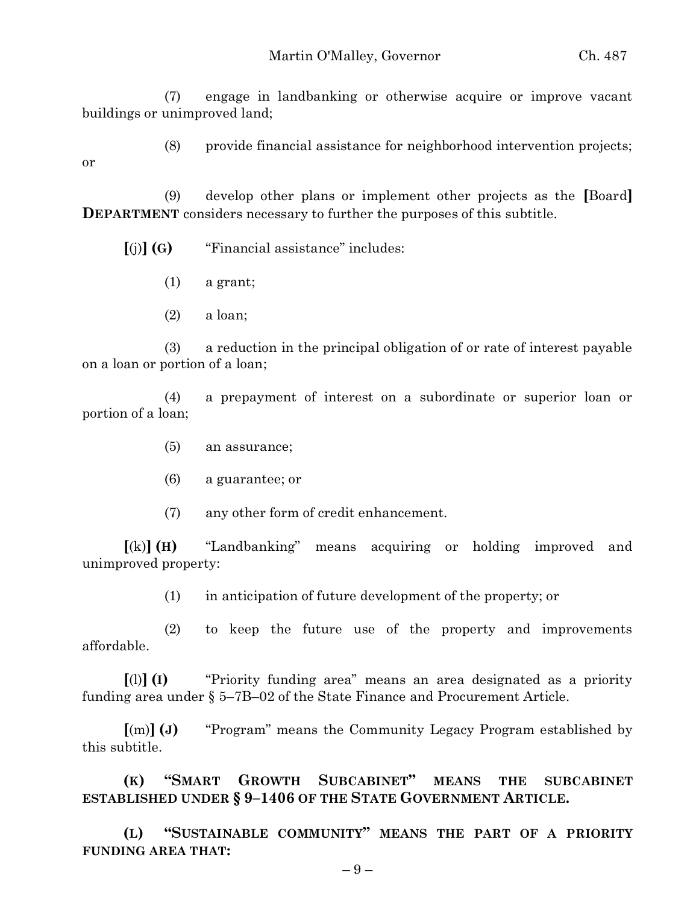(7) engage in landbanking or otherwise acquire or improve vacant buildings or unimproved land;

(8) provide financial assistance for neighborhood intervention projects; or

(9) develop other plans or implement other projects as the **[**Board**]** **DEPARTMENT** considers necessary to further the purposes of this subtitle.

**[**(j)**]** **(G)** "Financial assistance" includes:

(1) a grant;

(2) a loan;

(3) a reduction in the principal obligation of or rate of interest payable on a loan or portion of a loan;

(4) a prepayment of interest on a subordinate or superior loan or portion of a loan;

(5) an assurance;

(6) a guarantee; or

(7) any other form of credit enhancement.

**[**(k)**]** **(H)** "Landbanking" means acquiring or holding improved and unimproved property:

(1) in anticipation of future development of the property; or

(2) to keep the future use of the property and improvements affordable.

**[**(l)**]** **(I)** "Priority funding area" means an area designated as a priority funding area under § 5–7B–02 of the State Finance and Procurement Article.

**[**(m)**]** **(J)** "Program" means the Community Legacy Program established by this subtitle.

**(K) "SMART GROWTH SUBCABINET" MEANS THE SUBCABINET ESTABLISHED UNDER § 9–1406 OF THE STATE GOVERNMENT ARTICLE.**

**(L) "SUSTAINABLE COMMUNITY" MEANS THE PART OF A PRIORITY FUNDING AREA THAT:**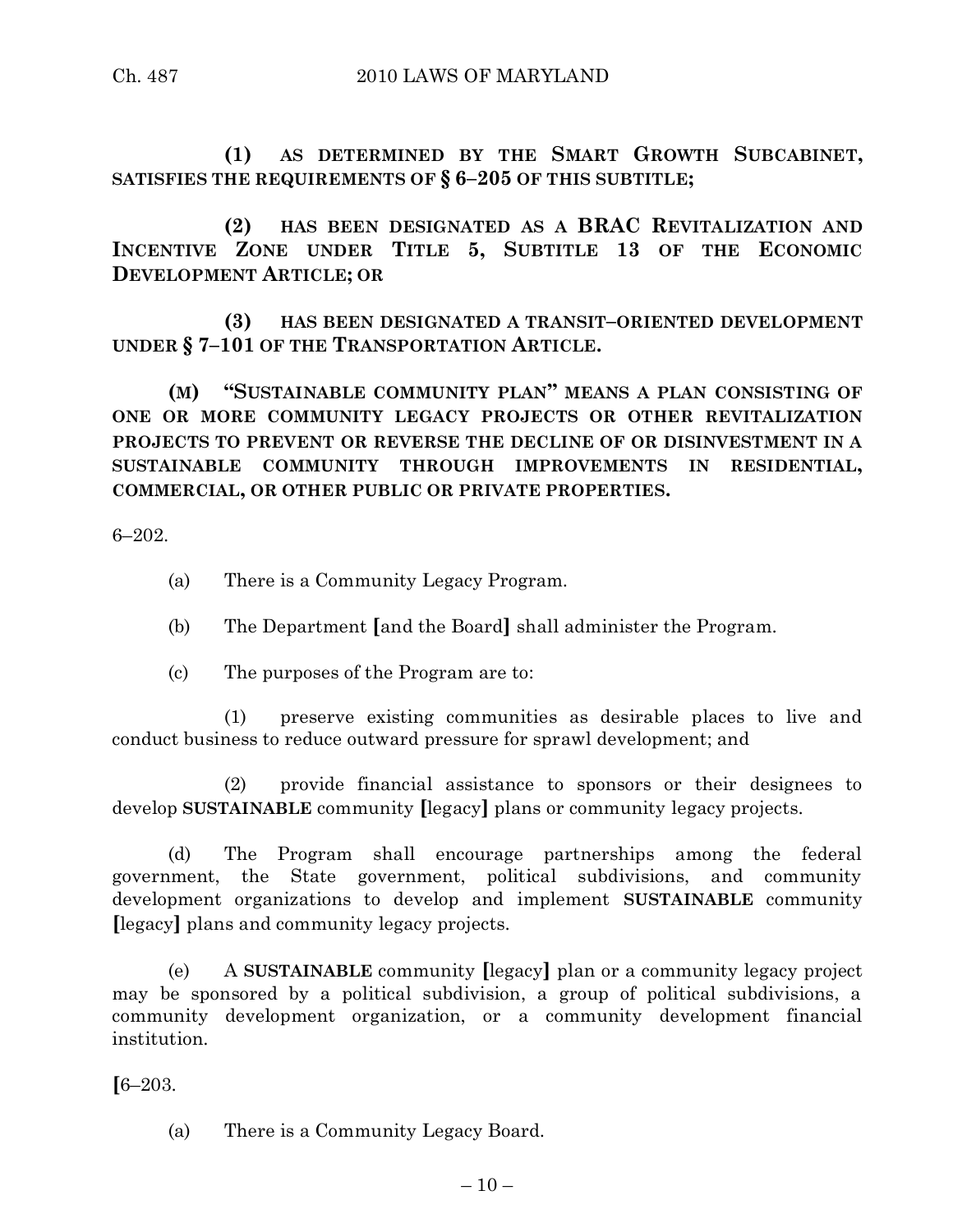**(1) AS DETERMINED BY THE SMART GROWTH SUBCABINET, SATISFIES THE REQUIREMENTS OF § 6–205 OF THIS SUBTITLE;**

**(2) HAS BEEN DESIGNATED AS A BRAC REVITALIZATION AND INCENTIVE ZONE UNDER TITLE 5, SUBTITLE 13 OF THE ECONOMIC DEVELOPMENT ARTICLE; OR**

**(3) HAS BEEN DESIGNATED A TRANSIT–ORIENTED DEVELOPMENT UNDER § 7–101 OF THE TRANSPORTATION ARTICLE.**

**(M) "SUSTAINABLE COMMUNITY PLAN" MEANS A PLAN CONSISTING OF ONE OR MORE COMMUNITY LEGACY PROJECTS OR OTHER REVITALIZATION PROJECTS TO PREVENT OR REVERSE THE DECLINE OF OR DISINVESTMENT IN A SUSTAINABLE COMMUNITY THROUGH IMPROVEMENTS IN RESIDENTIAL, COMMERCIAL, OR OTHER PUBLIC OR PRIVATE PROPERTIES.**

6–202.

(a) There is a Community Legacy Program.

(b) The Department **[**and the Board**]** shall administer the Program.

(c) The purposes of the Program are to:

(1) preserve existing communities as desirable places to live and conduct business to reduce outward pressure for sprawl development; and

(2) provide financial assistance to sponsors or their designees to develop **SUSTAINABLE** community **[**legacy**]** plans or community legacy projects.

(d) The Program shall encourage partnerships among the federal government, the State government, political subdivisions, and community development organizations to develop and implement **SUSTAINABLE** community **[**legacy**]** plans and community legacy projects.

(e) A **SUSTAINABLE** community **[**legacy**]** plan or a community legacy project may be sponsored by a political subdivision, a group of political subdivisions, a community development organization, or a community development financial institution.

**[**6–203.

(a) There is a Community Legacy Board.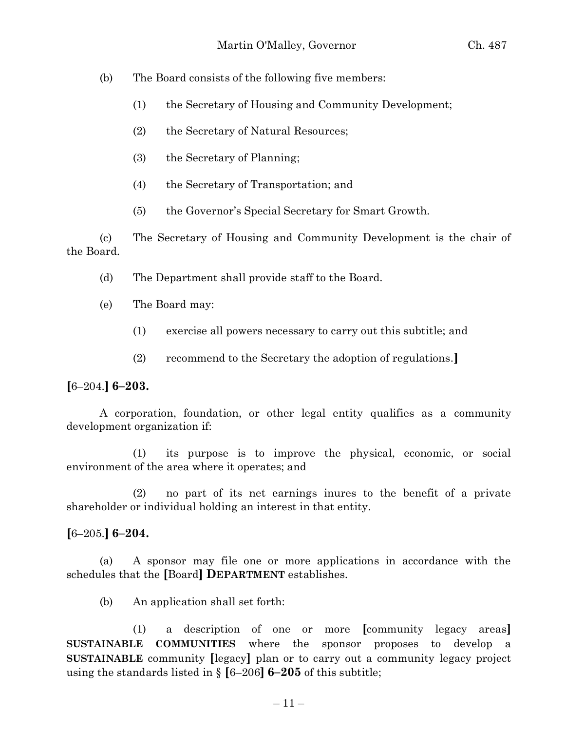(b) The Board consists of the following five members:

(1) the Secretary of Housing and Community Development;

(2) the Secretary of Natural Resources;

(3) the Secretary of Planning;

(4) the Secretary of Transportation; and

(5) the Governor's Special Secretary for Smart Growth.

(c) The Secretary of Housing and Community Development is the chair of the Board.

(d) The Department shall provide staff to the Board.

(e) The Board may:

(1) exercise all powers necessary to carry out this subtitle; and

(2) recommend to the Secretary the adoption of regulations.**]**

**[**6–204.**] 6–203.**

A corporation, foundation, or other legal entity qualifies as a community development organization if:

(1) its purpose is to improve the physical, economic, or social environment of the area where it operates; and

(2) no part of its net earnings inures to the benefit of a private shareholder or individual holding an interest in that entity.

**[**6–205.**] 6–204.**

(a) A sponsor may file one or more applications in accordance with the schedules that the **[**Board**] DEPARTMENT** establishes.

(b) An application shall set forth:

(1) a description of one or more **[**community legacy areas**] SUSTAINABLE COMMUNITIES** where the sponsor proposes to develop a **SUSTAINABLE** community **[**legacy**]** plan or to carry out a community legacy project using the standards listed in § **[**6–206**] 6–205** of this subtitle;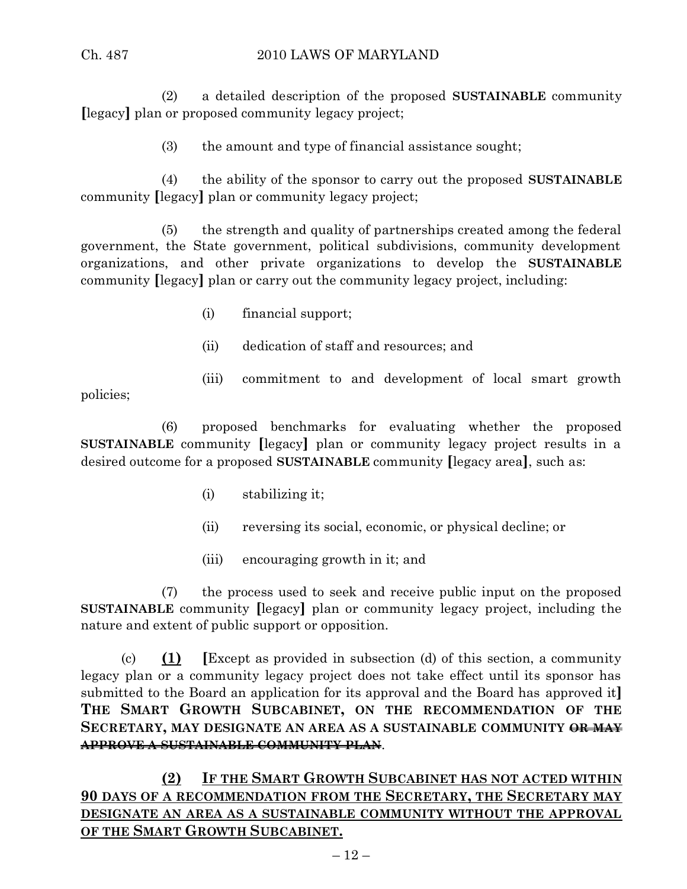(2) a detailed description of the proposed **SUSTAINABLE** community **[**legacy**]** plan or proposed community legacy project;

(3) the amount and type of financial assistance sought;

(4) the ability of the sponsor to carry out the proposed **SUSTAINABLE** community **[**legacy**]** plan or community legacy project;

(5) the strength and quality of partnerships created among the federal government, the State government, political subdivisions, community development organizations, and other private organizations to develop the **SUSTAINABLE** community **[**legacy**]** plan or carry out the community legacy project, including:

(i) financial support;

(ii) dedication of staff and resources; and

(iii) commitment to and development of local smart growth policies;

(6) proposed benchmarks for evaluating whether the proposed **SUSTAINABLE** community **[**legacy**]** plan or community legacy project results in a desired outcome for a proposed **SUSTAINABLE** community **[**legacy area**]**, such as:

(i) stabilizing it;

(ii) reversing its social, economic, or physical decline; or

(iii) encouraging growth in it; and

(7) the process used to seek and receive public input on the proposed **SUSTAINABLE** community **[**legacy**]** plan or community legacy project, including the nature and extent of public support or opposition.

(c) **(1)** **[**Except as provided in subsection (d) of this section, a community legacy plan or a community legacy project does not take effect until its sponsor has submitted to the Board an application for its approval and the Board has approved it**]** **THE SMART GROWTH SUBCABINET, ON THE RECOMMENDATION OF THE SECRETARY, MAY DESIGNATE AN AREA AS A SUSTAINABLE COMMUNITY ~~OR MAY APPROVE A SUSTAINABLE COMMUNITY PLAN~~**.

**(2) IF THE SMART GROWTH SUBCABINET HAS NOT ACTED WITHIN 90 DAYS OF A RECOMMENDATION FROM THE SECRETARY, THE SECRETARY MAY DESIGNATE AN AREA AS A SUSTAINABLE COMMUNITY WITHOUT THE APPROVAL OF THE SMART GROWTH SUBCABINET.**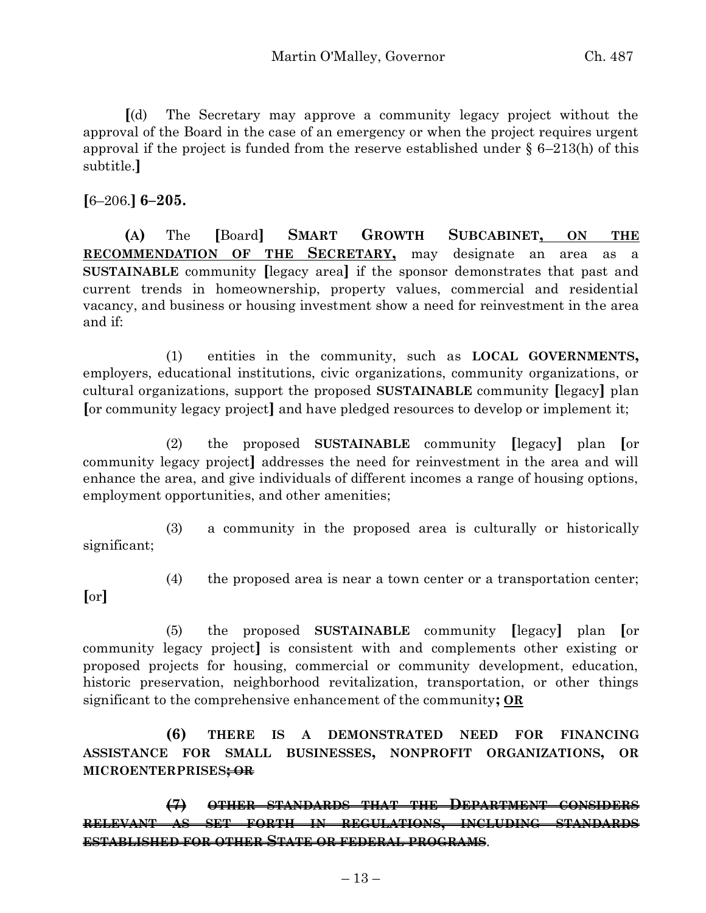**[**(d) The Secretary may approve a community legacy project without the approval of the Board in the case of an emergency or when the project requires urgent approval if the project is funded from the reserve established under § 6–213(h) of this subtitle.**]**

**[**6–206.**] 6–205.**

**(A)** The **[**Board**] SMART GROWTH SUBCABINET, ON THE RECOMMENDATION OF THE SECRETARY,** may designate an area as a **SUSTAINABLE** community **[**legacy area**]** if the sponsor demonstrates that past and current trends in homeownership, property values, commercial and residential vacancy, and business or housing investment show a need for reinvestment in the area and if:

(1) entities in the community, such as **LOCAL GOVERNMENTS,** employers, educational institutions, civic organizations, community organizations, or cultural organizations, support the proposed **SUSTAINABLE** community **[**legacy**]** plan **[**or community legacy project**]** and have pledged resources to develop or implement it;

(2) the proposed **SUSTAINABLE** community **[**legacy**]** plan **[**or community legacy project**]** addresses the need for reinvestment in the area and will enhance the area, and give individuals of different incomes a range of housing options, employment opportunities, and other amenities;

(3) a community in the proposed area is culturally or historically significant;

(4) the proposed area is near a town center or a transportation center; **[**or**]**

(5) the proposed **SUSTAINABLE** community **[**legacy**]** plan **[**or community legacy project**]** is consistent with and complements other existing or proposed projects for housing, commercial or community development, education, historic preservation, neighborhood revitalization, transportation, or other things significant to the comprehensive enhancement of the community**; OR**

**(6) THERE IS A DEMONSTRATED NEED FOR FINANCING ASSISTANCE FOR SMALL BUSINESSES, NONPROFIT ORGANIZATIONS, OR MICROENTERPRISES~~; OR~~**

~~**(7) OTHER STANDARDS THAT THE DEPARTMENT CONSIDERS RELEVANT AS SET FORTH IN REGULATIONS, INCLUDING STANDARDS ESTABLISHED FOR OTHER STATE OR FEDERAL PROGRAMS**~~.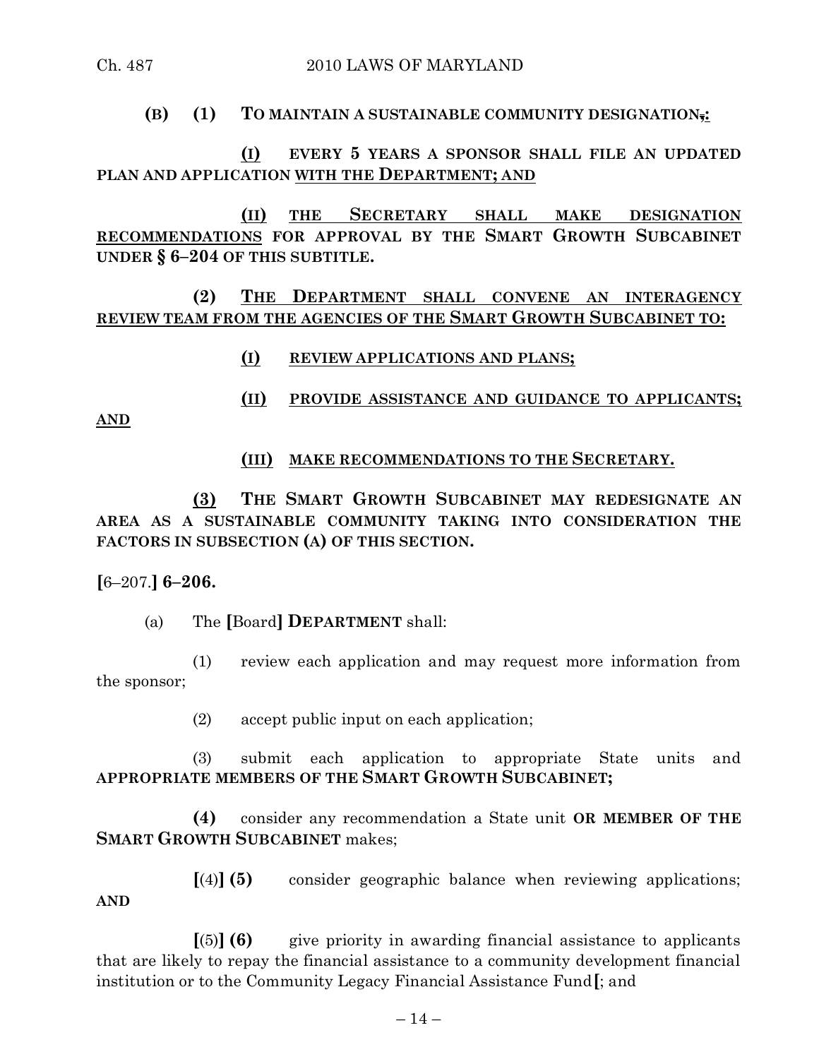**(B) (1) TO MAINTAIN A SUSTAINABLE COMMUNITY DESIGNATION, :**

**(I) EVERY 5 YEARS A SPONSOR SHALL FILE AN UPDATED PLAN AND APPLICATION WITH THE DEPARTMENT; AND**

**(II) THE SECRETARY SHALL MAKE DESIGNATION RECOMMENDATIONS FOR APPROVAL BY THE SMART GROWTH SUBCABINET UNDER § 6–204 OF THIS SUBTITLE.**

**(2) THE DEPARTMENT SHALL CONVENE AN INTERAGENCY REVIEW TEAM FROM THE AGENCIES OF THE SMART GROWTH SUBCABINET TO:**

**(I) REVIEW APPLICATIONS AND PLANS;**

**(II) PROVIDE ASSISTANCE AND GUIDANCE TO APPLICANTS; AND**

**(III) MAKE RECOMMENDATIONS TO THE SECRETARY.**

**(3) THE SMART GROWTH SUBCABINET MAY REDESIGNATE AN AREA AS A SUSTAINABLE COMMUNITY TAKING INTO CONSIDERATION THE FACTORS IN SUBSECTION (A) OF THIS SECTION.**

**[**6–207.**] 6–206.**

(a) The **[**Board**] DEPARTMENT** shall:

(1) review each application and may request more information from the sponsor;

(2) accept public input on each application;

(3) submit each application to appropriate State units and **APPROPRIATE MEMBERS OF THE SMART GROWTH SUBCABINET;**

**(4)** consider any recommendation a State unit **OR MEMBER OF THE SMART GROWTH SUBCABINET** makes;

**[**(4)**] (5)** consider geographic balance when reviewing applications; **AND**

**[**(5)**] (6)** give priority in awarding financial assistance to applicants that are likely to repay the financial assistance to a community development financial institution or to the Community Legacy Financial Assistance Fund**[**; and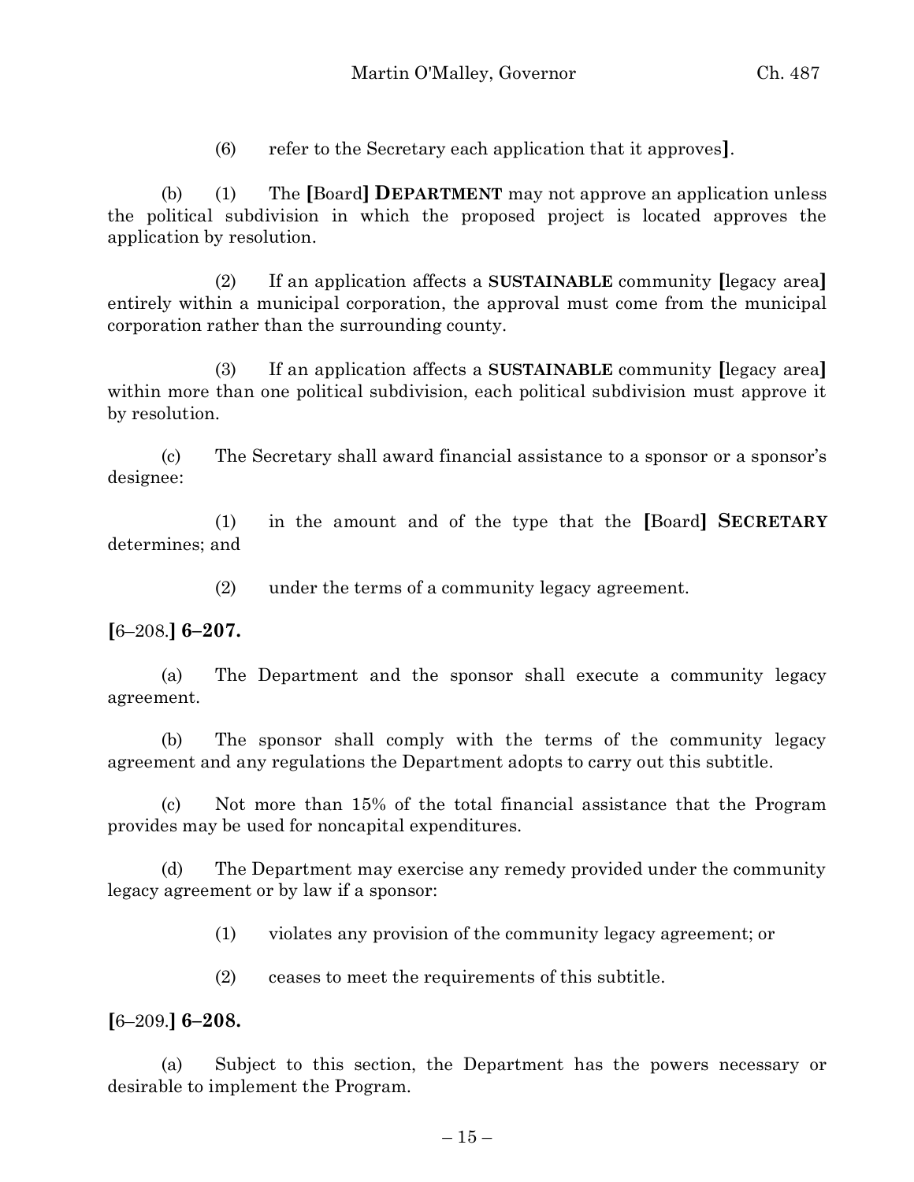(6) refer to the Secretary each application that it approves**]**.

(b) (1) The **[**Board**] DEPARTMENT** may not approve an application unless the political subdivision in which the proposed project is located approves the application by resolution.

(2) If an application affects a **SUSTAINABLE** community **[**legacy area**]** entirely within a municipal corporation, the approval must come from the municipal corporation rather than the surrounding county.

(3) If an application affects a **SUSTAINABLE** community **[**legacy area**]** within more than one political subdivision, each political subdivision must approve it by resolution.

(c) The Secretary shall award financial assistance to a sponsor or a sponsor's designee:

(1) in the amount and of the type that the **[**Board**] SECRETARY** determines; and

(2) under the terms of a community legacy agreement.

**[**6–208.**] 6–207.**

(a) The Department and the sponsor shall execute a community legacy agreement.

(b) The sponsor shall comply with the terms of the community legacy agreement and any regulations the Department adopts to carry out this subtitle.

(c) Not more than 15% of the total financial assistance that the Program provides may be used for noncapital expenditures.

(d) The Department may exercise any remedy provided under the community legacy agreement or by law if a sponsor:

(1) violates any provision of the community legacy agreement; or

(2) ceases to meet the requirements of this subtitle.

**[**6–209.**] 6–208.**

(a) Subject to this section, the Department has the powers necessary or desirable to implement the Program.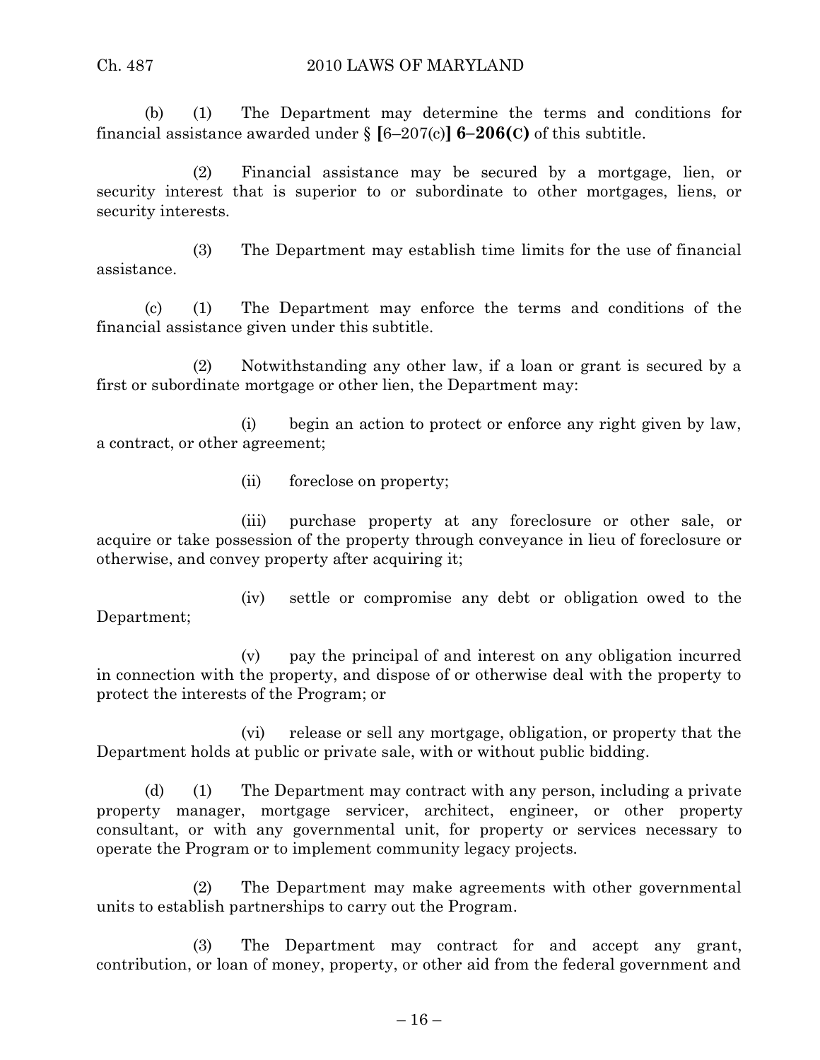(b) (1) The Department may determine the terms and conditions for financial assistance awarded under § [6–207(c)] **6–206(C)** of this subtitle.

(2) Financial assistance may be secured by a mortgage, lien, or security interest that is superior to or subordinate to other mortgages, liens, or security interests.

(3) The Department may establish time limits for the use of financial assistance.

(c) (1) The Department may enforce the terms and conditions of the financial assistance given under this subtitle.

(2) Notwithstanding any other law, if a loan or grant is secured by a first or subordinate mortgage or other lien, the Department may:

(i) begin an action to protect or enforce any right given by law, a contract, or other agreement;

(ii) foreclose on property;

(iii) purchase property at any foreclosure or other sale, or acquire or take possession of the property through conveyance in lieu of foreclosure or otherwise, and convey property after acquiring it;

(iv) settle or compromise any debt or obligation owed to the Department;

(v) pay the principal of and interest on any obligation incurred in connection with the property, and dispose of or otherwise deal with the property to protect the interests of the Program; or

(vi) release or sell any mortgage, obligation, or property that the Department holds at public or private sale, with or without public bidding.

(d) (1) The Department may contract with any person, including a private property manager, mortgage servicer, architect, engineer, or other property consultant, or with any governmental unit, for property or services necessary to operate the Program or to implement community legacy projects.

(2) The Department may make agreements with other governmental units to establish partnerships to carry out the Program.

(3) The Department may contract for and accept any grant, contribution, or loan of money, property, or other aid from the federal government and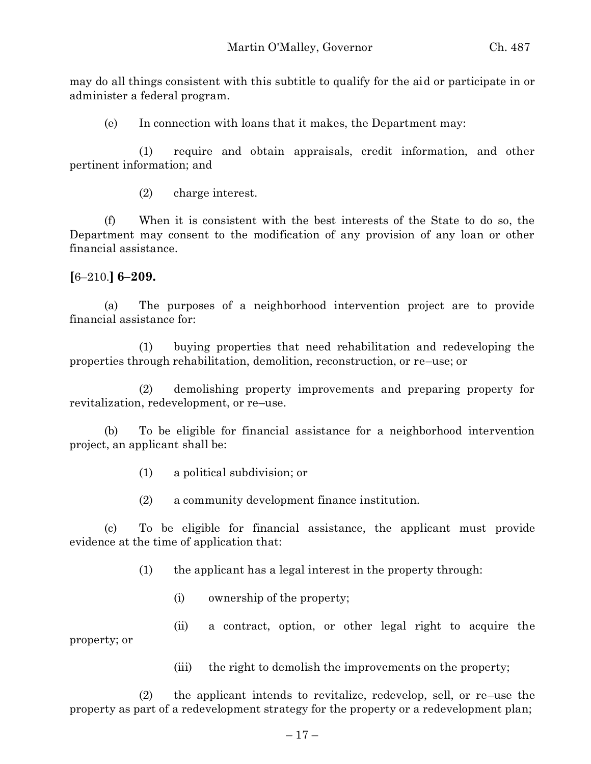may do all things consistent with this subtitle to qualify for the aid or participate in or administer a federal program.

(e) In connection with loans that it makes, the Department may:

(1) require and obtain appraisals, credit information, and other pertinent information; and

(2) charge interest.

(f) When it is consistent with the best interests of the State to do so, the Department may consent to the modification of any provision of any loan or other financial assistance.

**[**6–210.**] 6–209.**

(a) The purposes of a neighborhood intervention project are to provide financial assistance for:

(1) buying properties that need rehabilitation and redeveloping the properties through rehabilitation, demolition, reconstruction, or re–use; or

(2) demolishing property improvements and preparing property for revitalization, redevelopment, or re–use.

(b) To be eligible for financial assistance for a neighborhood intervention project, an applicant shall be:

(1) a political subdivision; or

(2) a community development finance institution.

(c) To be eligible for financial assistance, the applicant must provide evidence at the time of application that:

(1) the applicant has a legal interest in the property through:

(i) ownership of the property;

(ii) a contract, option, or other legal right to acquire the property; or

(iii) the right to demolish the improvements on the property;

(2) the applicant intends to revitalize, redevelop, sell, or re–use the property as part of a redevelopment strategy for the property or a redevelopment plan;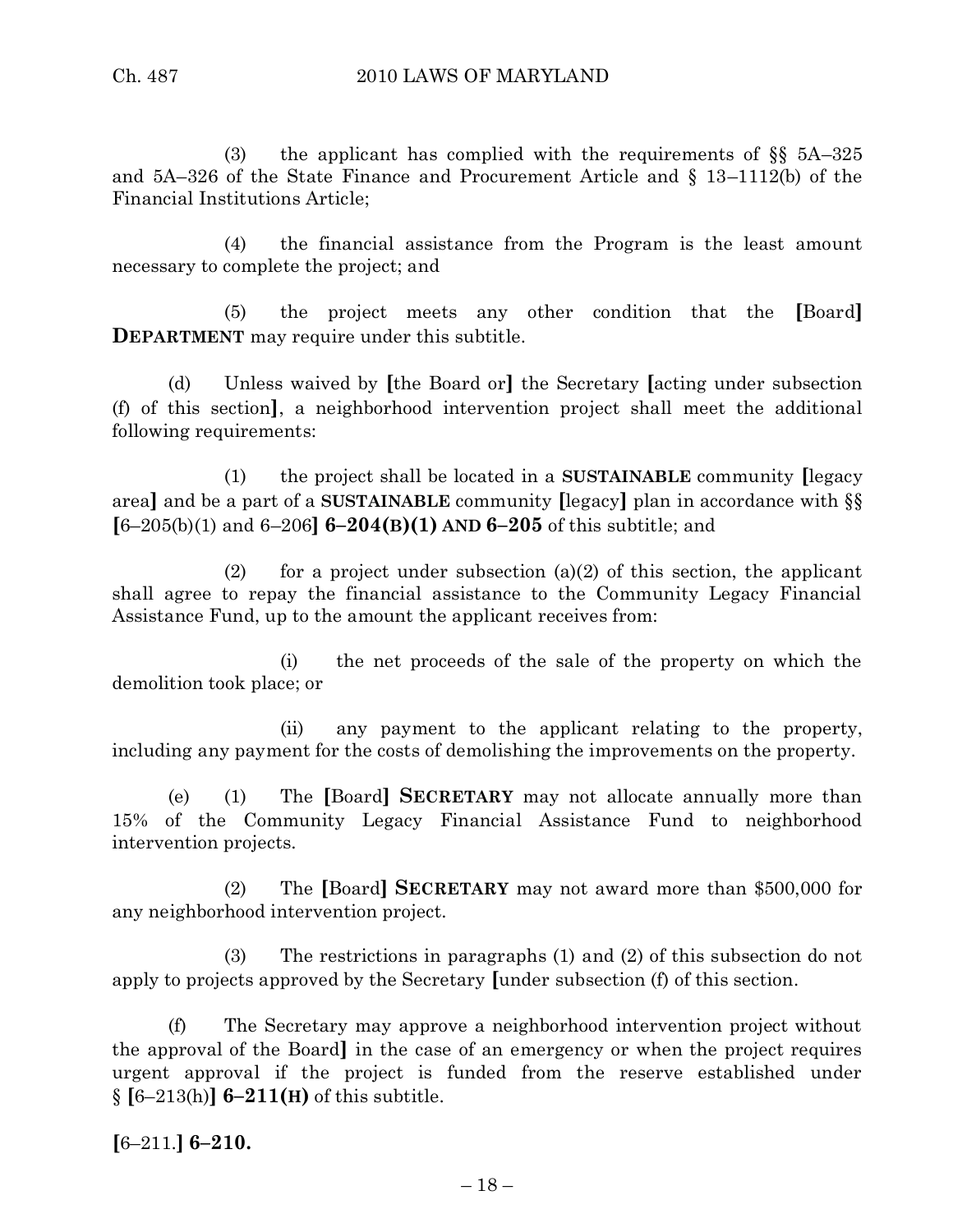(3) the applicant has complied with the requirements of §§ 5A–325 and 5A–326 of the State Finance and Procurement Article and § 13–1112(b) of the Financial Institutions Article;

(4) the financial assistance from the Program is the least amount necessary to complete the project; and

(5) the project meets any other condition that the [Board] **DEPARTMENT** may require under this subtitle.

(d) Unless waived by [the Board or] the Secretary [acting under subsection (f) of this section], a neighborhood intervention project shall meet the additional following requirements:

(1) the project shall be located in a **SUSTAINABLE** community [legacy area] and be a part of a **SUSTAINABLE** community [legacy] plan in accordance with §§ [6–205(b)(1) and 6–206] **6–204(B)(1) AND 6–205** of this subtitle; and

(2) for a project under subsection (a)(2) of this section, the applicant shall agree to repay the financial assistance to the Community Legacy Financial Assistance Fund, up to the amount the applicant receives from:

(i) the net proceeds of the sale of the property on which the demolition took place; or

(ii) any payment to the applicant relating to the property, including any payment for the costs of demolishing the improvements on the property.

(e) (1) The [Board] **SECRETARY** may not allocate annually more than 15% of the Community Legacy Financial Assistance Fund to neighborhood intervention projects.

(2) The [Board] **SECRETARY** may not award more than $500,000 for any neighborhood intervention project.

(3) The restrictions in paragraphs (1) and (2) of this subsection do not apply to projects approved by the Secretary [under subsection (f) of this section.

(f) The Secretary may approve a neighborhood intervention project without the approval of the Board] in the case of an emergency or when the project requires urgent approval if the project is funded from the reserve established under § [6–213(h)] **6–211(H)** of this subtitle.

**[**6–211.**] 6–210.**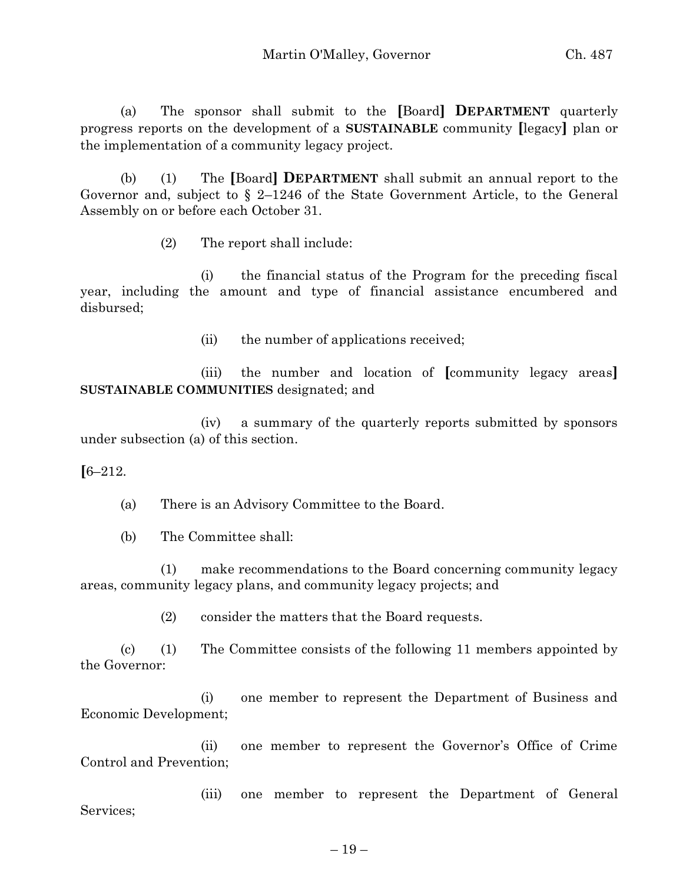(a) The sponsor shall submit to the [Board] **DEPARTMENT** quarterly progress reports on the development of a **SUSTAINABLE** community [legacy] plan or the implementation of a community legacy project.

(b) (1) The [Board] **DEPARTMENT** shall submit an annual report to the Governor and, subject to § 2–1246 of the State Government Article, to the General Assembly on or before each October 31.

(2) The report shall include:

(i) the financial status of the Program for the preceding fiscal year, including the amount and type of financial assistance encumbered and disbursed;

(ii) the number of applications received;

(iii) the number and location of [community legacy areas] **SUSTAINABLE COMMUNITIES** designated; and

(iv) a summary of the quarterly reports submitted by sponsors under subsection (a) of this section.

[6–212.

(a) There is an Advisory Committee to the Board.

(b) The Committee shall:

(1) make recommendations to the Board concerning community legacy areas, community legacy plans, and community legacy projects; and

(2) consider the matters that the Board requests.

(c) (1) The Committee consists of the following 11 members appointed by the Governor:

(i) one member to represent the Department of Business and Economic Development;

(ii) one member to represent the Governor's Office of Crime Control and Prevention;

(iii) one member to represent the Department of General Services;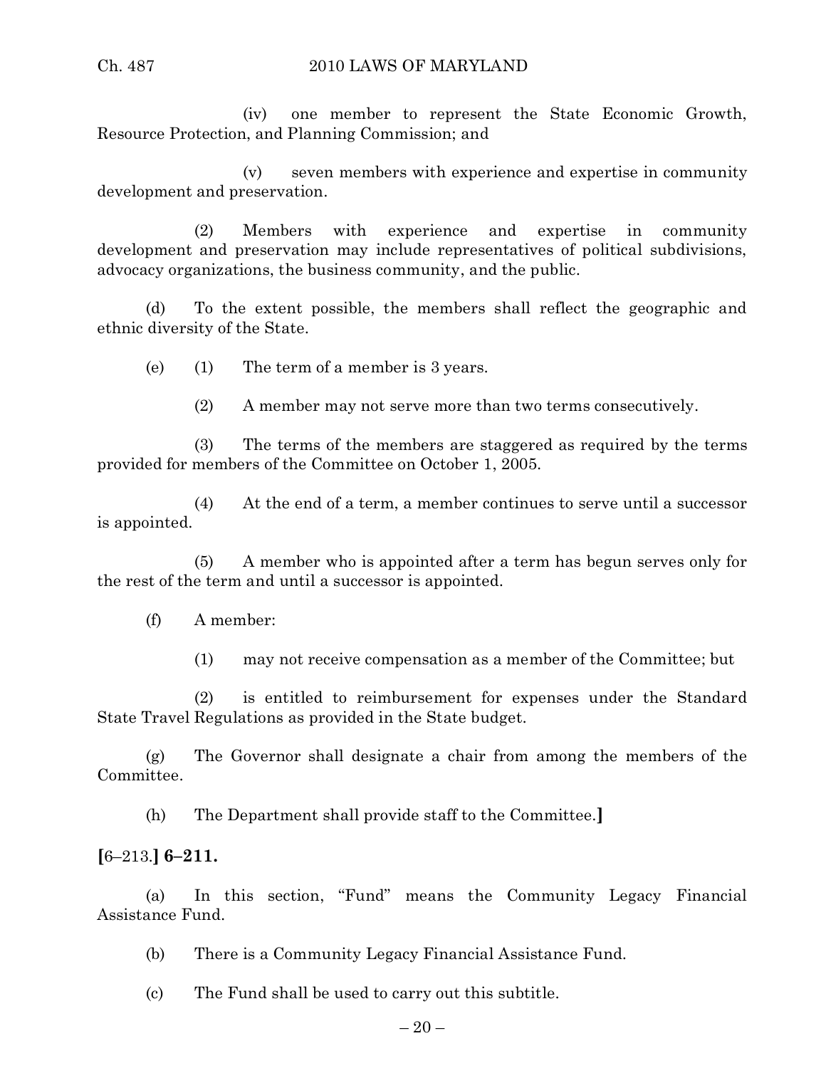(iv) one member to represent the State Economic Growth, Resource Protection, and Planning Commission; and

(v) seven members with experience and expertise in community development and preservation.

(2) Members with experience and expertise in community development and preservation may include representatives of political subdivisions, advocacy organizations, the business community, and the public.

(d) To the extent possible, the members shall reflect the geographic and ethnic diversity of the State.

(e) (1) The term of a member is 3 years.

(2) A member may not serve more than two terms consecutively.

(3) The terms of the members are staggered as required by the terms provided for members of the Committee on October 1, 2005.

(4) At the end of a term, a member continues to serve until a successor is appointed.

(5) A member who is appointed after a term has begun serves only for the rest of the term and until a successor is appointed.

(f) A member:

(1) may not receive compensation as a member of the Committee; but

(2) is entitled to reimbursement for expenses under the Standard State Travel Regulations as provided in the State budget.

(g) The Governor shall designate a chair from among the members of the Committee.

(h) The Department shall provide staff to the Committee.**]**

**[**6–213.**] 6–211.**

(a) In this section, "Fund" means the Community Legacy Financial Assistance Fund.

(b) There is a Community Legacy Financial Assistance Fund.

(c) The Fund shall be used to carry out this subtitle.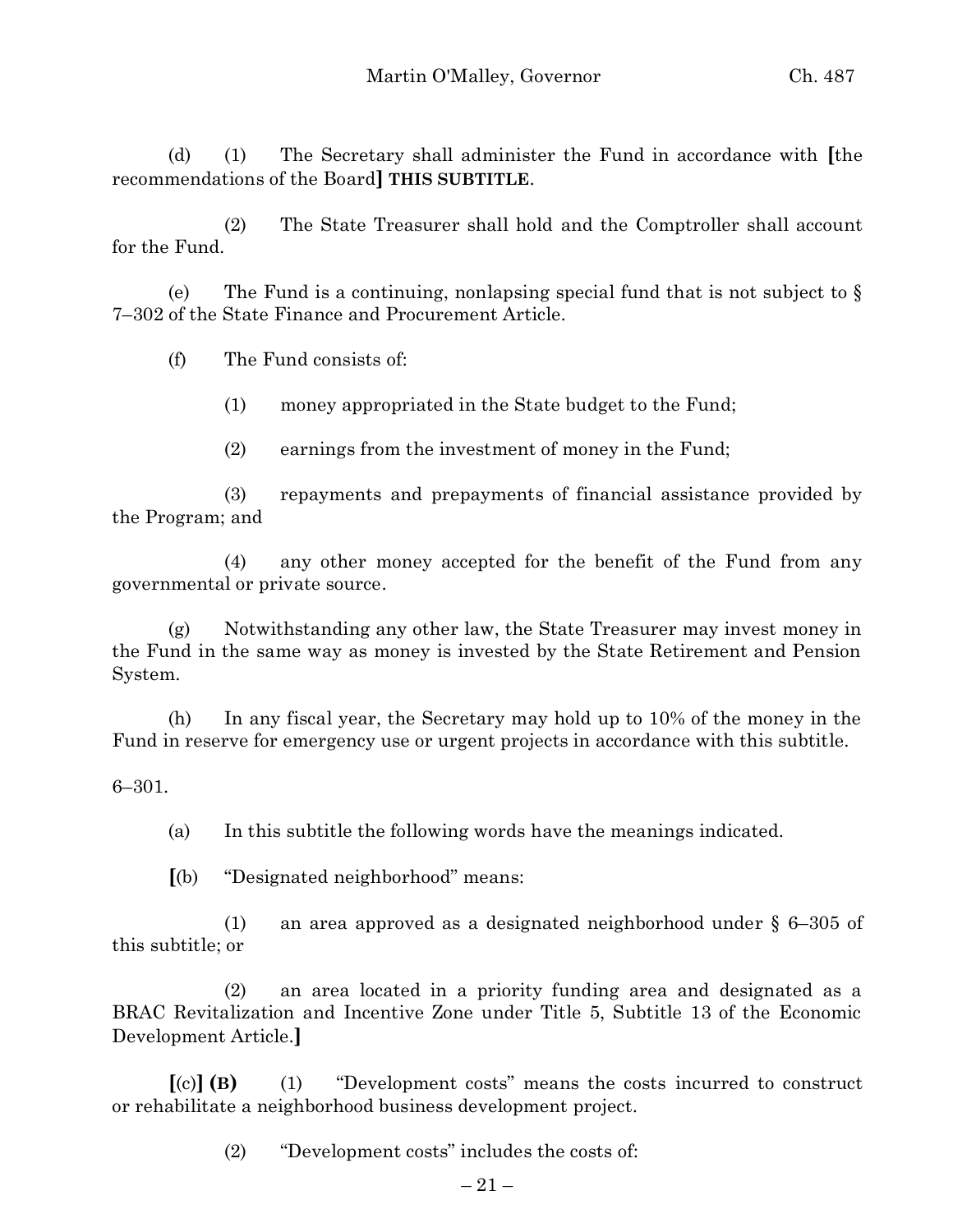(d) (1) The Secretary shall administer the Fund in accordance with **[**the recommendations of the Board**]** **THIS SUBTITLE**.

(2) The State Treasurer shall hold and the Comptroller shall account for the Fund.

(e) The Fund is a continuing, nonlapsing special fund that is not subject to § 7–302 of the State Finance and Procurement Article.

(f) The Fund consists of:

(1) money appropriated in the State budget to the Fund;

(2) earnings from the investment of money in the Fund;

(3) repayments and prepayments of financial assistance provided by the Program; and

(4) any other money accepted for the benefit of the Fund from any governmental or private source.

(g) Notwithstanding any other law, the State Treasurer may invest money in the Fund in the same way as money is invested by the State Retirement and Pension System.

(h) In any fiscal year, the Secretary may hold up to 10% of the money in the Fund in reserve for emergency use or urgent projects in accordance with this subtitle.

6–301.

(a) In this subtitle the following words have the meanings indicated.

**[**(b) "Designated neighborhood" means:

(1) an area approved as a designated neighborhood under § 6–305 of this subtitle; or

(2) an area located in a priority funding area and designated as a BRAC Revitalization and Incentive Zone under Title 5, Subtitle 13 of the Economic Development Article.**]**

**[**(c)**]** **(B)** (1) "Development costs" means the costs incurred to construct or rehabilitate a neighborhood business development project.

(2) "Development costs" includes the costs of: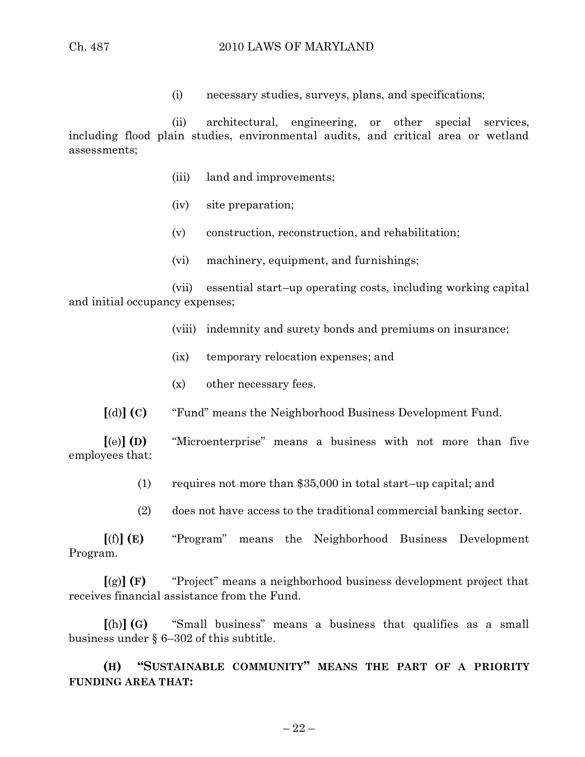(i) necessary studies, surveys, plans, and specifications;

(ii) architectural, engineering, or other special services, including flood plain studies, environmental audits, and critical area or wetland assessments;

(iii) land and improvements;

(iv) site preparation;

(v) construction, reconstruction, and rehabilitation;

(vi) machinery, equipment, and furnishings;

(vii) essential start–up operating costs, including working capital and initial occupancy expenses;

(viii) indemnity and surety bonds and premiums on insurance;

(ix) temporary relocation expenses; and

(x) other necessary fees.

**[**(d)**] (C)** "Fund" means the Neighborhood Business Development Fund.

**[**(e)**] (D)** "Microenterprise" means a business with not more than five employees that:

(1) requires not more than $35,000 in total start–up capital; and

(2) does not have access to the traditional commercial banking sector.

**[**(f)**] (E)** "Program" means the Neighborhood Business Development Program.

**[**(g)**] (F)** "Project" means a neighborhood business development project that receives financial assistance from the Fund.

**[**(h)**] (G)** "Small business" means a business that qualifies as a small business under § 6–302 of this subtitle.

**(H) "SUSTAINABLE COMMUNITY" MEANS THE PART OF A PRIORITY FUNDING AREA THAT:**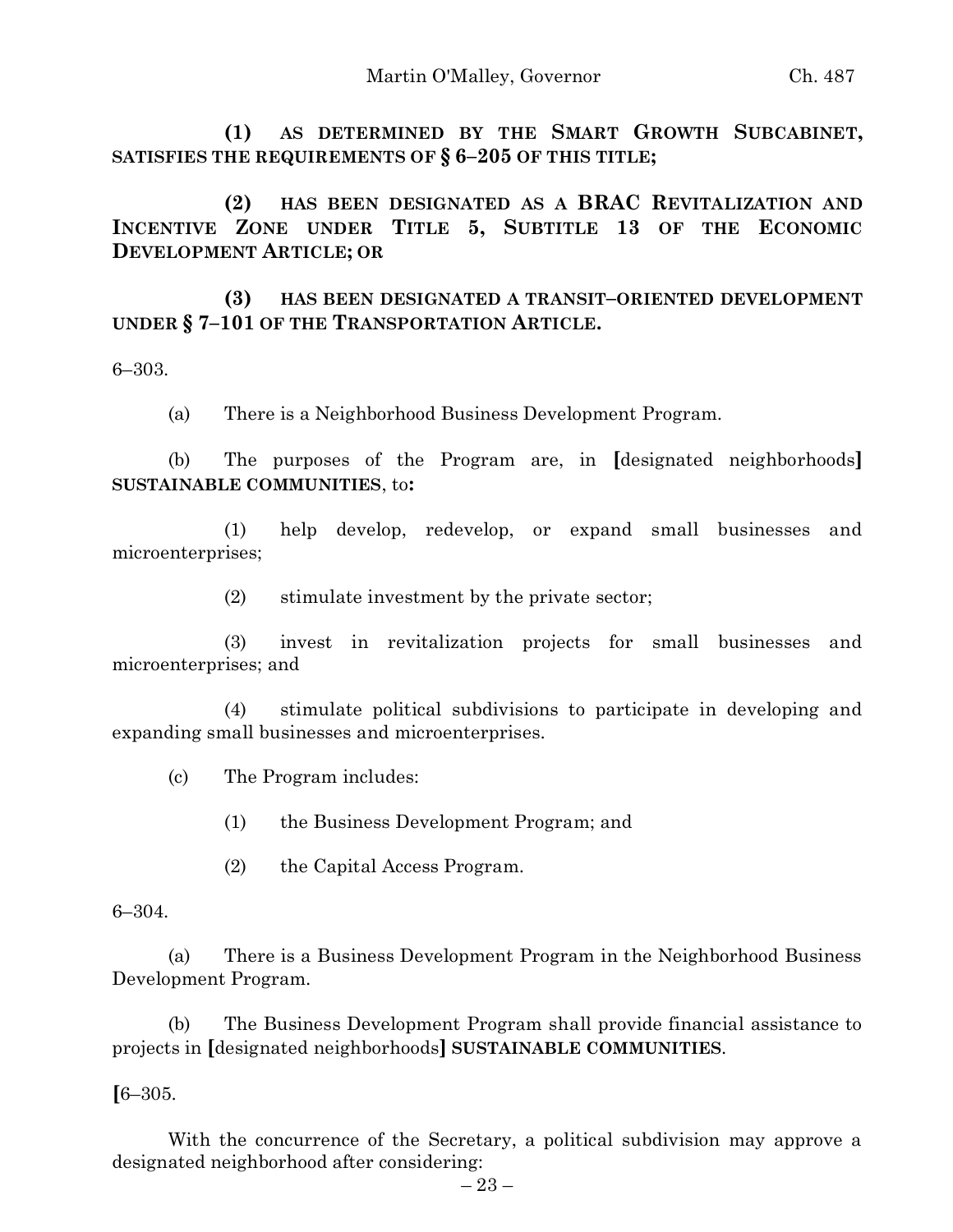**(1) AS DETERMINED BY THE SMART GROWTH SUBCABINET, SATISFIES THE REQUIREMENTS OF § 6–205 OF THIS TITLE;**

**(2) HAS BEEN DESIGNATED AS A BRAC REVITALIZATION AND INCENTIVE ZONE UNDER TITLE 5, SUBTITLE 13 OF THE ECONOMIC DEVELOPMENT ARTICLE; OR**

**(3) HAS BEEN DESIGNATED A TRANSIT–ORIENTED DEVELOPMENT UNDER § 7–101 OF THE TRANSPORTATION ARTICLE.**

6–303.

(a) There is a Neighborhood Business Development Program.

(b) The purposes of the Program are, in **[**designated neighborhoods**]** **SUSTAINABLE COMMUNITIES**, to**:**

(1) help develop, redevelop, or expand small businesses and microenterprises;

(2) stimulate investment by the private sector;

(3) invest in revitalization projects for small businesses and microenterprises; and

(4) stimulate political subdivisions to participate in developing and expanding small businesses and microenterprises.

(c) The Program includes:

(1) the Business Development Program; and

(2) the Capital Access Program.

6–304.

(a) There is a Business Development Program in the Neighborhood Business Development Program.

(b) The Business Development Program shall provide financial assistance to projects in **[**designated neighborhoods**]** **SUSTAINABLE COMMUNITIES**.

**[**6–305.

With the concurrence of the Secretary, a political subdivision may approve a designated neighborhood after considering: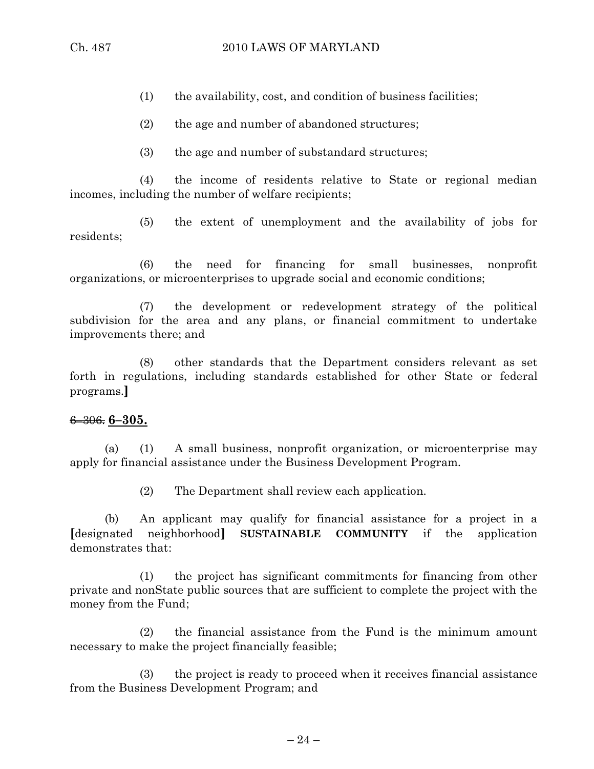(1) the availability, cost, and condition of business facilities;

(2) the age and number of abandoned structures;

(3) the age and number of substandard structures;

(4) the income of residents relative to State or regional median incomes, including the number of welfare recipients;

(5) the extent of unemployment and the availability of jobs for residents;

(6) the need for financing for small businesses, nonprofit organizations, or microenterprises to upgrade social and economic conditions;

(7) the development or redevelopment strategy of the political subdivision for the area and any plans, or financial commitment to undertake improvements there; and

(8) other standards that the Department considers relevant as set forth in regulations, including standards established for other State or federal programs.]

~~6–306.~~ **6–305.**

(a) (1) A small business, nonprofit organization, or microenterprise may apply for financial assistance under the Business Development Program.

(2) The Department shall review each application.

(b) An applicant may qualify for financial assistance for a project in a [designated neighborhood] **SUSTAINABLE COMMUNITY** if the application demonstrates that:

(1) the project has significant commitments for financing from other private and nonState public sources that are sufficient to complete the project with the money from the Fund;

(2) the financial assistance from the Fund is the minimum amount necessary to make the project financially feasible;

(3) the project is ready to proceed when it receives financial assistance from the Business Development Program; and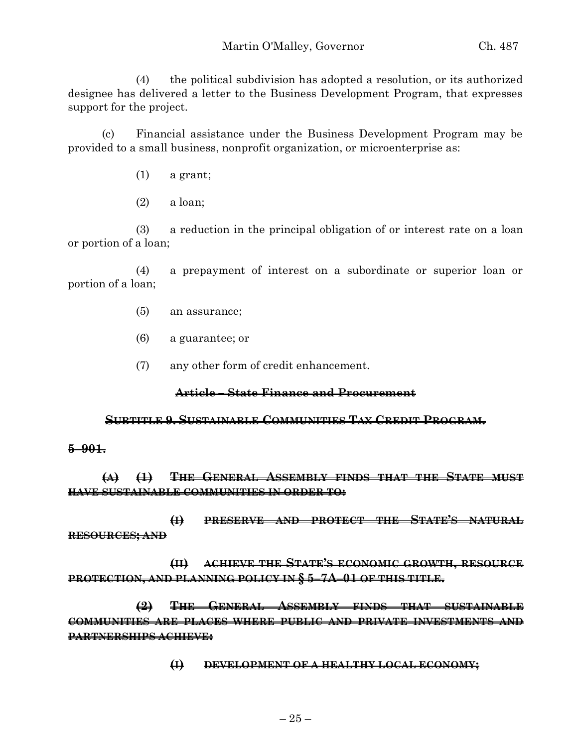(4) the political subdivision has adopted a resolution, or its authorized designee has delivered a letter to the Business Development Program, that expresses support for the project.

(c) Financial assistance under the Business Development Program may be provided to a small business, nonprofit organization, or microenterprise as:

(1) a grant;

(2) a loan;

(3) a reduction in the principal obligation of or interest rate on a loan or portion of a loan;

(4) a prepayment of interest on a subordinate or superior loan or portion of a loan;

(5) an assurance;

(6) a guarantee; or

(7) any other form of credit enhancement.

~~**Article – State Finance and Procurement**~~

~~**SUBTITLE 9. SUSTAINABLE COMMUNITIES TAX CREDIT PROGRAM.**~~

~~**5–901.**~~

~~**(A) (1) THE GENERAL ASSEMBLY FINDS THAT THE STATE MUST HAVE SUSTAINABLE COMMUNITIES IN ORDER TO:**~~

~~**(I) PRESERVE AND PROTECT THE STATE'S NATURAL RESOURCES; AND**~~

~~**(II) ACHIEVE THE STATE'S ECONOMIC GROWTH, RESOURCE PROTECTION, AND PLANNING POLICY IN § 5–7A–01 OF THIS TITLE.**~~

~~**(2) THE GENERAL ASSEMBLY FINDS THAT SUSTAINABLE COMMUNITIES ARE PLACES WHERE PUBLIC AND PRIVATE INVESTMENTS AND PARTNERSHIPS ACHIEVE:**~~

~~**(I) DEVELOPMENT OF A HEALTHY LOCAL ECONOMY;**~~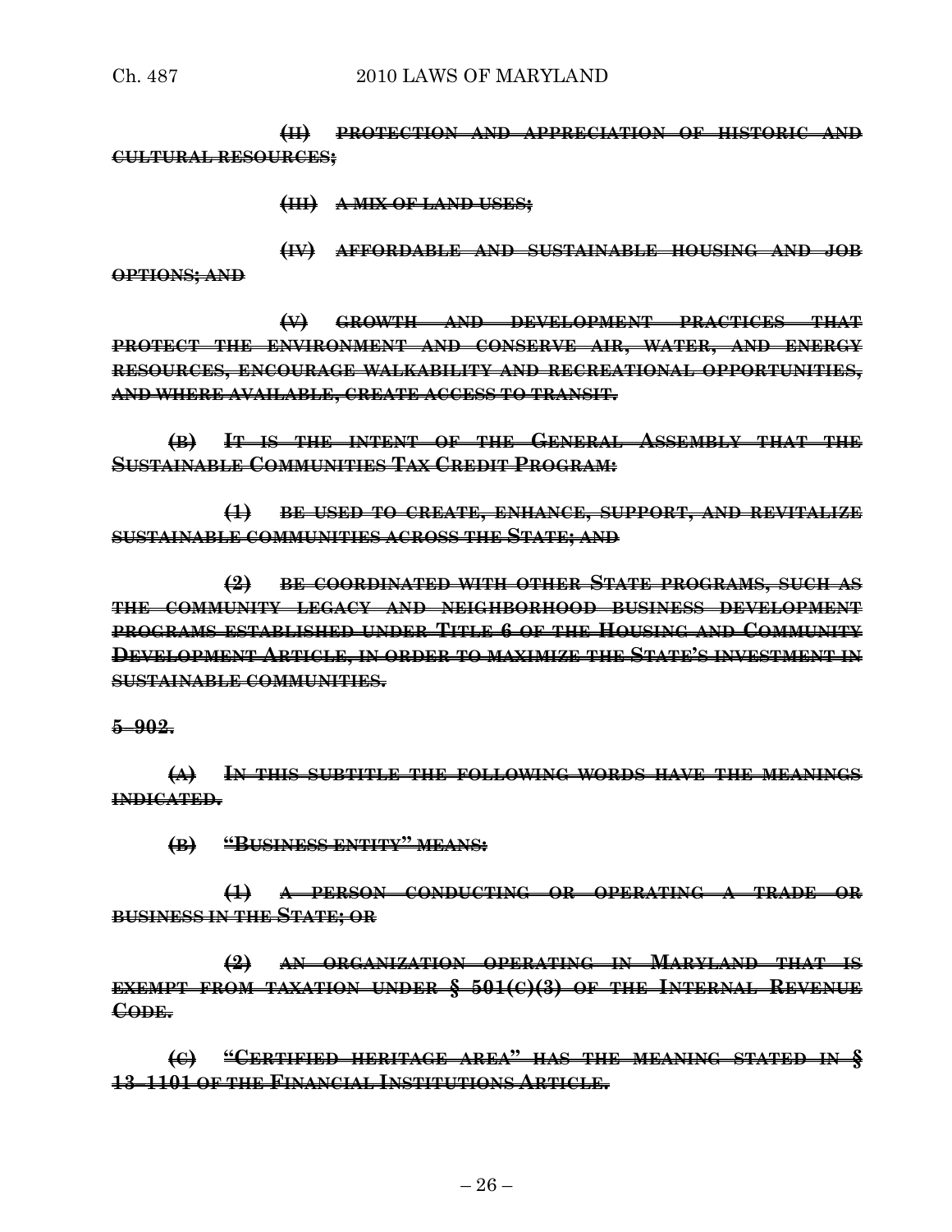~~**(II) PROTECTION AND APPRECIATION OF HISTORIC AND CULTURAL RESOURCES;**~~

~~**(III) A MIX OF LAND USES;**~~

~~**(IV) AFFORDABLE AND SUSTAINABLE HOUSING AND JOB OPTIONS; AND**~~

~~**(V) GROWTH AND DEVELOPMENT PRACTICES THAT PROTECT THE ENVIRONMENT AND CONSERVE AIR, WATER, AND ENERGY RESOURCES, ENCOURAGE WALKABILITY AND RECREATIONAL OPPORTUNITIES, AND WHERE AVAILABLE, CREATE ACCESS TO TRANSIT.**~~

~~**(B) IT IS THE INTENT OF THE GENERAL ASSEMBLY THAT THE SUSTAINABLE COMMUNITIES TAX CREDIT PROGRAM:**~~

~~**(1) BE USED TO CREATE, ENHANCE, SUPPORT, AND REVITALIZE SUSTAINABLE COMMUNITIES ACROSS THE STATE; AND**~~

~~**(2) BE COORDINATED WITH OTHER STATE PROGRAMS, SUCH AS THE COMMUNITY LEGACY AND NEIGHBORHOOD BUSINESS DEVELOPMENT PROGRAMS ESTABLISHED UNDER TITLE 6 OF THE HOUSING AND COMMUNITY DEVELOPMENT ARTICLE, IN ORDER TO MAXIMIZE THE STATE'S INVESTMENT IN SUSTAINABLE COMMUNITIES.**~~

~~**5–902.**~~

~~**(A) IN THIS SUBTITLE THE FOLLOWING WORDS HAVE THE MEANINGS INDICATED.**~~

~~**(B) "BUSINESS ENTITY" MEANS:**~~

~~**(1) A PERSON CONDUCTING OR OPERATING A TRADE OR BUSINESS IN THE STATE; OR**~~

~~**(2) AN ORGANIZATION OPERATING IN MARYLAND THAT IS EXEMPT FROM TAXATION UNDER § 501(C)(3) OF THE INTERNAL REVENUE CODE.**~~

~~**(C) "CERTIFIED HERITAGE AREA" HAS THE MEANING STATED IN § 13–1101 OF THE FINANCIAL INSTITUTIONS ARTICLE.**~~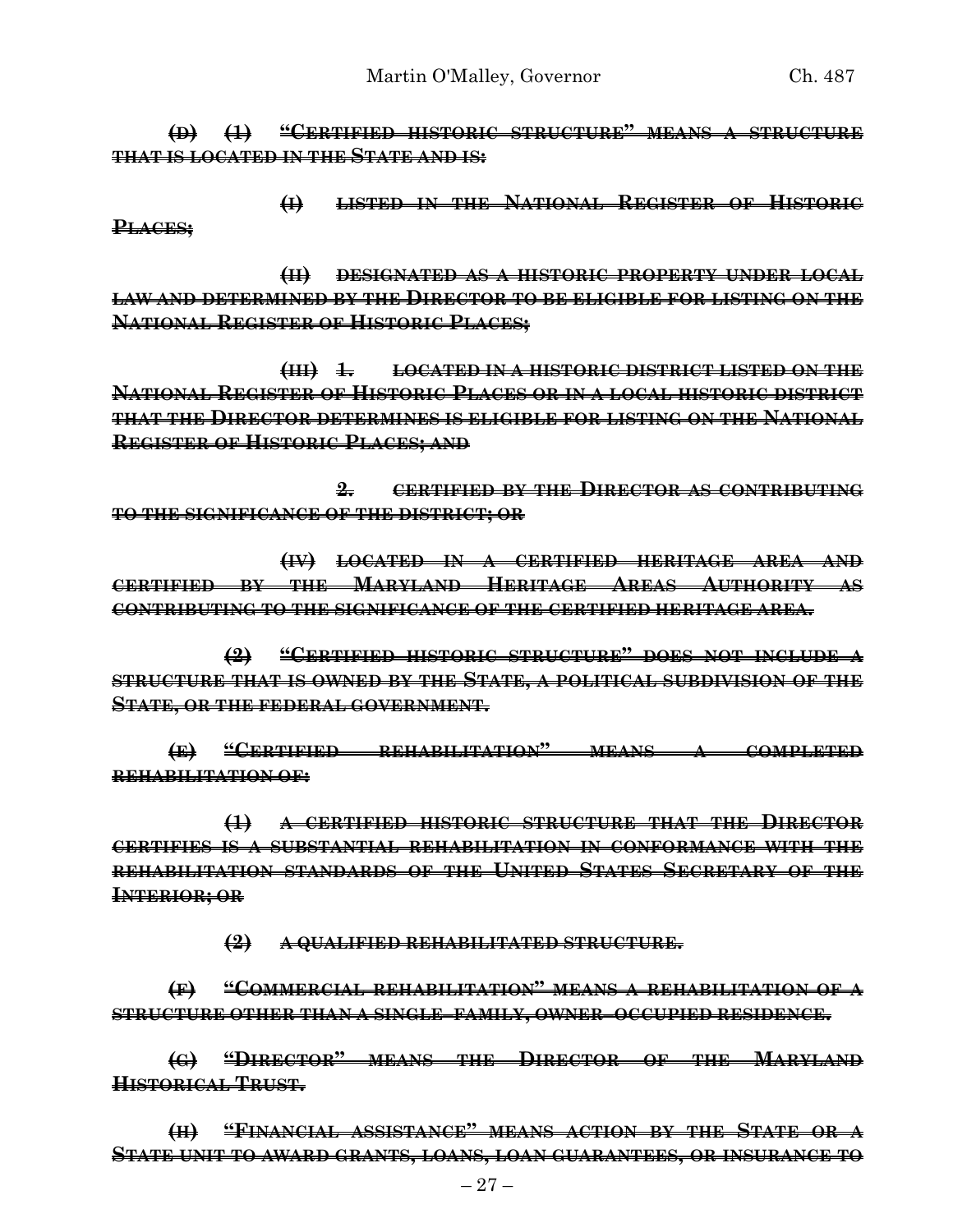~~**(D) (1) "CERTIFIED HISTORIC STRUCTURE" MEANS A STRUCTURE THAT IS LOCATED IN THE STATE AND IS:**~~

~~**(I) LISTED IN THE NATIONAL REGISTER OF HISTORIC PLACES;**~~

~~**(II) DESIGNATED AS A HISTORIC PROPERTY UNDER LOCAL LAW AND DETERMINED BY THE DIRECTOR TO BE ELIGIBLE FOR LISTING ON THE NATIONAL REGISTER OF HISTORIC PLACES;**~~

~~**(III) 1. LOCATED IN A HISTORIC DISTRICT LISTED ON THE NATIONAL REGISTER OF HISTORIC PLACES OR IN A LOCAL HISTORIC DISTRICT THAT THE DIRECTOR DETERMINES IS ELIGIBLE FOR LISTING ON THE NATIONAL REGISTER OF HISTORIC PLACES; AND**~~

~~**2. CERTIFIED BY THE DIRECTOR AS CONTRIBUTING TO THE SIGNIFICANCE OF THE DISTRICT; OR**~~

~~**(IV) LOCATED IN A CERTIFIED HERITAGE AREA AND CERTIFIED BY THE MARYLAND HERITAGE AREAS AUTHORITY AS CONTRIBUTING TO THE SIGNIFICANCE OF THE CERTIFIED HERITAGE AREA.**~~

~~**(2) "CERTIFIED HISTORIC STRUCTURE" DOES NOT INCLUDE A STRUCTURE THAT IS OWNED BY THE STATE, A POLITICAL SUBDIVISION OF THE STATE, OR THE FEDERAL GOVERNMENT.**~~

~~**(E) "CERTIFIED REHABILITATION" MEANS A COMPLETED REHABILITATION OF:**~~

~~**(1) A CERTIFIED HISTORIC STRUCTURE THAT THE DIRECTOR CERTIFIES IS A SUBSTANTIAL REHABILITATION IN CONFORMANCE WITH THE REHABILITATION STANDARDS OF THE UNITED STATES SECRETARY OF THE INTERIOR; OR**~~

~~**(2) A QUALIFIED REHABILITATED STRUCTURE.**~~

~~**(F) "COMMERCIAL REHABILITATION" MEANS A REHABILITATION OF A STRUCTURE OTHER THAN A SINGLE-FAMILY, OWNER-OCCUPIED RESIDENCE.**~~

~~**(G) "DIRECTOR" MEANS THE DIRECTOR OF THE MARYLAND HISTORICAL TRUST.**~~

~~**(H) "FINANCIAL ASSISTANCE" MEANS ACTION BY THE STATE OR A STATE UNIT TO AWARD GRANTS, LOANS, LOAN GUARANTEES, OR INSURANCE TO**~~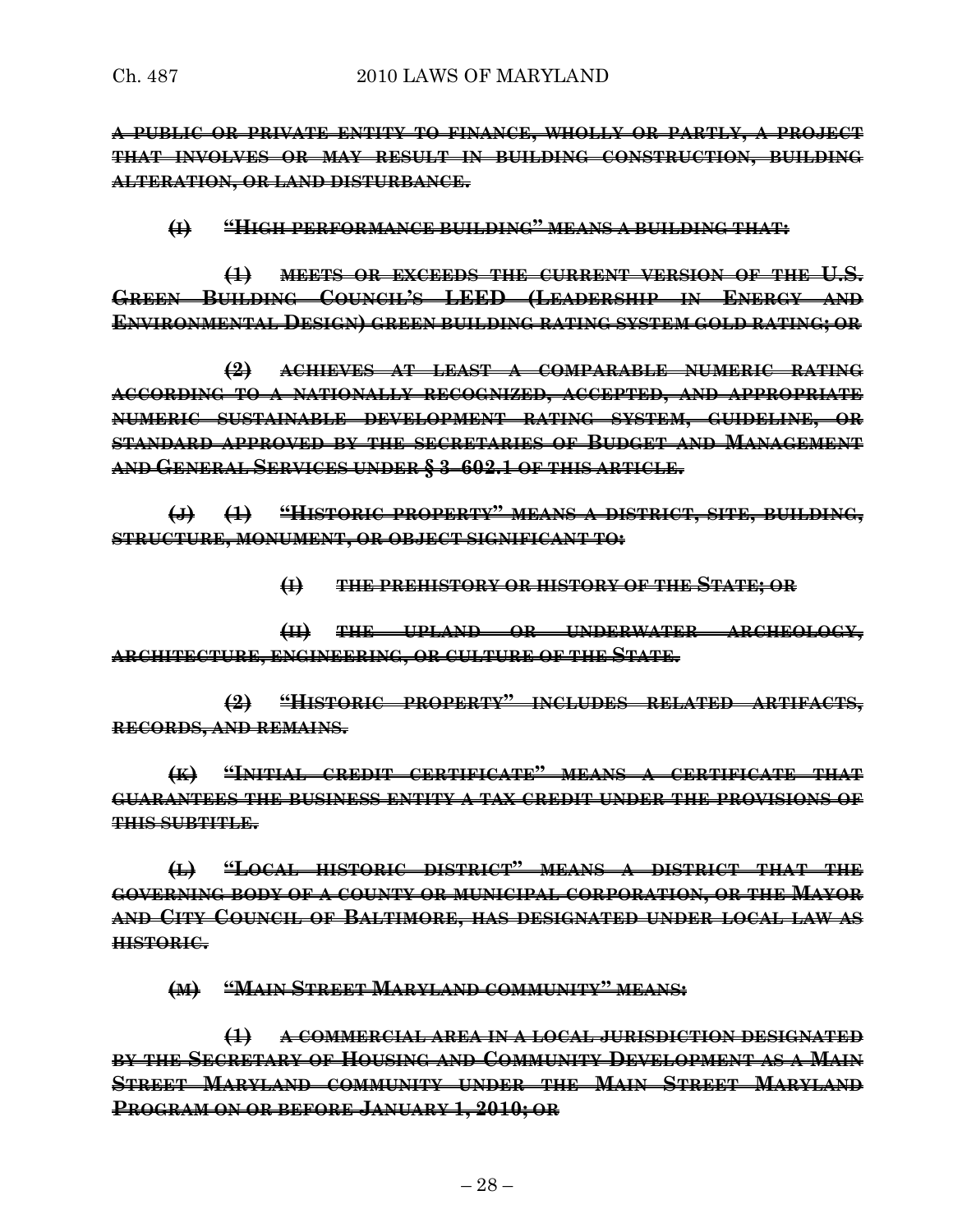~~**A PUBLIC OR PRIVATE ENTITY TO FINANCE, WHOLLY OR PARTLY, A PROJECT THAT INVOLVES OR MAY RESULT IN BUILDING CONSTRUCTION, BUILDING ALTERATION, OR LAND DISTURBANCE.**~~

~~**(I) "HIGH PERFORMANCE BUILDING" MEANS A BUILDING THAT:**~~

~~**(1) MEETS OR EXCEEDS THE CURRENT VERSION OF THE U.S. GREEN BUILDING COUNCIL'S LEED (LEADERSHIP IN ENERGY AND ENVIRONMENTAL DESIGN) GREEN BUILDING RATING SYSTEM GOLD RATING; OR**~~

~~**(2) ACHIEVES AT LEAST A COMPARABLE NUMERIC RATING ACCORDING TO A NATIONALLY RECOGNIZED, ACCEPTED, AND APPROPRIATE NUMERIC SUSTAINABLE DEVELOPMENT RATING SYSTEM, GUIDELINE, OR STANDARD APPROVED BY THE SECRETARIES OF BUDGET AND MANAGEMENT AND GENERAL SERVICES UNDER § 3–602.1 OF THIS ARTICLE.**~~

~~**(J) (1) "HISTORIC PROPERTY" MEANS A DISTRICT, SITE, BUILDING, STRUCTURE, MONUMENT, OR OBJECT SIGNIFICANT TO:**~~

~~**(I) THE PREHISTORY OR HISTORY OF THE STATE; OR**~~

~~**(II) THE UPLAND OR UNDERWATER ARCHEOLOGY, ARCHITECTURE, ENGINEERING, OR CULTURE OF THE STATE.**~~

~~**(2) "HISTORIC PROPERTY" INCLUDES RELATED ARTIFACTS, RECORDS, AND REMAINS.**~~

~~**(K) "INITIAL CREDIT CERTIFICATE" MEANS A CERTIFICATE THAT GUARANTEES THE BUSINESS ENTITY A TAX CREDIT UNDER THE PROVISIONS OF THIS SUBTITLE.**~~

~~**(L) "LOCAL HISTORIC DISTRICT" MEANS A DISTRICT THAT THE GOVERNING BODY OF A COUNTY OR MUNICIPAL CORPORATION, OR THE MAYOR AND CITY COUNCIL OF BALTIMORE, HAS DESIGNATED UNDER LOCAL LAW AS HISTORIC.**~~

~~**(M) "MAIN STREET MARYLAND COMMUNITY" MEANS:**~~

~~**(1) A COMMERCIAL AREA IN A LOCAL JURISDICTION DESIGNATED BY THE SECRETARY OF HOUSING AND COMMUNITY DEVELOPMENT AS A MAIN STREET MARYLAND COMMUNITY UNDER THE MAIN STREET MARYLAND PROGRAM ON OR BEFORE JANUARY 1, 2010; OR**~~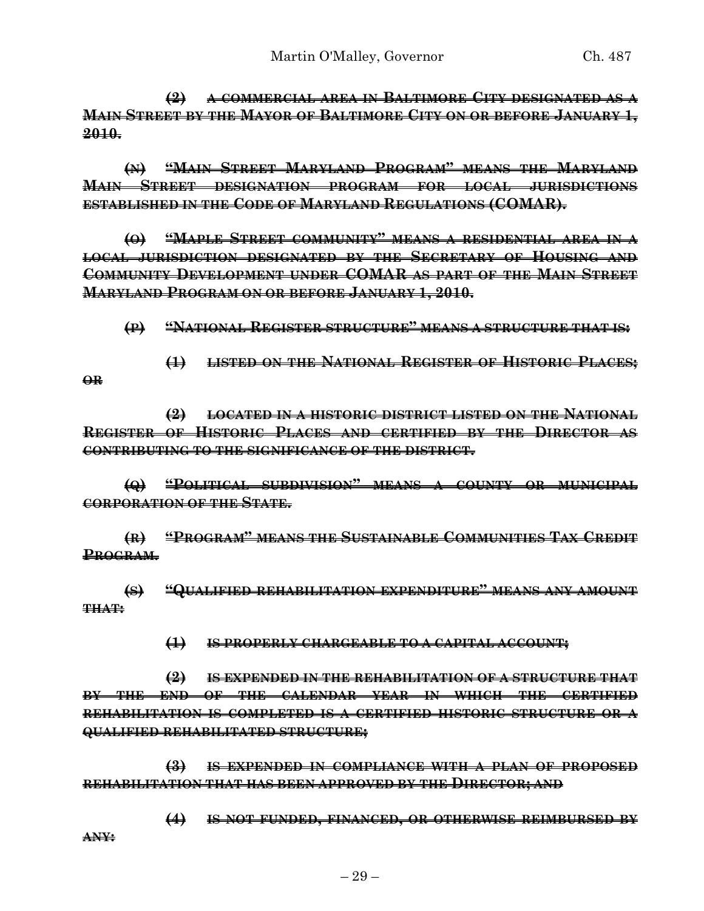~~**(2) A COMMERCIAL AREA IN BALTIMORE CITY DESIGNATED AS A MAIN STREET BY THE MAYOR OF BALTIMORE CITY ON OR BEFORE JANUARY 1, 2010.**~~

~~**(N) "MAIN STREET MARYLAND PROGRAM" MEANS THE MARYLAND MAIN STREET DESIGNATION PROGRAM FOR LOCAL JURISDICTIONS ESTABLISHED IN THE CODE OF MARYLAND REGULATIONS (COMAR).**~~

~~**(O) "MAPLE STREET COMMUNITY" MEANS A RESIDENTIAL AREA IN A LOCAL JURISDICTION DESIGNATED BY THE SECRETARY OF HOUSING AND COMMUNITY DEVELOPMENT UNDER COMAR AS PART OF THE MAIN STREET MARYLAND PROGRAM ON OR BEFORE JANUARY 1, 2010.**~~

~~**(P) "NATIONAL REGISTER STRUCTURE" MEANS A STRUCTURE THAT IS:**~~

~~**(1) LISTED ON THE NATIONAL REGISTER OF HISTORIC PLACES; OR**~~

~~**(2) LOCATED IN A HISTORIC DISTRICT LISTED ON THE NATIONAL REGISTER OF HISTORIC PLACES AND CERTIFIED BY THE DIRECTOR AS CONTRIBUTING TO THE SIGNIFICANCE OF THE DISTRICT.**~~

~~**(Q) "POLITICAL SUBDIVISION" MEANS A COUNTY OR MUNICIPAL CORPORATION OF THE STATE.**~~

~~**(R) "PROGRAM" MEANS THE SUSTAINABLE COMMUNITIES TAX CREDIT PROGRAM.**~~

~~**(S) "QUALIFIED REHABILITATION EXPENDITURE" MEANS ANY AMOUNT THAT:**~~

~~**(1) IS PROPERLY CHARGEABLE TO A CAPITAL ACCOUNT;**~~

~~**(2) IS EXPENDED IN THE REHABILITATION OF A STRUCTURE THAT BY THE END OF THE CALENDAR YEAR IN WHICH THE CERTIFIED REHABILITATION IS COMPLETED IS A CERTIFIED HISTORIC STRUCTURE OR A QUALIFIED REHABILITATED STRUCTURE;**~~

~~**(3) IS EXPENDED IN COMPLIANCE WITH A PLAN OF PROPOSED REHABILITATION THAT HAS BEEN APPROVED BY THE DIRECTOR; AND**~~

~~**(4) IS NOT FUNDED, FINANCED, OR OTHERWISE REIMBURSED BY ANY:**~~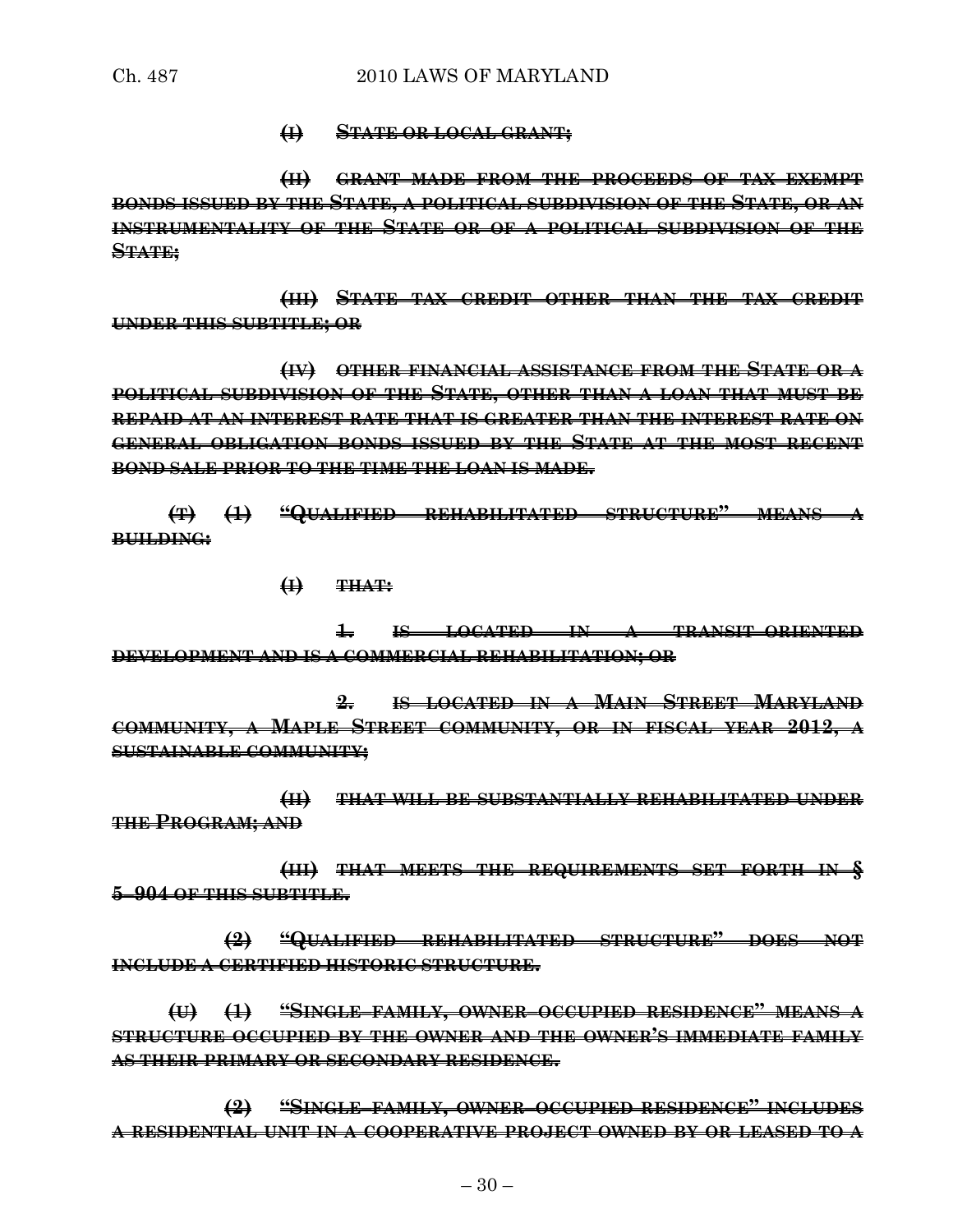~~**(I) STATE OR LOCAL GRANT;**~~

~~**(II) GRANT MADE FROM THE PROCEEDS OF TAX EXEMPT BONDS ISSUED BY THE STATE, A POLITICAL SUBDIVISION OF THE STATE, OR AN INSTRUMENTALITY OF THE STATE OR OF A POLITICAL SUBDIVISION OF THE STATE;**~~

~~**(III) STATE TAX CREDIT OTHER THAN THE TAX CREDIT UNDER THIS SUBTITLE; OR**~~

~~**(IV) OTHER FINANCIAL ASSISTANCE FROM THE STATE OR A POLITICAL SUBDIVISION OF THE STATE, OTHER THAN A LOAN THAT MUST BE REPAID AT AN INTEREST RATE THAT IS GREATER THAN THE INTEREST RATE ON GENERAL OBLIGATION BONDS ISSUED BY THE STATE AT THE MOST RECENT BOND SALE PRIOR TO THE TIME THE LOAN IS MADE.**~~

~~**(T) (1) "QUALIFIED REHABILITATED STRUCTURE" MEANS A BUILDING:**~~

~~**(I) THAT:**~~

~~**1. IS LOCATED IN A TRANSIT-ORIENTED DEVELOPMENT AND IS A COMMERCIAL REHABILITATION; OR**~~

~~**2. IS LOCATED IN A MAIN STREET MARYLAND COMMUNITY, A MAPLE STREET COMMUNITY, OR IN FISCAL YEAR 2012, A SUSTAINABLE COMMUNITY;**~~

~~**(II) THAT WILL BE SUBSTANTIALLY REHABILITATED UNDER THE PROGRAM; AND**~~

~~**(III) THAT MEETS THE REQUIREMENTS SET FORTH IN § 5-904 OF THIS SUBTITLE.**~~

~~**(2) "QUALIFIED REHABILITATED STRUCTURE" DOES NOT INCLUDE A CERTIFIED HISTORIC STRUCTURE.**~~

~~**(U) (1) "SINGLE-FAMILY, OWNER-OCCUPIED RESIDENCE" MEANS A STRUCTURE OCCUPIED BY THE OWNER AND THE OWNER'S IMMEDIATE FAMILY AS THEIR PRIMARY OR SECONDARY RESIDENCE.**~~

~~**(2) "SINGLE-FAMILY, OWNER-OCCUPIED RESIDENCE" INCLUDES A RESIDENTIAL UNIT IN A COOPERATIVE PROJECT OWNED BY OR LEASED TO A**~~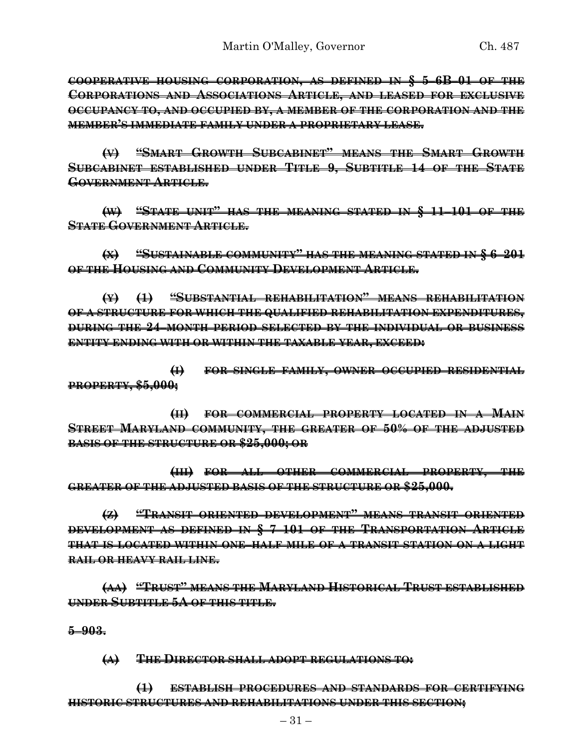~~COOPERATIVE HOUSING CORPORATION, AS DEFINED IN § 5–6B–01 OF THE CORPORATIONS AND ASSOCIATIONS ARTICLE, AND LEASED FOR EXCLUSIVE OCCUPANCY TO, AND OCCUPIED BY, A MEMBER OF THE CORPORATION AND THE MEMBER'S IMMEDIATE FAMILY UNDER A PROPRIETARY LEASE.~~

~~(V) "SMART GROWTH SUBCABINET" MEANS THE SMART GROWTH SUBCABINET ESTABLISHED UNDER TITLE 9, SUBTITLE 14 OF THE STATE GOVERNMENT ARTICLE.~~

~~(W) "STATE UNIT" HAS THE MEANING STATED IN § 11–101 OF THE STATE GOVERNMENT ARTICLE.~~

~~(X) "SUSTAINABLE COMMUNITY" HAS THE MEANING STATED IN § 6–201 OF THE HOUSING AND COMMUNITY DEVELOPMENT ARTICLE.~~

~~(Y) (1) "SUBSTANTIAL REHABILITATION" MEANS REHABILITATION OF A STRUCTURE FOR WHICH THE QUALIFIED REHABILITATION EXPENDITURES, DURING THE 24–MONTH PERIOD SELECTED BY THE INDIVIDUAL OR BUSINESS ENTITY ENDING WITH OR WITHIN THE TAXABLE YEAR, EXCEED:~~

~~(I) FOR SINGLE FAMILY, OWNER OCCUPIED RESIDENTIAL PROPERTY, $5,000;~~

~~(II) FOR COMMERCIAL PROPERTY LOCATED IN A MAIN STREET MARYLAND COMMUNITY, THE GREATER OF 50% OF THE ADJUSTED BASIS OF THE STRUCTURE OR $25,000; OR~~

~~(III) FOR ALL OTHER COMMERCIAL PROPERTY, THE GREATER OF THE ADJUSTED BASIS OF THE STRUCTURE OR $25,000.~~

~~(Z) "TRANSIT ORIENTED DEVELOPMENT" MEANS TRANSIT ORIENTED DEVELOPMENT AS DEFINED IN § 7–101 OF THE TRANSPORTATION ARTICLE THAT IS LOCATED WITHIN ONE–HALF MILE OF A TRANSIT STATION ON A LIGHT RAIL OR HEAVY RAIL LINE.~~

~~(AA) "TRUST" MEANS THE MARYLAND HISTORICAL TRUST ESTABLISHED UNDER SUBTITLE 5A OF THIS TITLE.~~

~~5–903.~~

~~(A) THE DIRECTOR SHALL ADOPT REGULATIONS TO:~~

~~(1) ESTABLISH PROCEDURES AND STANDARDS FOR CERTIFYING HISTORIC STRUCTURES AND REHABILITATIONS UNDER THIS SECTION;~~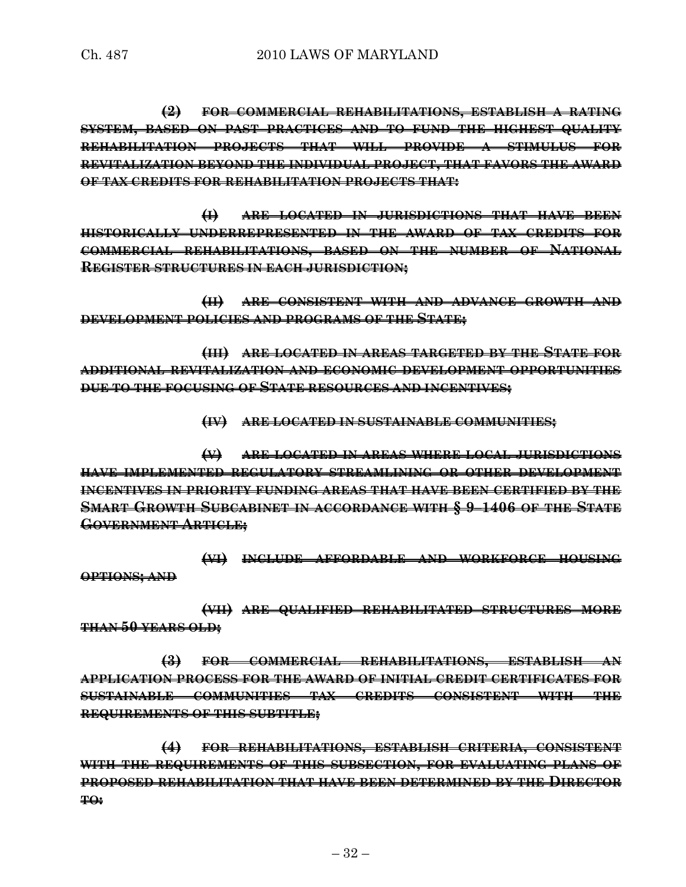~~**(2) FOR COMMERCIAL REHABILITATIONS, ESTABLISH A RATING SYSTEM, BASED ON PAST PRACTICES AND TO FUND THE HIGHEST QUALITY REHABILITATION PROJECTS THAT WILL PROVIDE A STIMULUS FOR REVITALIZATION BEYOND THE INDIVIDUAL PROJECT, THAT FAVORS THE AWARD OF TAX CREDITS FOR REHABILITATION PROJECTS THAT:**~~

~~**(I) ARE LOCATED IN JURISDICTIONS THAT HAVE BEEN HISTORICALLY UNDERREPRESENTED IN THE AWARD OF TAX CREDITS FOR COMMERCIAL REHABILITATIONS, BASED ON THE NUMBER OF NATIONAL REGISTER STRUCTURES IN EACH JURISDICTION;**~~

~~**(II) ARE CONSISTENT WITH AND ADVANCE GROWTH AND DEVELOPMENT POLICIES AND PROGRAMS OF THE STATE;**~~

~~**(III) ARE LOCATED IN AREAS TARGETED BY THE STATE FOR ADDITIONAL REVITALIZATION AND ECONOMIC DEVELOPMENT OPPORTUNITIES DUE TO THE FOCUSING OF STATE RESOURCES AND INCENTIVES;**~~

~~**(IV) ARE LOCATED IN SUSTAINABLE COMMUNITIES;**~~

~~**(V) ARE LOCATED IN AREAS WHERE LOCAL JURISDICTIONS HAVE IMPLEMENTED REGULATORY STREAMLINING OR OTHER DEVELOPMENT INCENTIVES IN PRIORITY FUNDING AREAS THAT HAVE BEEN CERTIFIED BY THE SMART GROWTH SUBCABINET IN ACCORDANCE WITH § 9–1406 OF THE STATE GOVERNMENT ARTICLE;**~~

~~**(VI) INCLUDE AFFORDABLE AND WORKFORCE HOUSING OPTIONS; AND**~~

~~**(VII) ARE QUALIFIED REHABILITATED STRUCTURES MORE THAN 50 YEARS OLD;**~~

~~**(3) FOR COMMERCIAL REHABILITATIONS, ESTABLISH AN APPLICATION PROCESS FOR THE AWARD OF INITIAL CREDIT CERTIFICATES FOR SUSTAINABLE COMMUNITIES TAX CREDITS CONSISTENT WITH THE REQUIREMENTS OF THIS SUBTITLE;**~~

~~**(4) FOR REHABILITATIONS, ESTABLISH CRITERIA, CONSISTENT WITH THE REQUIREMENTS OF THIS SUBSECTION, FOR EVALUATING PLANS OF PROPOSED REHABILITATION THAT HAVE BEEN DETERMINED BY THE DIRECTOR TO:**~~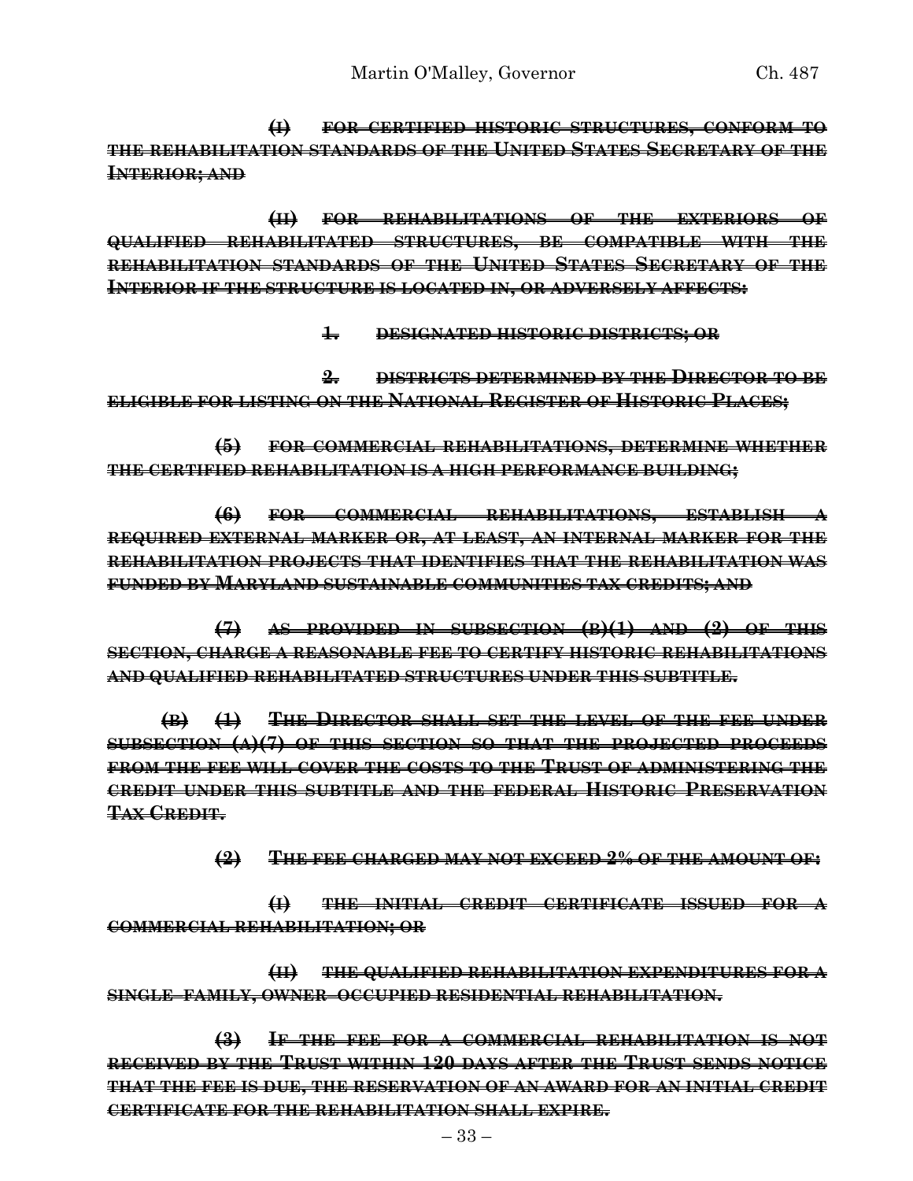~~(I) FOR CERTIFIED HISTORIC STRUCTURES, CONFORM TO THE REHABILITATION STANDARDS OF THE UNITED STATES SECRETARY OF THE INTERIOR; AND~~

~~(II) FOR REHABILITATIONS OF THE EXTERIORS OF QUALIFIED REHABILITATED STRUCTURES, BE COMPATIBLE WITH THE REHABILITATION STANDARDS OF THE UNITED STATES SECRETARY OF THE INTERIOR IF THE STRUCTURE IS LOCATED IN, OR ADVERSELY AFFECTS:~~

~~1. DESIGNATED HISTORIC DISTRICTS; OR~~

~~2. DISTRICTS DETERMINED BY THE DIRECTOR TO BE ELIGIBLE FOR LISTING ON THE NATIONAL REGISTER OF HISTORIC PLACES;~~

~~(5) FOR COMMERCIAL REHABILITATIONS, DETERMINE WHETHER THE CERTIFIED REHABILITATION IS A HIGH PERFORMANCE BUILDING;~~

~~(6) FOR COMMERCIAL REHABILITATIONS, ESTABLISH A REQUIRED EXTERNAL MARKER OR, AT LEAST, AN INTERNAL MARKER FOR THE REHABILITATION PROJECTS THAT IDENTIFIES THAT THE REHABILITATION WAS FUNDED BY MARYLAND SUSTAINABLE COMMUNITIES TAX CREDITS; AND~~

~~(7) AS PROVIDED IN SUBSECTION (B)(1) AND (2) OF THIS SECTION, CHARGE A REASONABLE FEE TO CERTIFY HISTORIC REHABILITATIONS AND QUALIFIED REHABILITATED STRUCTURES UNDER THIS SUBTITLE.~~

~~(B) (1) THE DIRECTOR SHALL SET THE LEVEL OF THE FEE UNDER SUBSECTION (A)(7) OF THIS SECTION SO THAT THE PROJECTED PROCEEDS FROM THE FEE WILL COVER THE COSTS TO THE TRUST OF ADMINISTERING THE CREDIT UNDER THIS SUBTITLE AND THE FEDERAL HISTORIC PRESERVATION TAX CREDIT.~~

~~(2) THE FEE CHARGED MAY NOT EXCEED 2% OF THE AMOUNT OF:~~

~~(I) THE INITIAL CREDIT CERTIFICATE ISSUED FOR A COMMERCIAL REHABILITATION; OR~~

~~(II) THE QUALIFIED REHABILITATION EXPENDITURES FOR A SINGLE–FAMILY, OWNER–OCCUPIED RESIDENTIAL REHABILITATION.~~

~~(3) IF THE FEE FOR A COMMERCIAL REHABILITATION IS NOT RECEIVED BY THE TRUST WITHIN 120 DAYS AFTER THE TRUST SENDS NOTICE THAT THE FEE IS DUE, THE RESERVATION OF AN AWARD FOR AN INITIAL CREDIT CERTIFICATE FOR THE REHABILITATION SHALL EXPIRE.~~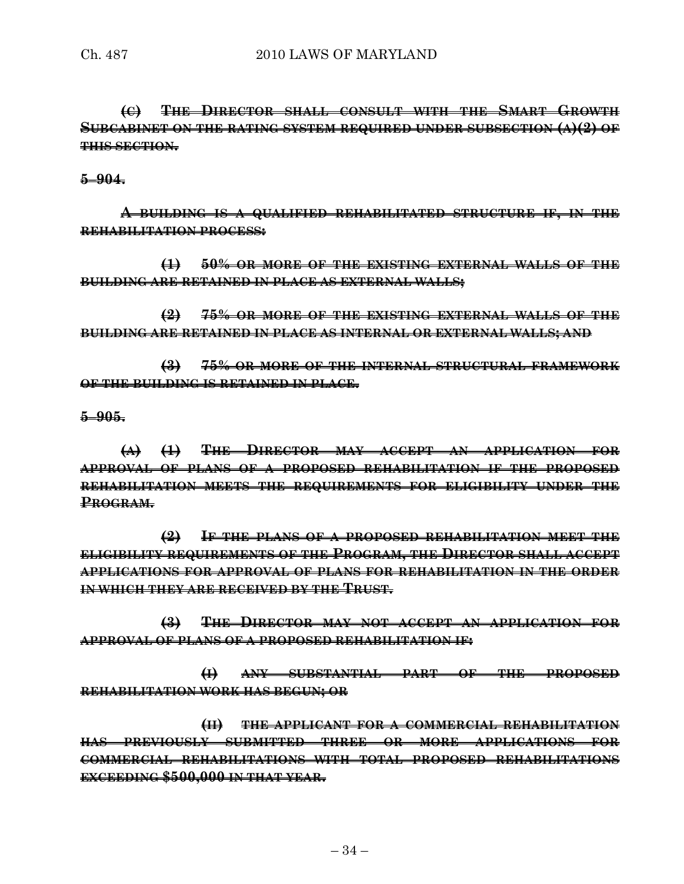~~**(C) THE DIRECTOR SHALL CONSULT WITH THE SMART GROWTH SUBCABINET ON THE RATING SYSTEM REQUIRED UNDER SUBSECTION (A)(2) OF THIS SECTION.**~~

~~**5–904.**~~

~~**A BUILDING IS A QUALIFIED REHABILITATED STRUCTURE IF, IN THE REHABILITATION PROCESS:**~~

~~**(1) 50% OR MORE OF THE EXISTING EXTERNAL WALLS OF THE BUILDING ARE RETAINED IN PLACE AS EXTERNAL WALLS;**~~

~~**(2) 75% OR MORE OF THE EXISTING EXTERNAL WALLS OF THE BUILDING ARE RETAINED IN PLACE AS INTERNAL OR EXTERNAL WALLS; AND**~~

~~**(3) 75% OR MORE OF THE INTERNAL STRUCTURAL FRAMEWORK OF THE BUILDING IS RETAINED IN PLACE.**~~

~~**5–905.**~~

~~**(A) (1) THE DIRECTOR MAY ACCEPT AN APPLICATION FOR APPROVAL OF PLANS OF A PROPOSED REHABILITATION IF THE PROPOSED REHABILITATION MEETS THE REQUIREMENTS FOR ELIGIBILITY UNDER THE PROGRAM.**~~

~~**(2) IF THE PLANS OF A PROPOSED REHABILITATION MEET THE ELIGIBILITY REQUIREMENTS OF THE PROGRAM, THE DIRECTOR SHALL ACCEPT APPLICATIONS FOR APPROVAL OF PLANS FOR REHABILITATION IN THE ORDER IN WHICH THEY ARE RECEIVED BY THE TRUST.**~~

~~**(3) THE DIRECTOR MAY NOT ACCEPT AN APPLICATION FOR APPROVAL OF PLANS OF A PROPOSED REHABILITATION IF:**~~

~~**(I) ANY SUBSTANTIAL PART OF THE PROPOSED REHABILITATION WORK HAS BEGUN; OR**~~

~~**(II) THE APPLICANT FOR A COMMERCIAL REHABILITATION HAS PREVIOUSLY SUBMITTED THREE OR MORE APPLICATIONS FOR COMMERCIAL REHABILITATIONS WITH TOTAL PROPOSED REHABILITATIONS EXCEEDING $500,000 IN THAT YEAR.**~~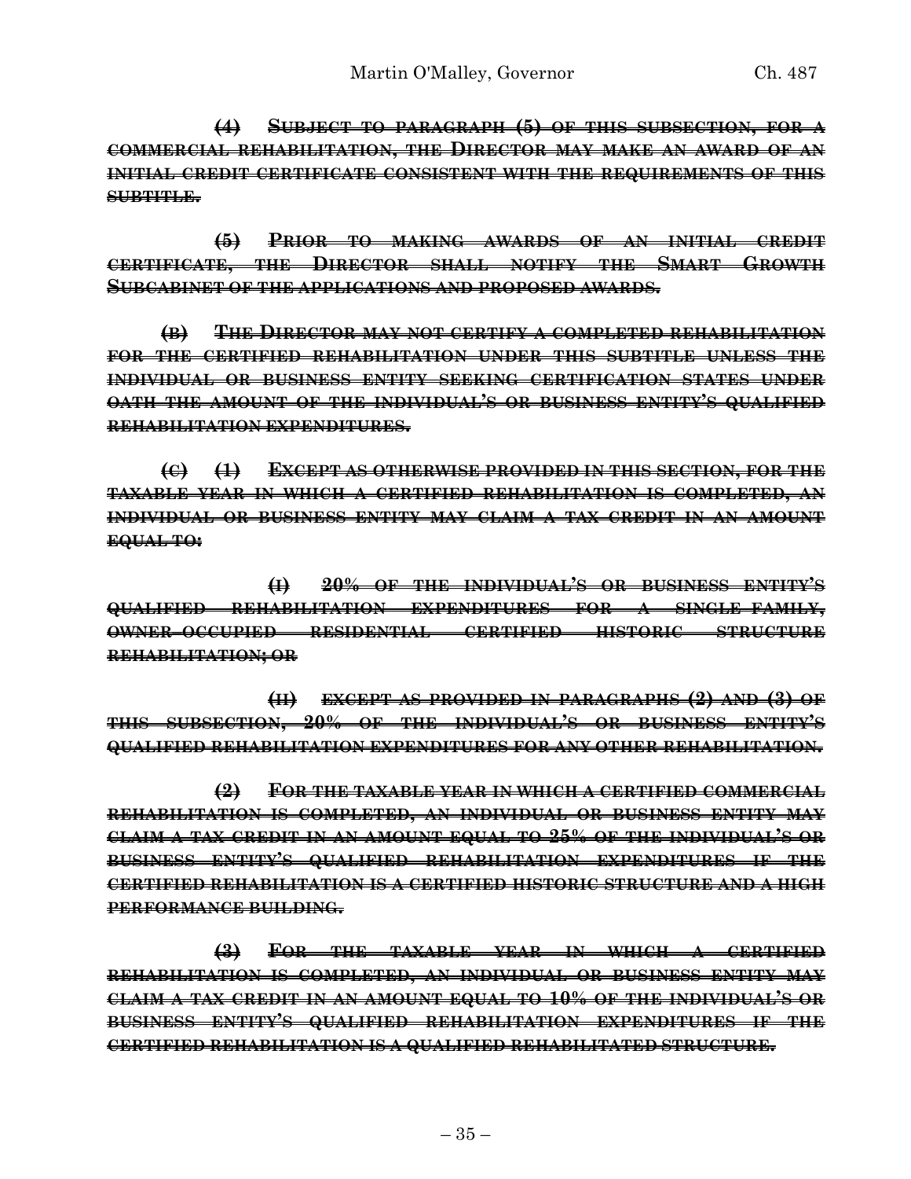~~**(4) SUBJECT TO PARAGRAPH (5) OF THIS SUBSECTION, FOR A COMMERCIAL REHABILITATION, THE DIRECTOR MAY MAKE AN AWARD OF AN INITIAL CREDIT CERTIFICATE CONSISTENT WITH THE REQUIREMENTS OF THIS SUBTITLE.**~~

~~**(5) PRIOR TO MAKING AWARDS OF AN INITIAL CREDIT CERTIFICATE, THE DIRECTOR SHALL NOTIFY THE SMART GROWTH SUBCABINET OF THE APPLICATIONS AND PROPOSED AWARDS.**~~

~~**(B) THE DIRECTOR MAY NOT CERTIFY A COMPLETED REHABILITATION FOR THE CERTIFIED REHABILITATION UNDER THIS SUBTITLE UNLESS THE INDIVIDUAL OR BUSINESS ENTITY SEEKING CERTIFICATION STATES UNDER OATH THE AMOUNT OF THE INDIVIDUAL'S OR BUSINESS ENTITY'S QUALIFIED REHABILITATION EXPENDITURES.**~~

~~**(C) (1) EXCEPT AS OTHERWISE PROVIDED IN THIS SECTION, FOR THE TAXABLE YEAR IN WHICH A CERTIFIED REHABILITATION IS COMPLETED, AN INDIVIDUAL OR BUSINESS ENTITY MAY CLAIM A TAX CREDIT IN AN AMOUNT EQUAL TO:**~~

~~**(I) 20% OF THE INDIVIDUAL'S OR BUSINESS ENTITY'S QUALIFIED REHABILITATION EXPENDITURES FOR A SINGLE-FAMILY, OWNER-OCCUPIED RESIDENTIAL CERTIFIED HISTORIC STRUCTURE REHABILITATION; OR**~~

~~**(II) EXCEPT AS PROVIDED IN PARAGRAPHS (2) AND (3) OF THIS SUBSECTION, 20% OF THE INDIVIDUAL'S OR BUSINESS ENTITY'S QUALIFIED REHABILITATION EXPENDITURES FOR ANY OTHER REHABILITATION.**~~

~~**(2) FOR THE TAXABLE YEAR IN WHICH A CERTIFIED COMMERCIAL REHABILITATION IS COMPLETED, AN INDIVIDUAL OR BUSINESS ENTITY MAY CLAIM A TAX CREDIT IN AN AMOUNT EQUAL TO 25% OF THE INDIVIDUAL'S OR BUSINESS ENTITY'S QUALIFIED REHABILITATION EXPENDITURES IF THE CERTIFIED REHABILITATION IS A CERTIFIED HISTORIC STRUCTURE AND A HIGH PERFORMANCE BUILDING.**~~

~~**(3) FOR THE TAXABLE YEAR IN WHICH A CERTIFIED REHABILITATION IS COMPLETED, AN INDIVIDUAL OR BUSINESS ENTITY MAY CLAIM A TAX CREDIT IN AN AMOUNT EQUAL TO 10% OF THE INDIVIDUAL'S OR BUSINESS ENTITY'S QUALIFIED REHABILITATION EXPENDITURES IF THE CERTIFIED REHABILITATION IS A QUALIFIED REHABILITATED STRUCTURE.**~~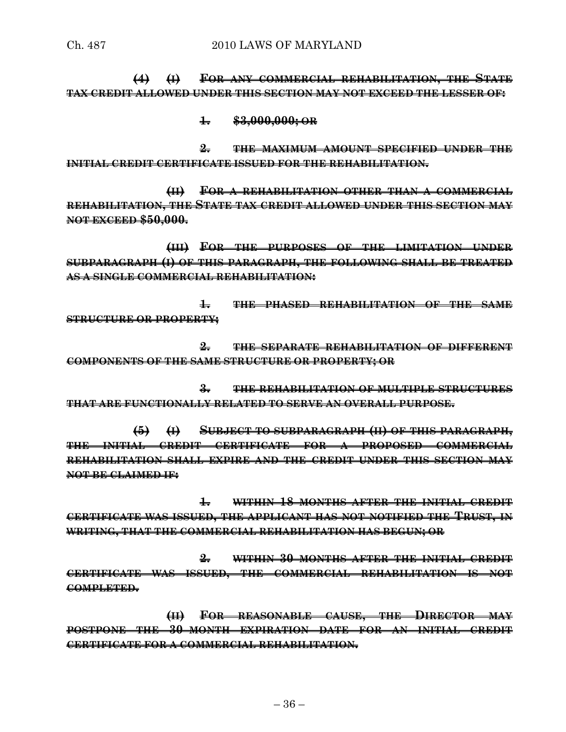~~**(4) (I) FOR ANY COMMERCIAL REHABILITATION, THE STATE TAX CREDIT ALLOWED UNDER THIS SECTION MAY NOT EXCEED THE LESSER OF:**~~

~~**1. $3,000,000; OR**~~

~~**2. THE MAXIMUM AMOUNT SPECIFIED UNDER THE INITIAL CREDIT CERTIFICATE ISSUED FOR THE REHABILITATION.**~~

~~**(II) FOR A REHABILITATION OTHER THAN A COMMERCIAL REHABILITATION, THE STATE TAX CREDIT ALLOWED UNDER THIS SECTION MAY NOT EXCEED $50,000.**~~

~~**(III) FOR THE PURPOSES OF THE LIMITATION UNDER SUBPARAGRAPH (I) OF THIS PARAGRAPH, THE FOLLOWING SHALL BE TREATED AS A SINGLE COMMERCIAL REHABILITATION:**~~

~~**1. THE PHASED REHABILITATION OF THE SAME STRUCTURE OR PROPERTY;**~~

~~**2. THE SEPARATE REHABILITATION OF DIFFERENT COMPONENTS OF THE SAME STRUCTURE OR PROPERTY; OR**~~

~~**3. THE REHABILITATION OF MULTIPLE STRUCTURES THAT ARE FUNCTIONALLY RELATED TO SERVE AN OVERALL PURPOSE.**~~

~~**(5) (I) SUBJECT TO SUBPARAGRAPH (II) OF THIS PARAGRAPH, THE INITIAL CREDIT CERTIFICATE FOR A PROPOSED COMMERCIAL REHABILITATION SHALL EXPIRE AND THE CREDIT UNDER THIS SECTION MAY NOT BE CLAIMED IF:**~~

~~**1. WITHIN 18 MONTHS AFTER THE INITIAL CREDIT CERTIFICATE WAS ISSUED, THE APPLICANT HAS NOT NOTIFIED THE TRUST, IN WRITING, THAT THE COMMERCIAL REHABILITATION HAS BEGUN; OR**~~

~~**2. WITHIN 30 MONTHS AFTER THE INITIAL CREDIT CERTIFICATE WAS ISSUED, THE COMMERCIAL REHABILITATION IS NOT COMPLETED.**~~

~~**(II) FOR REASONABLE CAUSE, THE DIRECTOR MAY POSTPONE THE 30 MONTH EXPIRATION DATE FOR AN INITIAL CREDIT CERTIFICATE FOR A COMMERCIAL REHABILITATION.**~~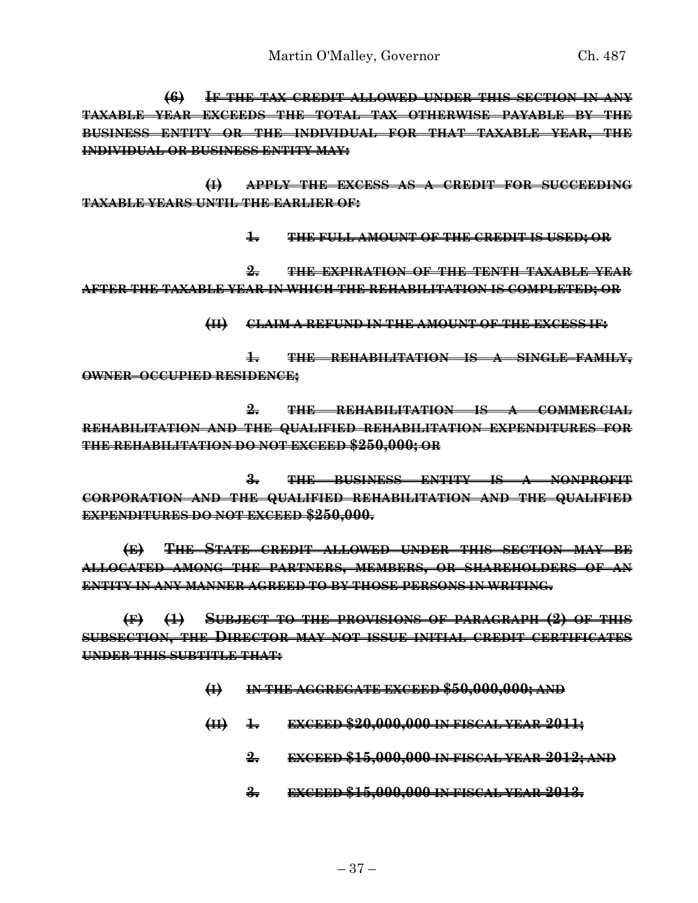~~**(6) IF THE TAX CREDIT ALLOWED UNDER THIS SECTION IN ANY TAXABLE YEAR EXCEEDS THE TOTAL TAX OTHERWISE PAYABLE BY THE BUSINESS ENTITY OR THE INDIVIDUAL FOR THAT TAXABLE YEAR, THE INDIVIDUAL OR BUSINESS ENTITY MAY:**~~

~~**(I) APPLY THE EXCESS AS A CREDIT FOR SUCCEEDING TAXABLE YEARS UNTIL THE EARLIER OF:**~~

~~**1. THE FULL AMOUNT OF THE CREDIT IS USED; OR**~~

~~**2. THE EXPIRATION OF THE TENTH TAXABLE YEAR AFTER THE TAXABLE YEAR IN WHICH THE REHABILITATION IS COMPLETED; OR**~~

~~**(II) CLAIM A REFUND IN THE AMOUNT OF THE EXCESS IF:**~~

~~**1. THE REHABILITATION IS A SINGLE-FAMILY, OWNER-OCCUPIED RESIDENCE;**~~

~~**2. THE REHABILITATION IS A COMMERCIAL REHABILITATION AND THE QUALIFIED REHABILITATION EXPENDITURES FOR THE REHABILITATION DO NOT EXCEED $250,000; OR**~~

~~**3. THE BUSINESS ENTITY IS A NONPROFIT CORPORATION AND THE QUALIFIED REHABILITATION AND THE QUALIFIED EXPENDITURES DO NOT EXCEED $250,000.**~~

~~**(E) THE STATE CREDIT ALLOWED UNDER THIS SECTION MAY BE ALLOCATED AMONG THE PARTNERS, MEMBERS, OR SHAREHOLDERS OF AN ENTITY IN ANY MANNER AGREED TO BY THOSE PERSONS IN WRITING.**~~

~~**(F) (1) SUBJECT TO THE PROVISIONS OF PARAGRAPH (2) OF THIS SUBSECTION, THE DIRECTOR MAY NOT ISSUE INITIAL CREDIT CERTIFICATES UNDER THIS SUBTITLE THAT:**~~

~~**(I) IN THE AGGREGATE EXCEED $50,000,000; AND**~~

~~**(II) 1. EXCEED $20,000,000 IN FISCAL YEAR 2011;**~~

~~**2. EXCEED $15,000,000 IN FISCAL YEAR 2012; AND**~~

~~**3. EXCEED $15,000,000 IN FISCAL YEAR 2013.**~~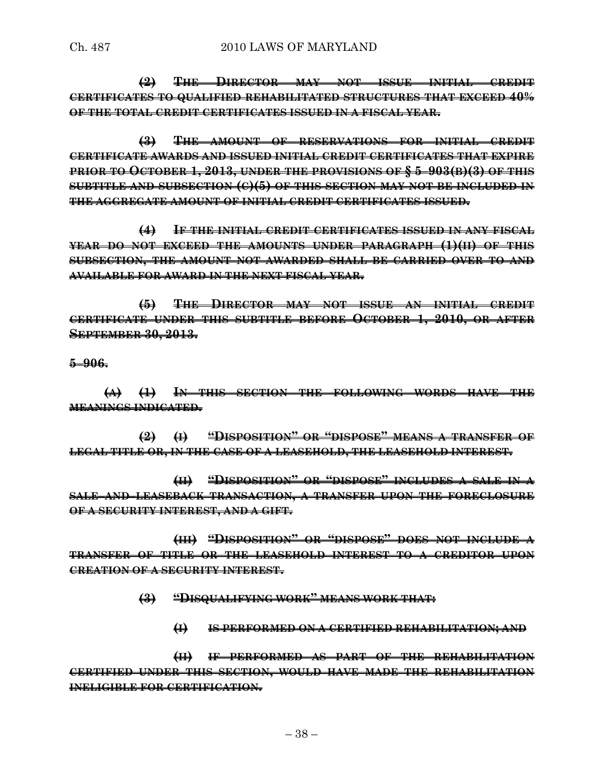~~**(2) THE DIRECTOR MAY NOT ISSUE INITIAL CREDIT CERTIFICATES TO QUALIFIED REHABILITATED STRUCTURES THAT EXCEED 40% OF THE TOTAL CREDIT CERTIFICATES ISSUED IN A FISCAL YEAR.**~~

~~**(3) THE AMOUNT OF RESERVATIONS FOR INITIAL CREDIT CERTIFICATE AWARDS AND ISSUED INITIAL CREDIT CERTIFICATES THAT EXPIRE PRIOR TO OCTOBER 1, 2013, UNDER THE PROVISIONS OF § 5–903(B)(3) OF THIS SUBTITLE AND SUBSECTION (C)(5) OF THIS SECTION MAY NOT BE INCLUDED IN THE AGGREGATE AMOUNT OF INITIAL CREDIT CERTIFICATES ISSUED.**~~

~~**(4) IF THE INITIAL CREDIT CERTIFICATES ISSUED IN ANY FISCAL YEAR DO NOT EXCEED THE AMOUNTS UNDER PARAGRAPH (1)(II) OF THIS SUBSECTION, THE AMOUNT NOT AWARDED SHALL BE CARRIED OVER TO AND AVAILABLE FOR AWARD IN THE NEXT FISCAL YEAR.**~~

~~**(5) THE DIRECTOR MAY NOT ISSUE AN INITIAL CREDIT CERTIFICATE UNDER THIS SUBTITLE BEFORE OCTOBER 1, 2010, OR AFTER SEPTEMBER 30, 2013.**~~

~~**5–906.**~~

~~**(A) (1) IN THIS SECTION THE FOLLOWING WORDS HAVE THE MEANINGS INDICATED.**~~

~~**(2) (I) "DISPOSITION" OR "DISPOSE" MEANS A TRANSFER OF LEGAL TITLE OR, IN THE CASE OF A LEASEHOLD, THE LEASEHOLD INTEREST.**~~

~~**(II) "DISPOSITION" OR "DISPOSE" INCLUDES A SALE IN A SALE–AND–LEASEBACK TRANSACTION, A TRANSFER UPON THE FORECLOSURE OF A SECURITY INTEREST, AND A GIFT.**~~

~~**(III) "DISPOSITION" OR "DISPOSE" DOES NOT INCLUDE A TRANSFER OF TITLE OR THE LEASEHOLD INTEREST TO A CREDITOR UPON CREATION OF A SECURITY INTEREST.**~~

~~**(3) "DISQUALIFYING WORK" MEANS WORK THAT:**~~

~~**(I) IS PERFORMED ON A CERTIFIED REHABILITATION; AND**~~

~~**(II) IF PERFORMED AS PART OF THE REHABILITATION CERTIFIED UNDER THIS SECTION, WOULD HAVE MADE THE REHABILITATION INELIGIBLE FOR CERTIFICATION.**~~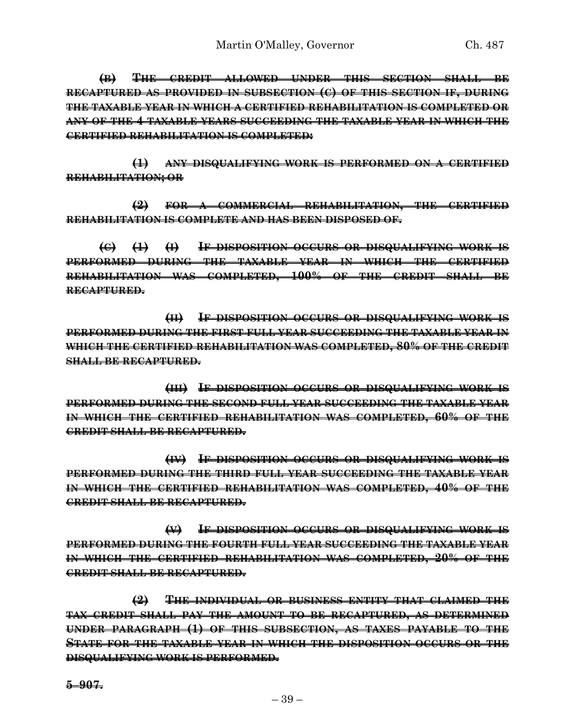**~~(B) THE CREDIT ALLOWED UNDER THIS SECTION SHALL BE RECAPTURED AS PROVIDED IN SUBSECTION (C) OF THIS SECTION IF, DURING THE TAXABLE YEAR IN WHICH A CERTIFIED REHABILITATION IS COMPLETED OR ANY OF THE 4 TAXABLE YEARS SUCCEEDING THE TAXABLE YEAR IN WHICH THE CERTIFIED REHABILITATION IS COMPLETED:~~**

**~~(1) ANY DISQUALIFYING WORK IS PERFORMED ON A CERTIFIED REHABILITATION; OR~~**

**~~(2) FOR A COMMERCIAL REHABILITATION, THE CERTIFIED REHABILITATION IS COMPLETE AND HAS BEEN DISPOSED OF.~~**

**~~(C) (1) (I) IF DISPOSITION OCCURS OR DISQUALIFYING WORK IS PERFORMED DURING THE TAXABLE YEAR IN WHICH THE CERTIFIED REHABILITATION WAS COMPLETED, 100% OF THE CREDIT SHALL BE RECAPTURED.~~**

**~~(II) IF DISPOSITION OCCURS OR DISQUALIFYING WORK IS PERFORMED DURING THE FIRST FULL YEAR SUCCEEDING THE TAXABLE YEAR IN WHICH THE CERTIFIED REHABILITATION WAS COMPLETED, 80% OF THE CREDIT SHALL BE RECAPTURED.~~**

**~~(III) IF DISPOSITION OCCURS OR DISQUALIFYING WORK IS PERFORMED DURING THE SECOND FULL YEAR SUCCEEDING THE TAXABLE YEAR IN WHICH THE CERTIFIED REHABILITATION WAS COMPLETED, 60% OF THE CREDIT SHALL BE RECAPTURED.~~**

**~~(IV) IF DISPOSITION OCCURS OR DISQUALIFYING WORK IS PERFORMED DURING THE THIRD FULL YEAR SUCCEEDING THE TAXABLE YEAR IN WHICH THE CERTIFIED REHABILITATION WAS COMPLETED, 40% OF THE CREDIT SHALL BE RECAPTURED.~~**

**~~(V) IF DISPOSITION OCCURS OR DISQUALIFYING WORK IS PERFORMED DURING THE FOURTH FULL YEAR SUCCEEDING THE TAXABLE YEAR IN WHICH THE CERTIFIED REHABILITATION WAS COMPLETED, 20% OF THE CREDIT SHALL BE RECAPTURED.~~**

**~~(2) THE INDIVIDUAL OR BUSINESS ENTITY THAT CLAIMED THE TAX CREDIT SHALL PAY THE AMOUNT TO BE RECAPTURED, AS DETERMINED UNDER PARAGRAPH (1) OF THIS SUBSECTION, AS TAXES PAYABLE TO THE STATE FOR THE TAXABLE YEAR IN WHICH THE DISPOSITION OCCURS OR THE DISQUALIFYING WORK IS PERFORMED.~~**

**~~5–907.~~**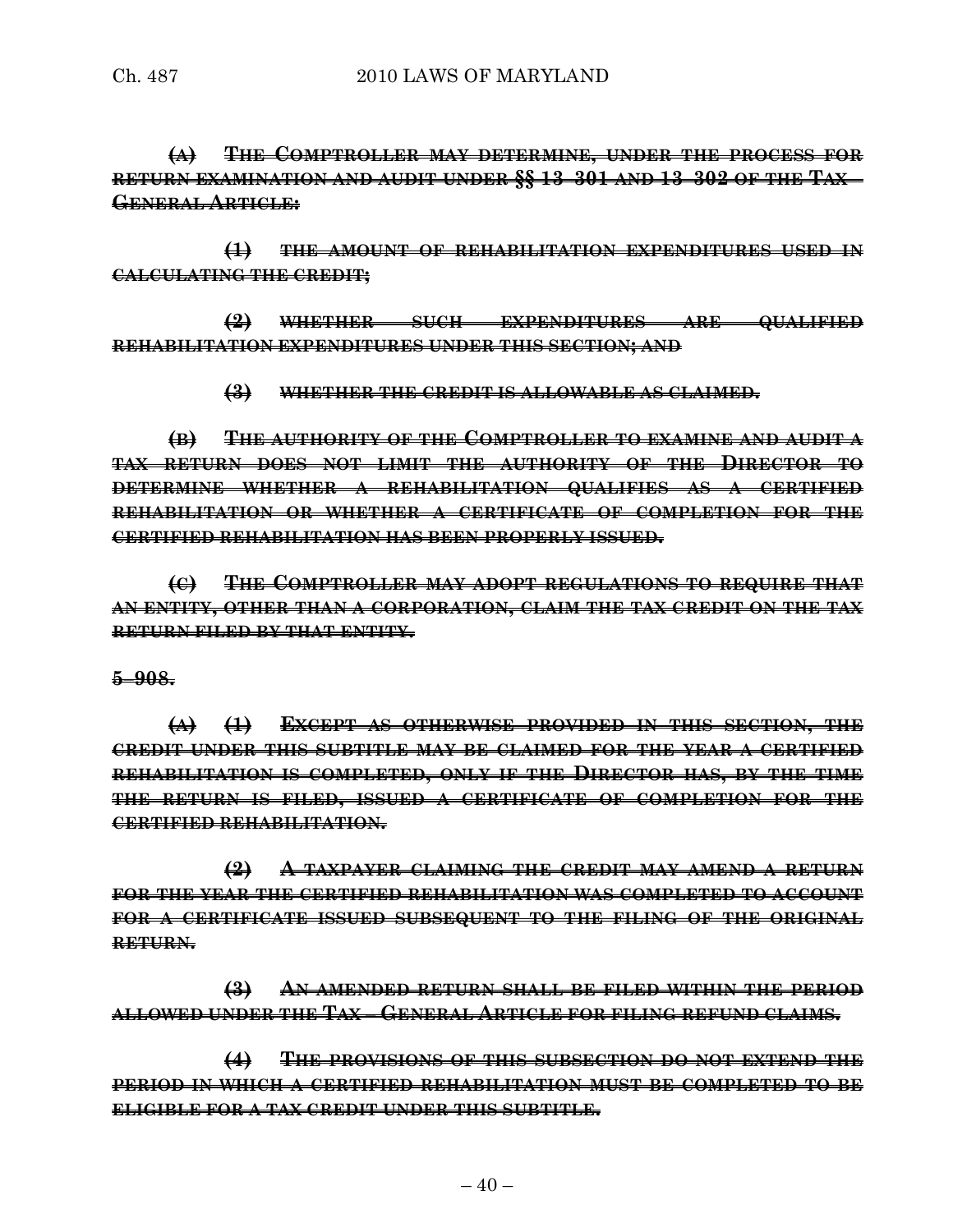~~**(A) THE COMPTROLLER MAY DETERMINE, UNDER THE PROCESS FOR RETURN EXAMINATION AND AUDIT UNDER §§ 13–301 AND 13–302 OF THE TAX – GENERAL ARTICLE:**~~

~~**(1) THE AMOUNT OF REHABILITATION EXPENDITURES USED IN CALCULATING THE CREDIT;**~~

~~**(2) WHETHER SUCH EXPENDITURES ARE QUALIFIED REHABILITATION EXPENDITURES UNDER THIS SECTION; AND**~~

~~**(3) WHETHER THE CREDIT IS ALLOWABLE AS CLAIMED.**~~

~~**(B) THE AUTHORITY OF THE COMPTROLLER TO EXAMINE AND AUDIT A TAX RETURN DOES NOT LIMIT THE AUTHORITY OF THE DIRECTOR TO DETERMINE WHETHER A REHABILITATION QUALIFIES AS A CERTIFIED REHABILITATION OR WHETHER A CERTIFICATE OF COMPLETION FOR THE CERTIFIED REHABILITATION HAS BEEN PROPERLY ISSUED.**~~

~~**(C) THE COMPTROLLER MAY ADOPT REGULATIONS TO REQUIRE THAT AN ENTITY, OTHER THAN A CORPORATION, CLAIM THE TAX CREDIT ON THE TAX RETURN FILED BY THAT ENTITY.**~~

~~**5–908.**~~

~~**(A) (1) EXCEPT AS OTHERWISE PROVIDED IN THIS SECTION, THE CREDIT UNDER THIS SUBTITLE MAY BE CLAIMED FOR THE YEAR A CERTIFIED REHABILITATION IS COMPLETED, ONLY IF THE DIRECTOR HAS, BY THE TIME THE RETURN IS FILED, ISSUED A CERTIFICATE OF COMPLETION FOR THE CERTIFIED REHABILITATION.**~~

~~**(2) A TAXPAYER CLAIMING THE CREDIT MAY AMEND A RETURN FOR THE YEAR THE CERTIFIED REHABILITATION WAS COMPLETED TO ACCOUNT FOR A CERTIFICATE ISSUED SUBSEQUENT TO THE FILING OF THE ORIGINAL RETURN.**~~

~~**(3) AN AMENDED RETURN SHALL BE FILED WITHIN THE PERIOD ALLOWED UNDER THE TAX – GENERAL ARTICLE FOR FILING REFUND CLAIMS.**~~

~~**(4) THE PROVISIONS OF THIS SUBSECTION DO NOT EXTEND THE PERIOD IN WHICH A CERTIFIED REHABILITATION MUST BE COMPLETED TO BE ELIGIBLE FOR A TAX CREDIT UNDER THIS SUBTITLE.**~~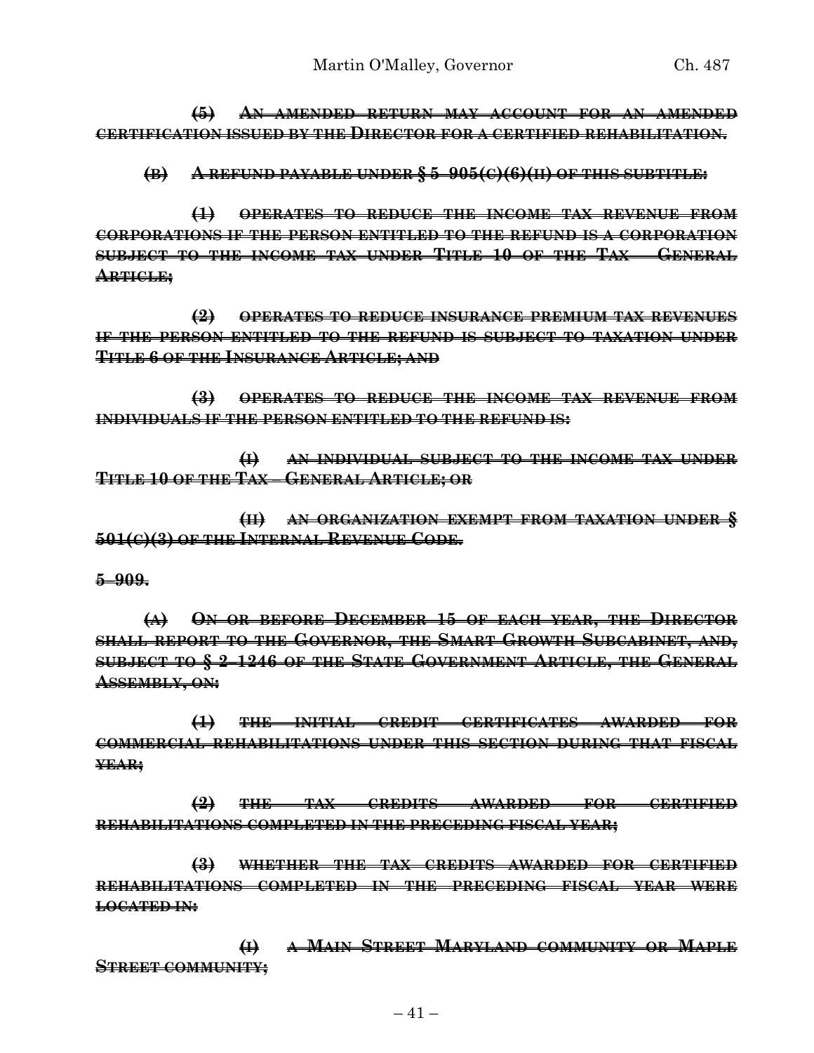~~**(5) AN AMENDED RETURN MAY ACCOUNT FOR AN AMENDED CERTIFICATION ISSUED BY THE DIRECTOR FOR A CERTIFIED REHABILITATION.**~~

~~**(B) A REFUND PAYABLE UNDER § 5–905(C)(6)(II) OF THIS SUBTITLE:**~~

~~**(1) OPERATES TO REDUCE THE INCOME TAX REVENUE FROM CORPORATIONS IF THE PERSON ENTITLED TO THE REFUND IS A CORPORATION SUBJECT TO THE INCOME TAX UNDER TITLE 10 OF THE TAX – GENERAL ARTICLE;**~~

~~**(2) OPERATES TO REDUCE INSURANCE PREMIUM TAX REVENUES IF THE PERSON ENTITLED TO THE REFUND IS SUBJECT TO TAXATION UNDER TITLE 6 OF THE INSURANCE ARTICLE; AND**~~

~~**(3) OPERATES TO REDUCE THE INCOME TAX REVENUE FROM INDIVIDUALS IF THE PERSON ENTITLED TO THE REFUND IS:**~~

~~**(I) AN INDIVIDUAL SUBJECT TO THE INCOME TAX UNDER TITLE 10 OF THE TAX – GENERAL ARTICLE; OR**~~

~~**(II) AN ORGANIZATION EXEMPT FROM TAXATION UNDER § 501(C)(3) OF THE INTERNAL REVENUE CODE.**~~

~~**5–909.**~~

~~**(A) ON OR BEFORE DECEMBER 15 OF EACH YEAR, THE DIRECTOR SHALL REPORT TO THE GOVERNOR, THE SMART GROWTH SUBCABINET, AND, SUBJECT TO § 2–1246 OF THE STATE GOVERNMENT ARTICLE, THE GENERAL ASSEMBLY, ON:**~~

~~**(1) THE INITIAL CREDIT CERTIFICATES AWARDED FOR COMMERCIAL REHABILITATIONS UNDER THIS SECTION DURING THAT FISCAL YEAR;**~~

~~**(2) THE TAX CREDITS AWARDED FOR CERTIFIED REHABILITATIONS COMPLETED IN THE PRECEDING FISCAL YEAR;**~~

~~**(3) WHETHER THE TAX CREDITS AWARDED FOR CERTIFIED REHABILITATIONS COMPLETED IN THE PRECEDING FISCAL YEAR WERE LOCATED IN:**~~

~~**(I) A MAIN STREET MARYLAND COMMUNITY OR MAPLE STREET COMMUNITY;**~~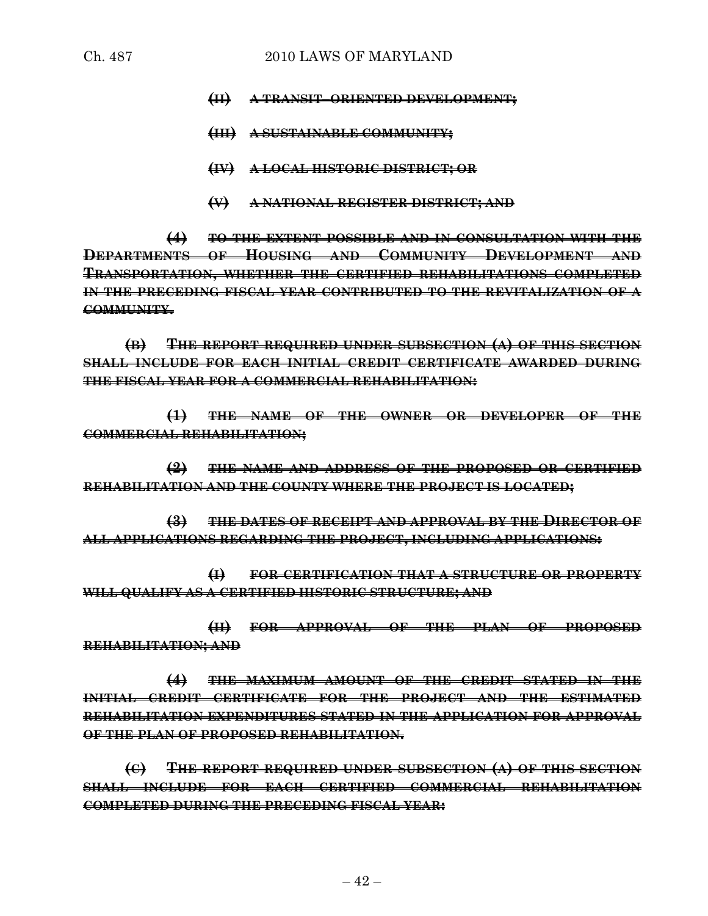~~(II) A TRANSIT–ORIENTED DEVELOPMENT;~~

~~(III) A SUSTAINABLE COMMUNITY;~~

~~(IV) A LOCAL HISTORIC DISTRICT; OR~~

~~(V) A NATIONAL REGISTER DISTRICT; AND~~

~~(4) TO THE EXTENT POSSIBLE AND IN CONSULTATION WITH THE DEPARTMENTS OF HOUSING AND COMMUNITY DEVELOPMENT AND TRANSPORTATION, WHETHER THE CERTIFIED REHABILITATIONS COMPLETED IN THE PRECEDING FISCAL YEAR CONTRIBUTED TO THE REVITALIZATION OF A COMMUNITY.~~

~~(B) THE REPORT REQUIRED UNDER SUBSECTION (A) OF THIS SECTION SHALL INCLUDE FOR EACH INITIAL CREDIT CERTIFICATE AWARDED DURING THE FISCAL YEAR FOR A COMMERCIAL REHABILITATION:~~

~~(1) THE NAME OF THE OWNER OR DEVELOPER OF THE COMMERCIAL REHABILITATION;~~

~~(2) THE NAME AND ADDRESS OF THE PROPOSED OR CERTIFIED REHABILITATION AND THE COUNTY WHERE THE PROJECT IS LOCATED;~~

~~(3) THE DATES OF RECEIPT AND APPROVAL BY THE DIRECTOR OF ALL APPLICATIONS REGARDING THE PROJECT, INCLUDING APPLICATIONS:~~

~~(I) FOR CERTIFICATION THAT A STRUCTURE OR PROPERTY WILL QUALIFY AS A CERTIFIED HISTORIC STRUCTURE; AND~~

~~(II) FOR APPROVAL OF THE PLAN OF PROPOSED REHABILITATION; AND~~

~~(4) THE MAXIMUM AMOUNT OF THE CREDIT STATED IN THE INITIAL CREDIT CERTIFICATE FOR THE PROJECT AND THE ESTIMATED REHABILITATION EXPENDITURES STATED IN THE APPLICATION FOR APPROVAL OF THE PLAN OF PROPOSED REHABILITATION.~~

~~(C) THE REPORT REQUIRED UNDER SUBSECTION (A) OF THIS SECTION SHALL INCLUDE FOR EACH CERTIFIED COMMERCIAL REHABILITATION COMPLETED DURING THE PRECEDING FISCAL YEAR:~~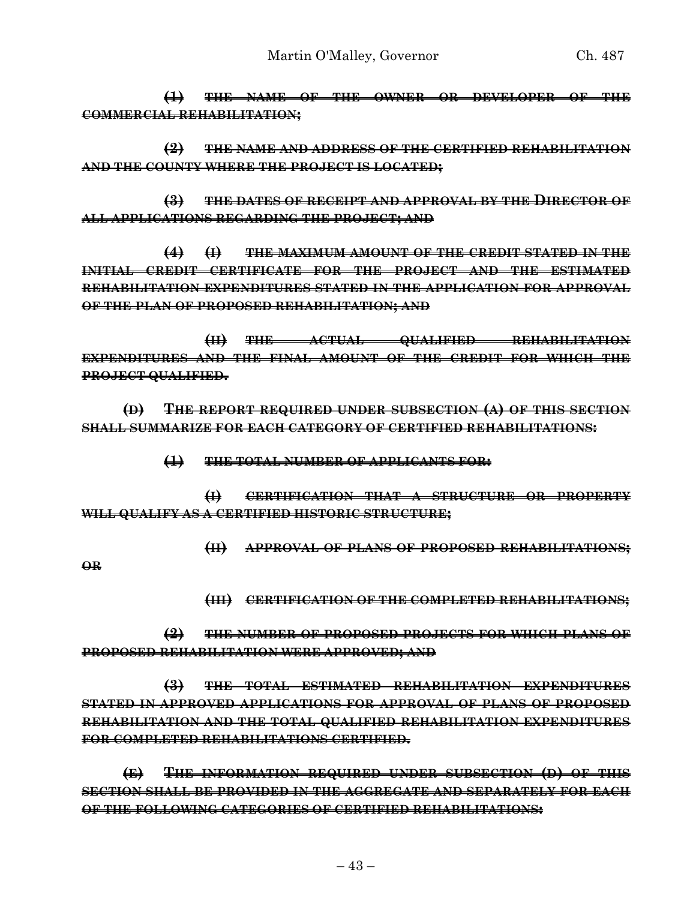~~**(1) THE NAME OF THE OWNER OR DEVELOPER OF THE COMMERCIAL REHABILITATION;**~~

~~**(2) THE NAME AND ADDRESS OF THE CERTIFIED REHABILITATION AND THE COUNTY WHERE THE PROJECT IS LOCATED;**~~

~~**(3) THE DATES OF RECEIPT AND APPROVAL BY THE DIRECTOR OF ALL APPLICATIONS REGARDING THE PROJECT; AND**~~

~~**(4) (I) THE MAXIMUM AMOUNT OF THE CREDIT STATED IN THE INITIAL CREDIT CERTIFICATE FOR THE PROJECT AND THE ESTIMATED REHABILITATION EXPENDITURES STATED IN THE APPLICATION FOR APPROVAL OF THE PLAN OF PROPOSED REHABILITATION; AND**~~

~~**(II) THE ACTUAL QUALIFIED REHABILITATION EXPENDITURES AND THE FINAL AMOUNT OF THE CREDIT FOR WHICH THE PROJECT QUALIFIED.**~~

~~**(D) THE REPORT REQUIRED UNDER SUBSECTION (A) OF THIS SECTION SHALL SUMMARIZE FOR EACH CATEGORY OF CERTIFIED REHABILITATIONS:**~~

~~**(1) THE TOTAL NUMBER OF APPLICANTS FOR:**~~

~~**(I) CERTIFICATION THAT A STRUCTURE OR PROPERTY WILL QUALIFY AS A CERTIFIED HISTORIC STRUCTURE;**~~

~~**(II) APPROVAL OF PLANS OF PROPOSED REHABILITATIONS; OR**~~

~~**(III) CERTIFICATION OF THE COMPLETED REHABILITATIONS;**~~

~~**(2) THE NUMBER OF PROPOSED PROJECTS FOR WHICH PLANS OF PROPOSED REHABILITATION WERE APPROVED; AND**~~

~~**(3) THE TOTAL ESTIMATED REHABILITATION EXPENDITURES STATED IN APPROVED APPLICATIONS FOR APPROVAL OF PLANS OF PROPOSED REHABILITATION AND THE TOTAL QUALIFIED REHABILITATION EXPENDITURES FOR COMPLETED REHABILITATIONS CERTIFIED.**~~

~~**(E) THE INFORMATION REQUIRED UNDER SUBSECTION (D) OF THIS SECTION SHALL BE PROVIDED IN THE AGGREGATE AND SEPARATELY FOR EACH OF THE FOLLOWING CATEGORIES OF CERTIFIED REHABILITATIONS:**~~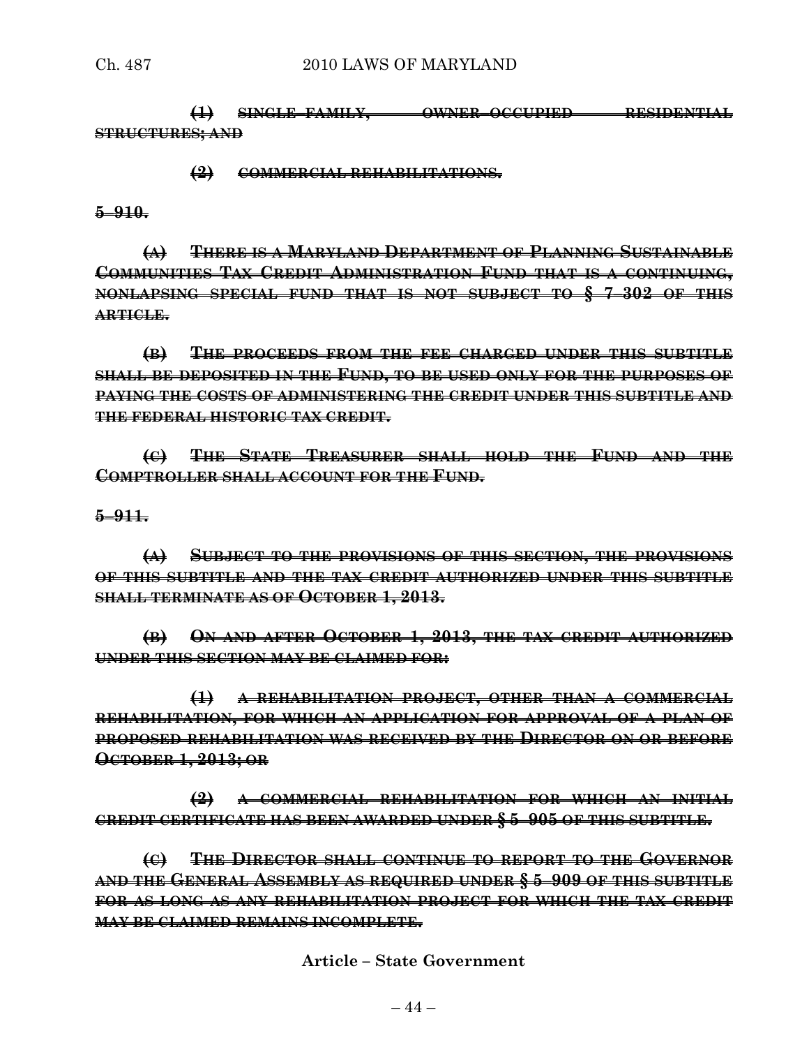~~(1) SINGLE–FAMILY, OWNER–OCCUPIED RESIDENTIAL STRUCTURES; AND~~

~~(2) COMMERCIAL REHABILITATIONS.~~

~~**5–910.**~~

~~**(A) THERE IS A MARYLAND DEPARTMENT OF PLANNING SUSTAINABLE COMMUNITIES TAX CREDIT ADMINISTRATION FUND THAT IS A CONTINUING, NONLAPSING SPECIAL FUND THAT IS NOT SUBJECT TO § 7–302 OF THIS ARTICLE.**~~

~~**(B) THE PROCEEDS FROM THE FEE CHARGED UNDER THIS SUBTITLE SHALL BE DEPOSITED IN THE FUND, TO BE USED ONLY FOR THE PURPOSES OF PAYING THE COSTS OF ADMINISTERING THE CREDIT UNDER THIS SUBTITLE AND THE FEDERAL HISTORIC TAX CREDIT.**~~

~~**(C) THE STATE TREASURER SHALL HOLD THE FUND AND THE COMPTROLLER SHALL ACCOUNT FOR THE FUND.**~~

~~**5–911.**~~

~~**(A) SUBJECT TO THE PROVISIONS OF THIS SECTION, THE PROVISIONS OF THIS SUBTITLE AND THE TAX CREDIT AUTHORIZED UNDER THIS SUBTITLE SHALL TERMINATE AS OF OCTOBER 1, 2013.**~~

~~**(B) ON AND AFTER OCTOBER 1, 2013, THE TAX CREDIT AUTHORIZED UNDER THIS SECTION MAY BE CLAIMED FOR:**~~

~~**(1) A REHABILITATION PROJECT, OTHER THAN A COMMERCIAL REHABILITATION, FOR WHICH AN APPLICATION FOR APPROVAL OF A PLAN OF PROPOSED REHABILITATION WAS RECEIVED BY THE DIRECTOR ON OR BEFORE OCTOBER 1, 2013; OR**~~

~~**(2) A COMMERCIAL REHABILITATION FOR WHICH AN INITIAL CREDIT CERTIFICATE HAS BEEN AWARDED UNDER § 5–905 OF THIS SUBTITLE.**~~

~~**(C) THE DIRECTOR SHALL CONTINUE TO REPORT TO THE GOVERNOR AND THE GENERAL ASSEMBLY AS REQUIRED UNDER § 5–909 OF THIS SUBTITLE FOR AS LONG AS ANY REHABILITATION PROJECT FOR WHICH THE TAX CREDIT MAY BE CLAIMED REMAINS INCOMPLETE.**~~

**Article – State Government**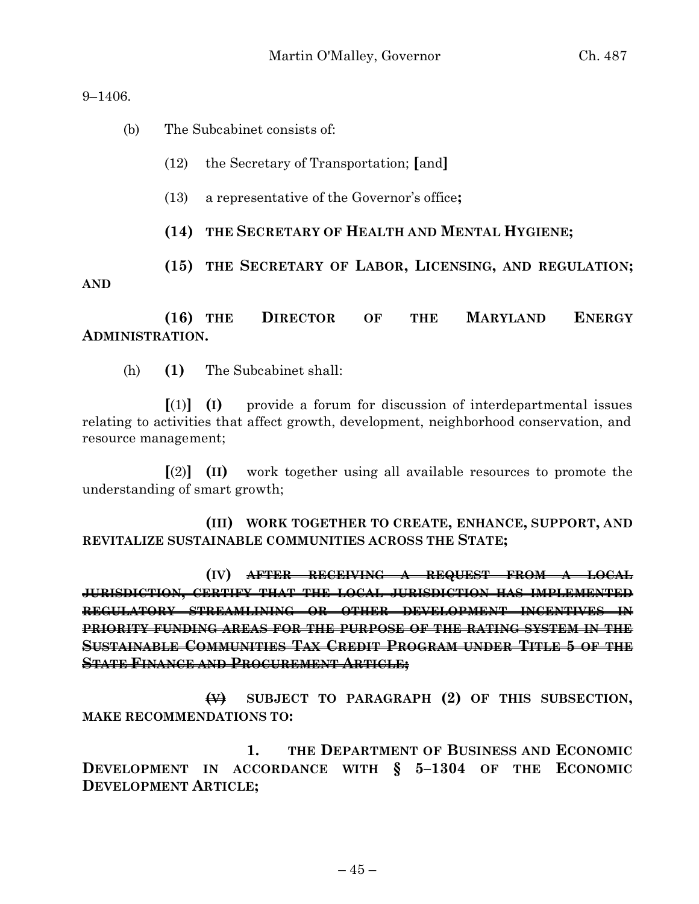9–1406.

(b) The Subcabinet consists of:

(12) the Secretary of Transportation; **[**and**]**

(13) a representative of the Governor's office**;**

**(14) THE SECRETARY OF HEALTH AND MENTAL HYGIENE;**

**(15) THE SECRETARY OF LABOR, LICENSING, AND REGULATION; AND**

**(16) THE DIRECTOR OF THE MARYLAND ENERGY ADMINISTRATION.**

(h) **(1)** The Subcabinet shall:

**[**(1)**]** **(I)** provide a forum for discussion of interdepartmental issues relating to activities that affect growth, development, neighborhood conservation, and resource management;

**[**(2)**]** **(II)** work together using all available resources to promote the understanding of smart growth;

**(III) WORK TOGETHER TO CREATE, ENHANCE, SUPPORT, AND REVITALIZE SUSTAINABLE COMMUNITIES ACROSS THE STATE;**

**(IV)** ~~**AFTER RECEIVING A REQUEST FROM A LOCAL JURISDICTION, CERTIFY THAT THE LOCAL JURISDICTION HAS IMPLEMENTED REGULATORY STREAMLINING OR OTHER DEVELOPMENT INCENTIVES IN PRIORITY FUNDING AREAS FOR THE PURPOSE OF THE RATING SYSTEM IN THE SUSTAINABLE COMMUNITIES TAX CREDIT PROGRAM UNDER TITLE 5 OF THE STATE FINANCE AND PROCUREMENT ARTICLE;**~~

~~**(V)**~~ **SUBJECT TO PARAGRAPH (2) OF THIS SUBSECTION, MAKE RECOMMENDATIONS TO:**

**1. THE DEPARTMENT OF BUSINESS AND ECONOMIC DEVELOPMENT IN ACCORDANCE WITH § 5–1304 OF THE ECONOMIC DEVELOPMENT ARTICLE;**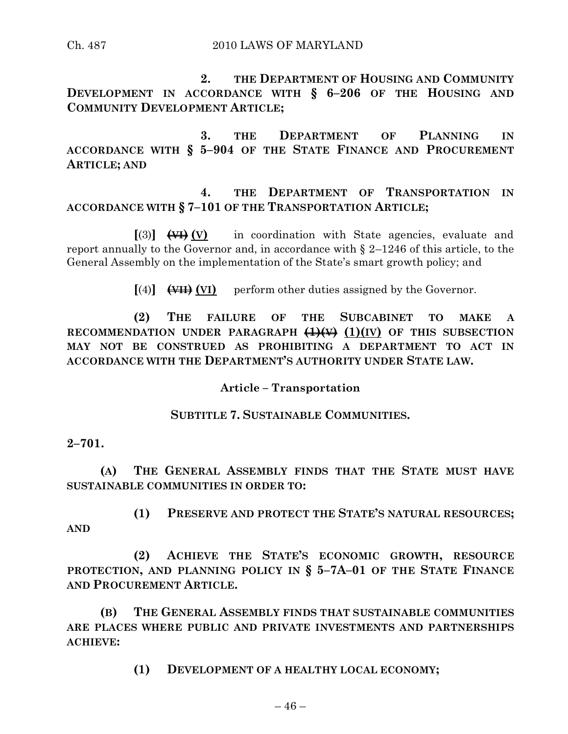2. THE DEPARTMENT OF HOUSING AND COMMUNITY DEVELOPMENT IN ACCORDANCE WITH § 6–206 OF THE HOUSING AND COMMUNITY DEVELOPMENT ARTICLE;

3. THE DEPARTMENT OF PLANNING IN ACCORDANCE WITH § 5–904 OF THE STATE FINANCE AND PROCUREMENT ARTICLE; AND

4. THE DEPARTMENT OF TRANSPORTATION IN ACCORDANCE WITH § 7–101 OF THE TRANSPORTATION ARTICLE;

[(3)] ~~(VI)~~ (V) in coordination with State agencies, evaluate and report annually to the Governor and, in accordance with § 2–1246 of this article, to the General Assembly on the implementation of the State's smart growth policy; and

[(4)] ~~(VII)~~ (VI) perform other duties assigned by the Governor.

**(2) THE FAILURE OF THE SUBCABINET TO MAKE A RECOMMENDATION UNDER PARAGRAPH ~~(1)(V)~~ (1)(IV) OF THIS SUBSECTION MAY NOT BE CONSTRUED AS PROHIBITING A DEPARTMENT TO ACT IN ACCORDANCE WITH THE DEPARTMENT'S AUTHORITY UNDER STATE LAW.**

**Article – Transportation**

**SUBTITLE 7. SUSTAINABLE COMMUNITIES.**

**2–701.**

**(A) THE GENERAL ASSEMBLY FINDS THAT THE STATE MUST HAVE SUSTAINABLE COMMUNITIES IN ORDER TO:**

**(1) PRESERVE AND PROTECT THE STATE'S NATURAL RESOURCES; AND**

**(2) ACHIEVE THE STATE'S ECONOMIC GROWTH, RESOURCE PROTECTION, AND PLANNING POLICY IN § 5–7A–01 OF THE STATE FINANCE AND PROCUREMENT ARTICLE.**

**(B) THE GENERAL ASSEMBLY FINDS THAT SUSTAINABLE COMMUNITIES ARE PLACES WHERE PUBLIC AND PRIVATE INVESTMENTS AND PARTNERSHIPS ACHIEVE:**

**(1) DEVELOPMENT OF A HEALTHY LOCAL ECONOMY;**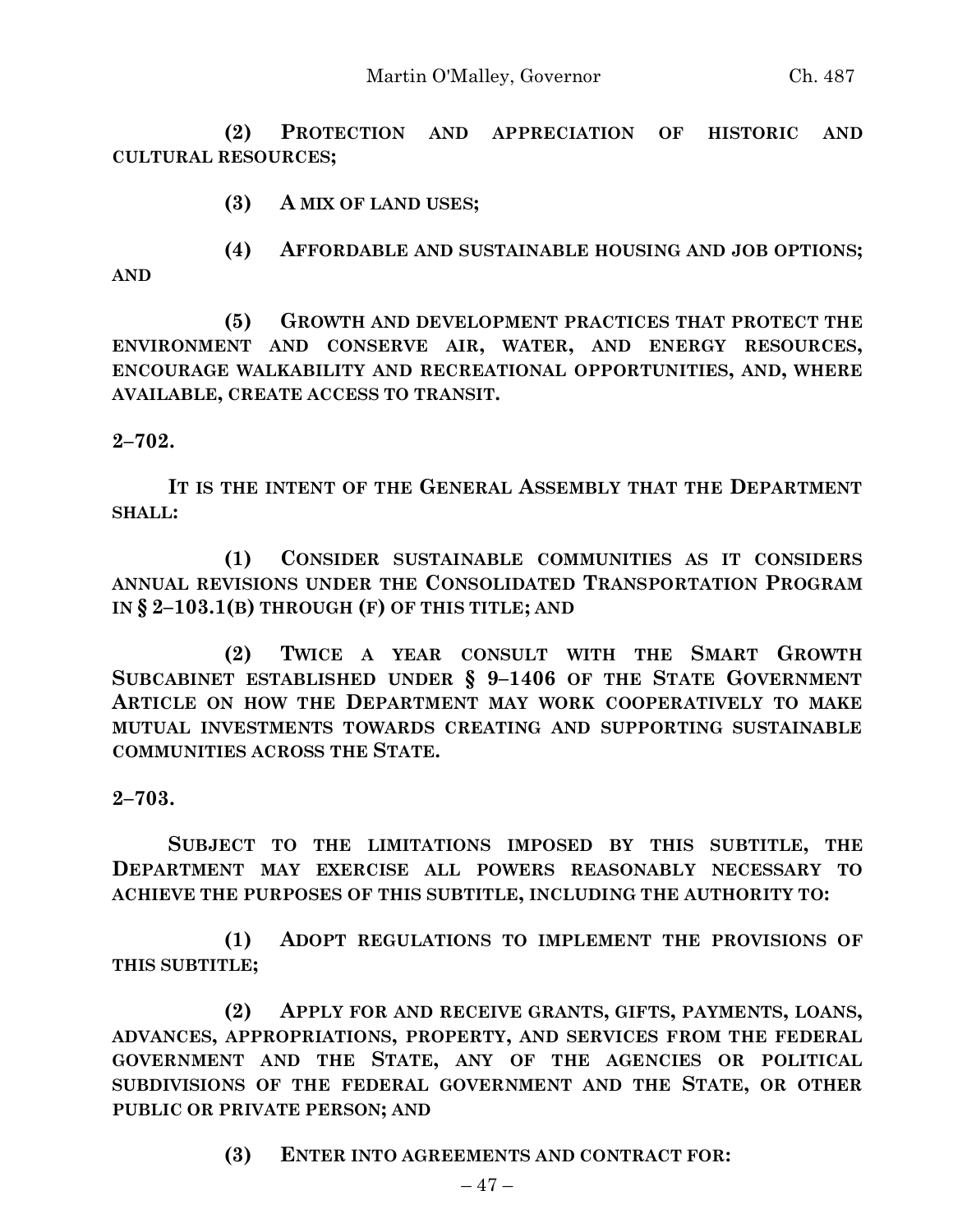**(2) PROTECTION AND APPRECIATION OF HISTORIC AND CULTURAL RESOURCES;**

**(3) A MIX OF LAND USES;**

**(4) AFFORDABLE AND SUSTAINABLE HOUSING AND JOB OPTIONS; AND**

**(5) GROWTH AND DEVELOPMENT PRACTICES THAT PROTECT THE ENVIRONMENT AND CONSERVE AIR, WATER, AND ENERGY RESOURCES, ENCOURAGE WALKABILITY AND RECREATIONAL OPPORTUNITIES, AND, WHERE AVAILABLE, CREATE ACCESS TO TRANSIT.**

**2–702.**

**IT IS THE INTENT OF THE GENERAL ASSEMBLY THAT THE DEPARTMENT SHALL:**

**(1) CONSIDER SUSTAINABLE COMMUNITIES AS IT CONSIDERS ANNUAL REVISIONS UNDER THE CONSOLIDATED TRANSPORTATION PROGRAM IN § 2–103.1(B) THROUGH (F) OF THIS TITLE; AND**

**(2) TWICE A YEAR CONSULT WITH THE SMART GROWTH SUBCABINET ESTABLISHED UNDER § 9–1406 OF THE STATE GOVERNMENT ARTICLE ON HOW THE DEPARTMENT MAY WORK COOPERATIVELY TO MAKE MUTUAL INVESTMENTS TOWARDS CREATING AND SUPPORTING SUSTAINABLE COMMUNITIES ACROSS THE STATE.**

**2–703.**

**SUBJECT TO THE LIMITATIONS IMPOSED BY THIS SUBTITLE, THE DEPARTMENT MAY EXERCISE ALL POWERS REASONABLY NECESSARY TO ACHIEVE THE PURPOSES OF THIS SUBTITLE, INCLUDING THE AUTHORITY TO:**

**(1) ADOPT REGULATIONS TO IMPLEMENT THE PROVISIONS OF THIS SUBTITLE;**

**(2) APPLY FOR AND RECEIVE GRANTS, GIFTS, PAYMENTS, LOANS, ADVANCES, APPROPRIATIONS, PROPERTY, AND SERVICES FROM THE FEDERAL GOVERNMENT AND THE STATE, ANY OF THE AGENCIES OR POLITICAL SUBDIVISIONS OF THE FEDERAL GOVERNMENT AND THE STATE, OR OTHER PUBLIC OR PRIVATE PERSON; AND**

**(3) ENTER INTO AGREEMENTS AND CONTRACT FOR:**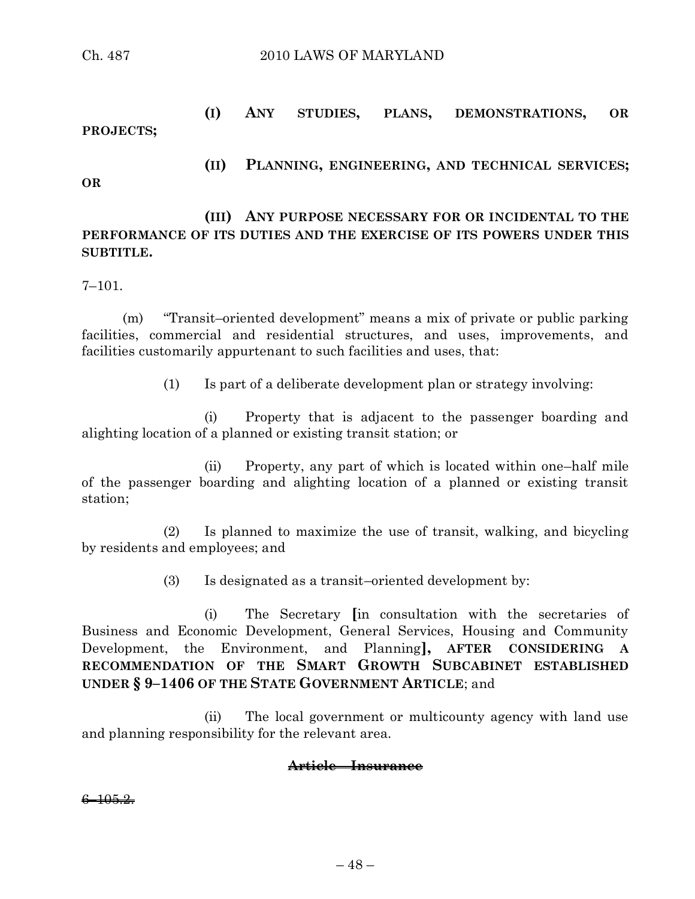**(I) ANY STUDIES, PLANS, DEMONSTRATIONS, OR PROJECTS;**

**(II) PLANNING, ENGINEERING, AND TECHNICAL SERVICES; OR**

**(III) ANY PURPOSE NECESSARY FOR OR INCIDENTAL TO THE PERFORMANCE OF ITS DUTIES AND THE EXERCISE OF ITS POWERS UNDER THIS SUBTITLE.**

7–101.

(m) "Transit–oriented development" means a mix of private or public parking facilities, commercial and residential structures, and uses, improvements, and facilities customarily appurtenant to such facilities and uses, that:

(1) Is part of a deliberate development plan or strategy involving:

(i) Property that is adjacent to the passenger boarding and alighting location of a planned or existing transit station; or

(ii) Property, any part of which is located within one–half mile of the passenger boarding and alighting location of a planned or existing transit station;

(2) Is planned to maximize the use of transit, walking, and bicycling by residents and employees; and

(3) Is designated as a transit–oriented development by:

(i) The Secretary **[**in consultation with the secretaries of Business and Economic Development, General Services, Housing and Community Development, the Environment, and Planning**], AFTER CONSIDERING A RECOMMENDATION OF THE SMART GROWTH SUBCABINET ESTABLISHED UNDER § 9–1406 OF THE STATE GOVERNMENT ARTICLE**; and

(ii) The local government or multicounty agency with land use and planning responsibility for the relevant area.

~~**Article – Insurance**~~

~~6–105.2.~~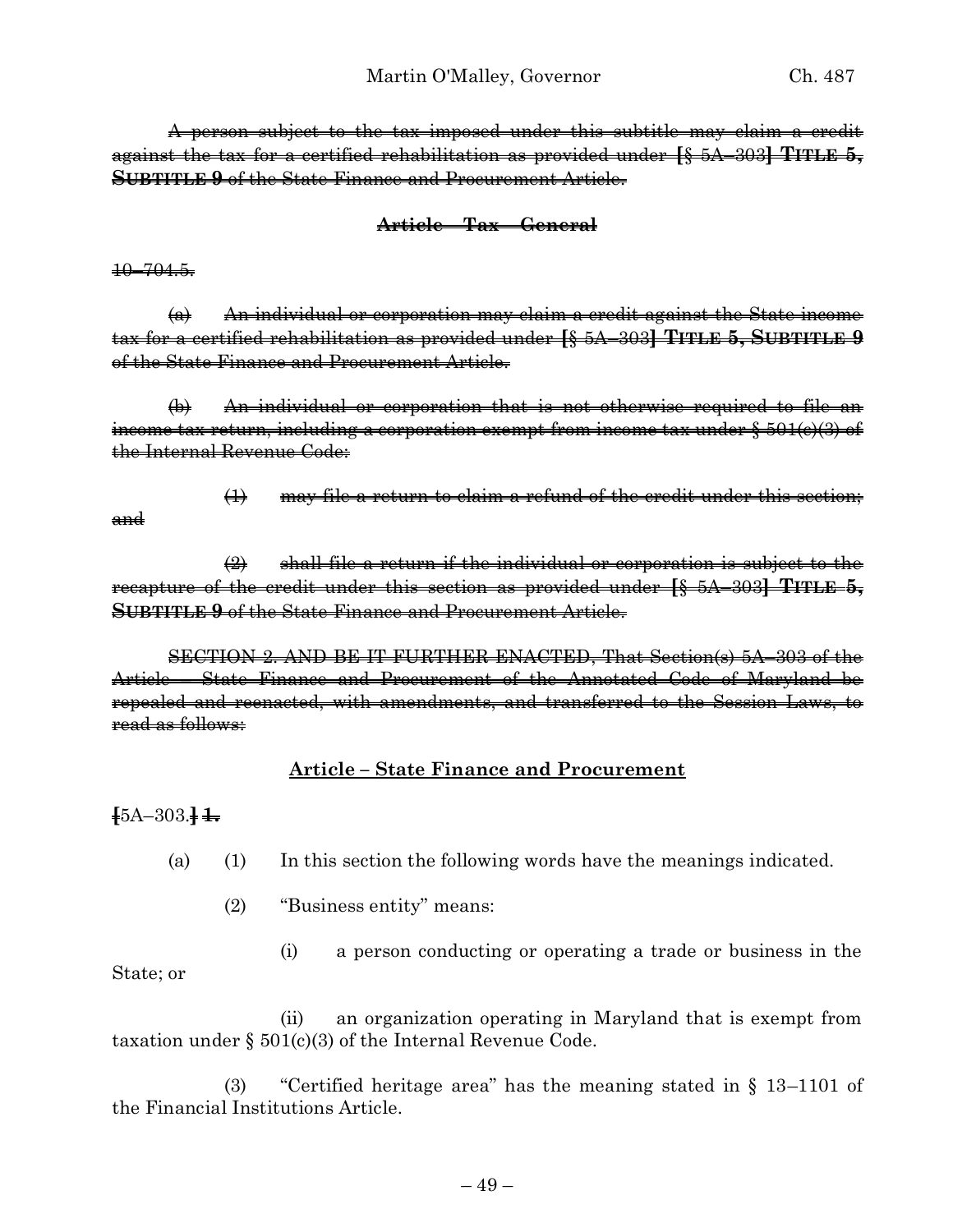~~A person subject to the tax imposed under this subtitle may claim a credit against the tax for a certified rehabilitation as provided under [§ 5A–303] **TITLE 5, SUBTITLE 9** of the State Finance and Procurement Article.~~

~~**Article – Tax – General**~~

~~10–704.5.~~

~~(a) An individual or corporation may claim a credit against the State income tax for a certified rehabilitation as provided under [§ 5A–303] **TITLE 5, SUBTITLE 9** of the State Finance and Procurement Article.~~

~~(b) An individual or corporation that is not otherwise required to file an income tax return, including a corporation exempt from income tax under § 501(c)(3) of the Internal Revenue Code:~~

~~(1) may file a return to claim a refund of the credit under this section; and~~

~~(2) shall file a return if the individual or corporation is subject to the recapture of the credit under this section as provided under [§ 5A–303] **TITLE 5, SUBTITLE 9** of the State Finance and Procurement Article.~~

~~SECTION 2. AND BE IT FURTHER ENACTED, That Section(s) 5A–303 of the Article – State Finance and Procurement of the Annotated Code of Maryland be repealed and reenacted, with amendments, and transferred to the Session Laws, to read as follows:~~

**<u>Article – State Finance and Procurement</u>**

~~[~~5A–303.~~]~~ ~~**1.**~~

(a) (1) In this section the following words have the meanings indicated.

(2) "Business entity" means:

(i) a person conducting or operating a trade or business in the State; or

(ii) an organization operating in Maryland that is exempt from taxation under § 501(c)(3) of the Internal Revenue Code.

(3) "Certified heritage area" has the meaning stated in § 13–1101 of the Financial Institutions Article.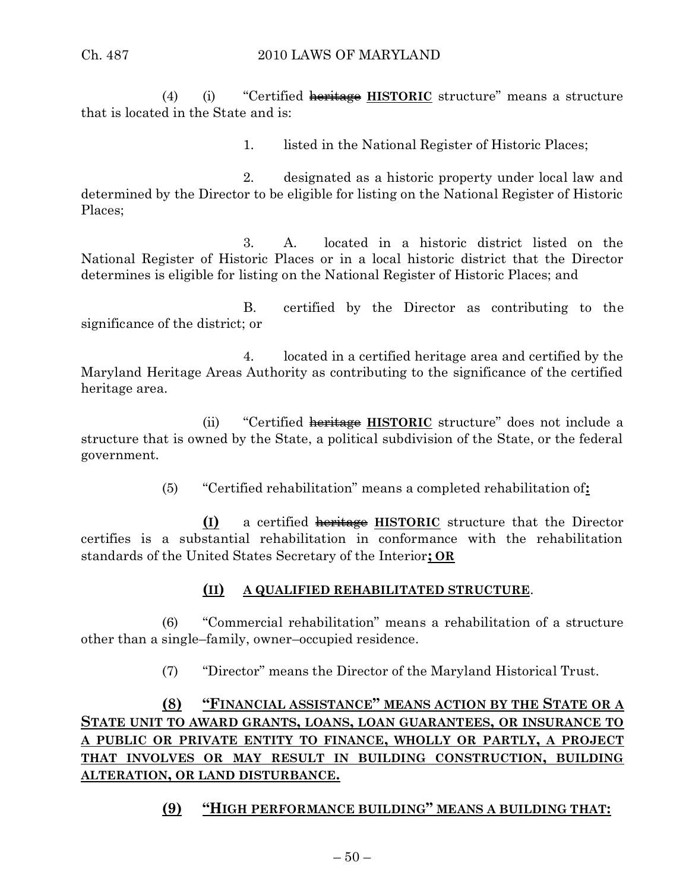(4) (i) "Certified ~~heritage~~ **HISTORIC** structure" means a structure that is located in the State and is:

1. listed in the National Register of Historic Places;

2. designated as a historic property under local law and determined by the Director to be eligible for listing on the National Register of Historic Places;

3. A. located in a historic district listed on the National Register of Historic Places or in a local historic district that the Director determines is eligible for listing on the National Register of Historic Places; and

B. certified by the Director as contributing to the significance of the district; or

4. located in a certified heritage area and certified by the Maryland Heritage Areas Authority as contributing to the significance of the certified heritage area.

(ii) "Certified ~~heritage~~ **HISTORIC** structure" does not include a structure that is owned by the State, a political subdivision of the State, or the federal government.

(5) "Certified rehabilitation" means a completed rehabilitation of**:**

**(I)** a certified ~~heritage~~ **HISTORIC** structure that the Director certifies is a substantial rehabilitation in conformance with the rehabilitation standards of the United States Secretary of the Interior**; OR**

**(II) A QUALIFIED REHABILITATED STRUCTURE**.

(6) "Commercial rehabilitation" means a rehabilitation of a structure other than a single–family, owner–occupied residence.

(7) "Director" means the Director of the Maryland Historical Trust.

**(8) "FINANCIAL ASSISTANCE" MEANS ACTION BY THE STATE OR A STATE UNIT TO AWARD GRANTS, LOANS, LOAN GUARANTEES, OR INSURANCE TO A PUBLIC OR PRIVATE ENTITY TO FINANCE, WHOLLY OR PARTLY, A PROJECT THAT INVOLVES OR MAY RESULT IN BUILDING CONSTRUCTION, BUILDING ALTERATION, OR LAND DISTURBANCE.**

**(9) "HIGH PERFORMANCE BUILDING" MEANS A BUILDING THAT:**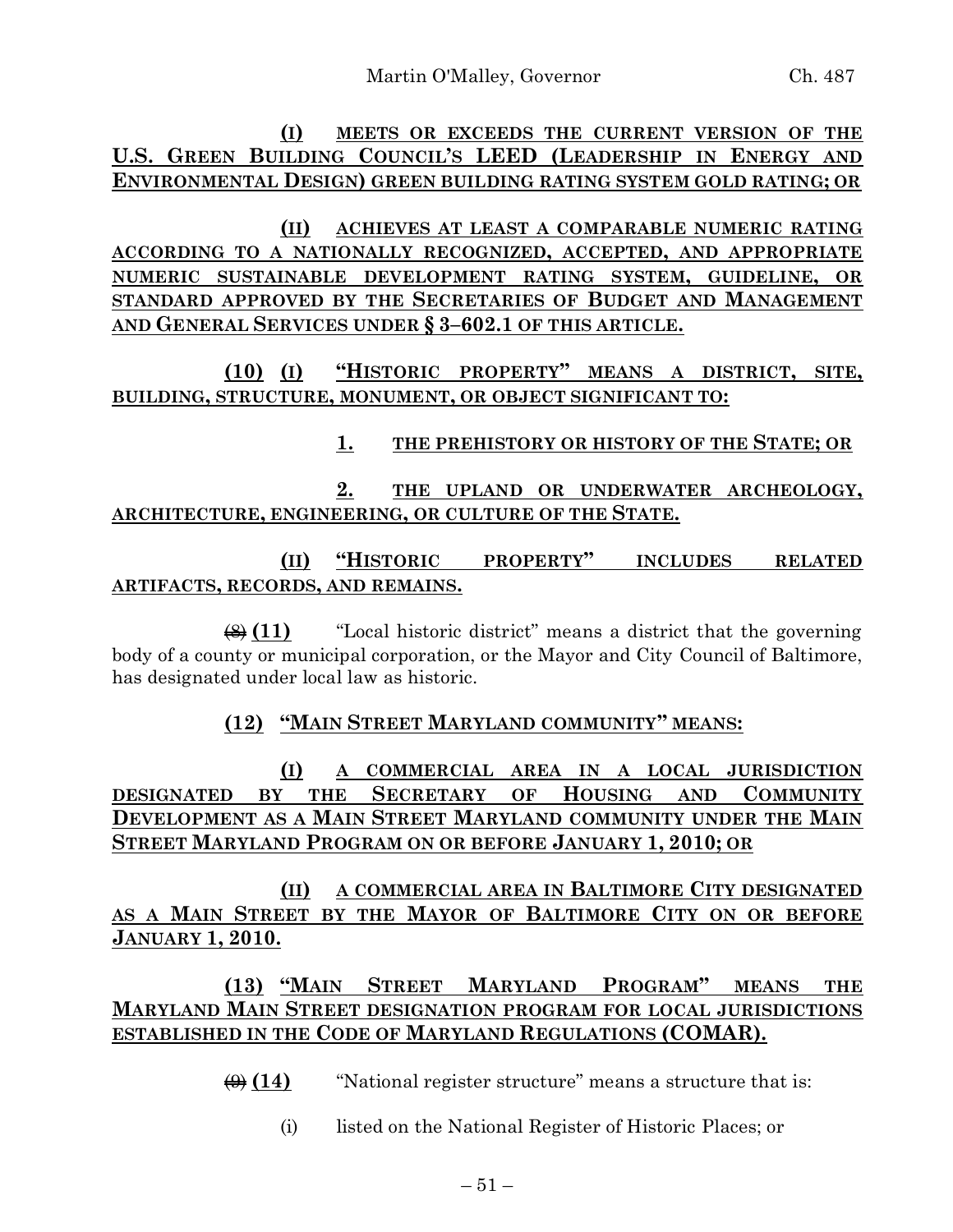**(I) MEETS OR EXCEEDS THE CURRENT VERSION OF THE U.S. GREEN BUILDING COUNCIL'S LEED (LEADERSHIP IN ENERGY AND ENVIRONMENTAL DESIGN) GREEN BUILDING RATING SYSTEM GOLD RATING; OR**

**(II) ACHIEVES AT LEAST A COMPARABLE NUMERIC RATING ACCORDING TO A NATIONALLY RECOGNIZED, ACCEPTED, AND APPROPRIATE NUMERIC SUSTAINABLE DEVELOPMENT RATING SYSTEM, GUIDELINE, OR STANDARD APPROVED BY THE SECRETARIES OF BUDGET AND MANAGEMENT AND GENERAL SERVICES UNDER § 3–602.1 OF THIS ARTICLE.**

**(10) (I) "HISTORIC PROPERTY" MEANS A DISTRICT, SITE, BUILDING, STRUCTURE, MONUMENT, OR OBJECT SIGNIFICANT TO:**

**1. THE PREHISTORY OR HISTORY OF THE STATE; OR**

**2. THE UPLAND OR UNDERWATER ARCHEOLOGY, ARCHITECTURE, ENGINEERING, OR CULTURE OF THE STATE.**

**(II) "HISTORIC PROPERTY" INCLUDES RELATED ARTIFACTS, RECORDS, AND REMAINS.**

~~(8)~~ **(11)** "Local historic district" means a district that the governing body of a county or municipal corporation, or the Mayor and City Council of Baltimore, has designated under local law as historic.

**(12) "MAIN STREET MARYLAND COMMUNITY" MEANS:**

**(I) A COMMERCIAL AREA IN A LOCAL JURISDICTION DESIGNATED BY THE SECRETARY OF HOUSING AND COMMUNITY DEVELOPMENT AS A MAIN STREET MARYLAND COMMUNITY UNDER THE MAIN STREET MARYLAND PROGRAM ON OR BEFORE JANUARY 1, 2010; OR**

**(II) A COMMERCIAL AREA IN BALTIMORE CITY DESIGNATED AS A MAIN STREET BY THE MAYOR OF BALTIMORE CITY ON OR BEFORE JANUARY 1, 2010.**

**(13) "MAIN STREET MARYLAND PROGRAM" MEANS THE MARYLAND MAIN STREET DESIGNATION PROGRAM FOR LOCAL JURISDICTIONS ESTABLISHED IN THE CODE OF MARYLAND REGULATIONS (COMAR).**

~~(9)~~ **(14)** "National register structure" means a structure that is:

(i) listed on the National Register of Historic Places; or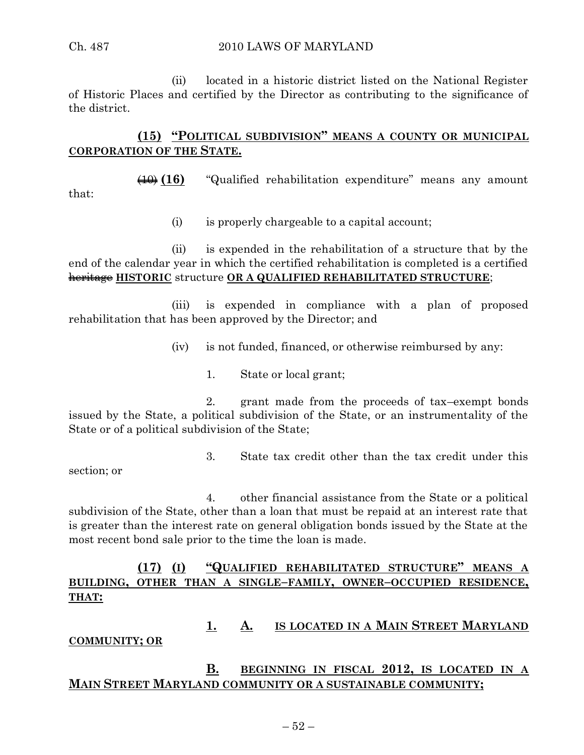(ii) located in a historic district listed on the National Register of Historic Places and certified by the Director as contributing to the significance of the district.

**(15) "POLITICAL SUBDIVISION" MEANS A COUNTY OR MUNICIPAL CORPORATION OF THE STATE.**

~~(10)~~ **(16)** "Qualified rehabilitation expenditure" means any amount that:

(i) is properly chargeable to a capital account;

(ii) is expended in the rehabilitation of a structure that by the end of the calendar year in which the certified rehabilitation is completed is a certified ~~heritage~~ **HISTORIC** structure **OR A QUALIFIED REHABILITATED STRUCTURE**;

(iii) is expended in compliance with a plan of proposed rehabilitation that has been approved by the Director; and

(iv) is not funded, financed, or otherwise reimbursed by any:

1. State or local grant;

2. grant made from the proceeds of tax–exempt bonds issued by the State, a political subdivision of the State, or an instrumentality of the State or of a political subdivision of the State;

3. State tax credit other than the tax credit under this section; or

4. other financial assistance from the State or a political subdivision of the State, other than a loan that must be repaid at an interest rate that is greater than the interest rate on general obligation bonds issued by the State at the most recent bond sale prior to the time the loan is made.

**(17) (I) "QUALIFIED REHABILITATED STRUCTURE" MEANS A BUILDING, OTHER THAN A SINGLE–FAMILY, OWNER–OCCUPIED RESIDENCE, THAT:**

**1. A. IS LOCATED IN A MAIN STREET MARYLAND COMMUNITY; OR**

**B. BEGINNING IN FISCAL 2012, IS LOCATED IN A MAIN STREET MARYLAND COMMUNITY OR A SUSTAINABLE COMMUNITY;**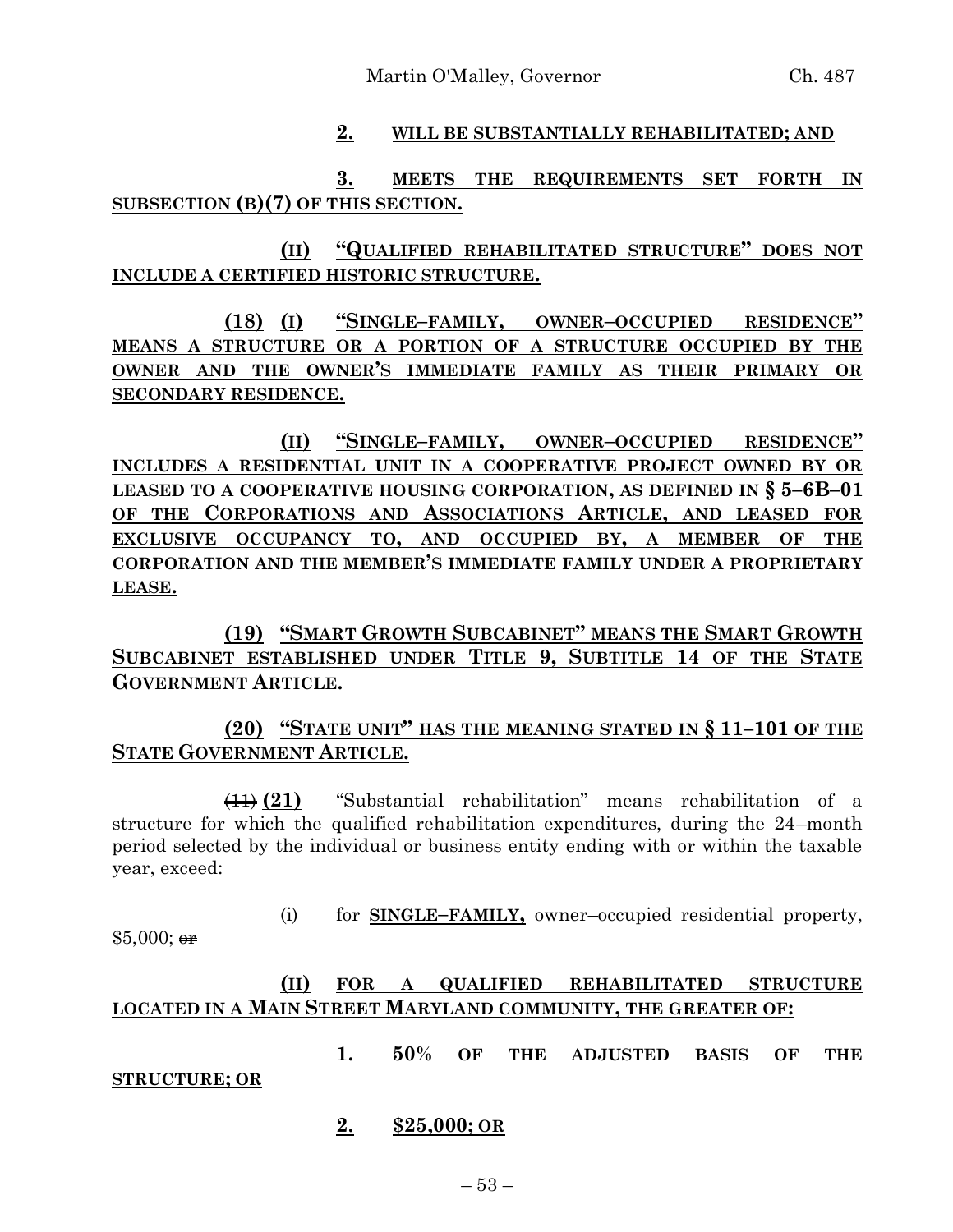2. WILL BE SUBSTANTIALLY REHABILITATED; AND

3. MEETS THE REQUIREMENTS SET FORTH IN SUBSECTION (B)(7) OF THIS SECTION.

(II) "QUALIFIED REHABILITATED STRUCTURE" DOES NOT INCLUDE A CERTIFIED HISTORIC STRUCTURE.

(18) (I) "SINGLE–FAMILY, OWNER–OCCUPIED RESIDENCE" MEANS A STRUCTURE OR A PORTION OF A STRUCTURE OCCUPIED BY THE OWNER AND THE OWNER'S IMMEDIATE FAMILY AS THEIR PRIMARY OR SECONDARY RESIDENCE.

(II) "SINGLE–FAMILY, OWNER–OCCUPIED RESIDENCE" INCLUDES A RESIDENTIAL UNIT IN A COOPERATIVE PROJECT OWNED BY OR LEASED TO A COOPERATIVE HOUSING CORPORATION, AS DEFINED IN § 5–6B–01 OF THE CORPORATIONS AND ASSOCIATIONS ARTICLE, AND LEASED FOR EXCLUSIVE OCCUPANCY TO, AND OCCUPIED BY, A MEMBER OF THE CORPORATION AND THE MEMBER'S IMMEDIATE FAMILY UNDER A PROPRIETARY LEASE.

(19) "SMART GROWTH SUBCABINET" MEANS THE SMART GROWTH SUBCABINET ESTABLISHED UNDER TITLE 9, SUBTITLE 14 OF THE STATE GOVERNMENT ARTICLE.

(20) "STATE UNIT" HAS THE MEANING STATED IN § 11–101 OF THE STATE GOVERNMENT ARTICLE.

~~(11)~~ **(21)** "Substantial rehabilitation" means rehabilitation of a structure for which the qualified rehabilitation expenditures, during the 24–month period selected by the individual or business entity ending with or within the taxable year, exceed:

(i) for **SINGLE–FAMILY,** owner–occupied residential property, $5,000; ~~or~~

(II) FOR A QUALIFIED REHABILITATED STRUCTURE LOCATED IN A MAIN STREET MARYLAND COMMUNITY, THE GREATER OF:

1. 50% OF THE ADJUSTED BASIS OF THE STRUCTURE; OR

2. $25,000; OR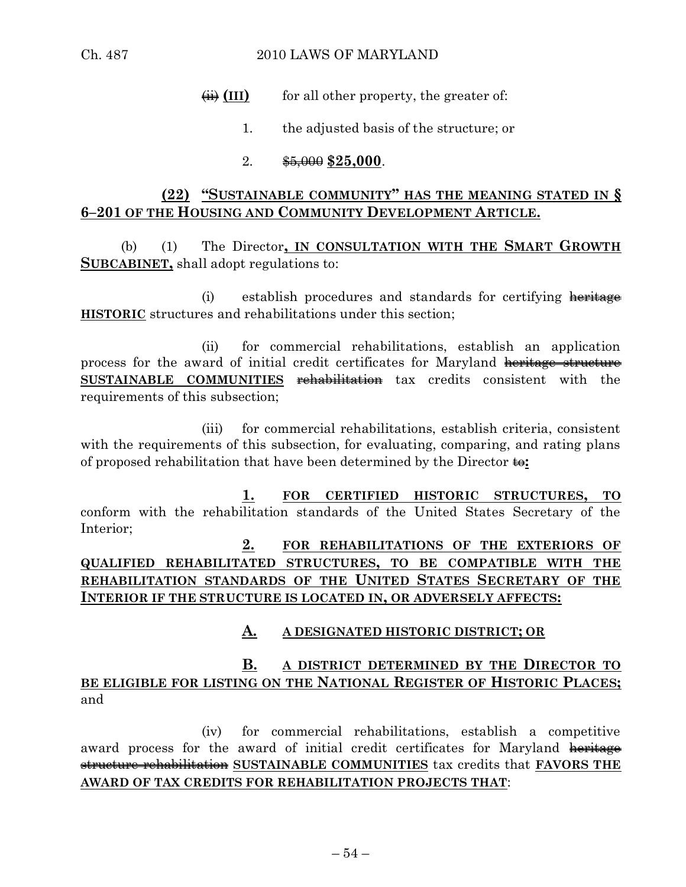~~(ii)~~ **(III)** for all other property, the greater of:

1. the adjusted basis of the structure; or

2. ~~$5,000~~ **$25,000**.

**(22) "SUSTAINABLE COMMUNITY" HAS THE MEANING STATED IN § 6–201 OF THE HOUSING AND COMMUNITY DEVELOPMENT ARTICLE.**

(b) (1) The Director**, IN CONSULTATION WITH THE SMART GROWTH SUBCABINET,** shall adopt regulations to:

(i) establish procedures and standards for certifying ~~heritage~~ **HISTORIC** structures and rehabilitations under this section;

(ii) for commercial rehabilitations, establish an application process for the award of initial credit certificates for Maryland ~~heritage structure~~ **SUSTAINABLE COMMUNITIES** ~~rehabilitation~~ tax credits consistent with the requirements of this subsection;

(iii) for commercial rehabilitations, establish criteria, consistent with the requirements of this subsection, for evaluating, comparing, and rating plans of proposed rehabilitation that have been determined by the Director ~~to~~**:**

**1. FOR CERTIFIED HISTORIC STRUCTURES, TO** conform with the rehabilitation standards of the United States Secretary of the Interior;

**2. FOR REHABILITATIONS OF THE EXTERIORS OF QUALIFIED REHABILITATED STRUCTURES, TO BE COMPATIBLE WITH THE REHABILITATION STANDARDS OF THE UNITED STATES SECRETARY OF THE INTERIOR IF THE STRUCTURE IS LOCATED IN, OR ADVERSELY AFFECTS:**

**A. A DESIGNATED HISTORIC DISTRICT; OR**

**B. A DISTRICT DETERMINED BY THE DIRECTOR TO BE ELIGIBLE FOR LISTING ON THE NATIONAL REGISTER OF HISTORIC PLACES;** and

(iv) for commercial rehabilitations, establish a competitive award process for the award of initial credit certificates for Maryland ~~heritage structure rehabilitation~~ **SUSTAINABLE COMMUNITIES** tax credits that **FAVORS THE AWARD OF TAX CREDITS FOR REHABILITATION PROJECTS THAT**: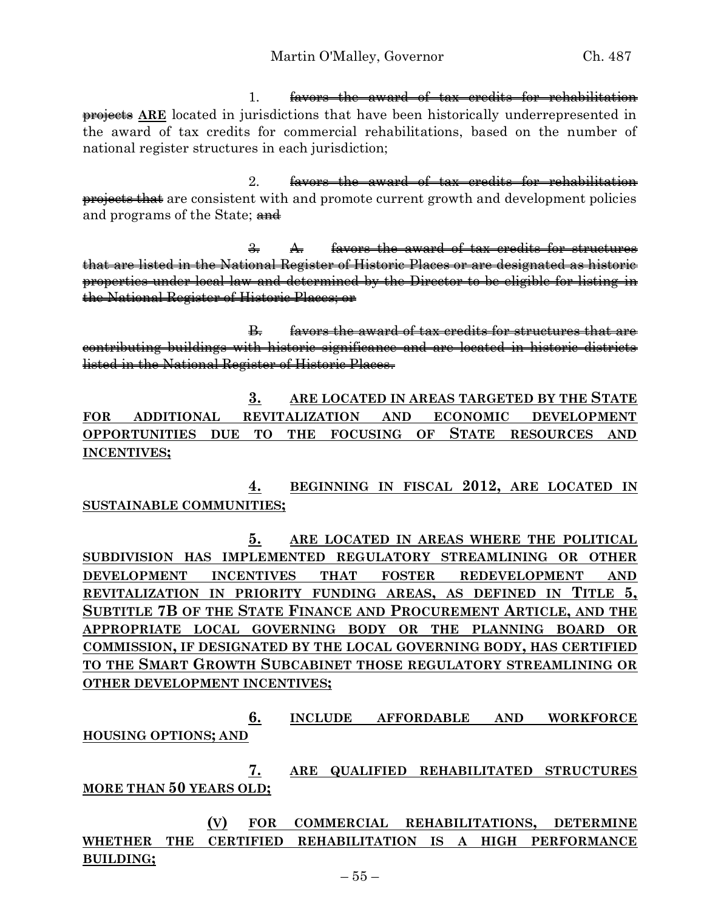1. ~~favors the award of tax credits for rehabilitation projects~~ **ARE** located in jurisdictions that have been historically underrepresented in the award of tax credits for commercial rehabilitations, based on the number of national register structures in each jurisdiction;

2. ~~favors the award of tax credits for rehabilitation projects that~~ are consistent with and promote current growth and development policies and programs of the State; ~~and~~

~~3. A. favors the award of tax credits for structures that are listed in the National Register of Historic Places or are designated as historic properties under local law and determined by the Director to be eligible for listing in the National Register of Historic Places; or~~

~~B. favors the award of tax credits for structures that are contributing buildings with historic significance and are located in historic districts listed in the National Register of Historic Places.~~

**3. ARE LOCATED IN AREAS TARGETED BY THE STATE FOR ADDITIONAL REVITALIZATION AND ECONOMIC DEVELOPMENT OPPORTUNITIES DUE TO THE FOCUSING OF STATE RESOURCES AND INCENTIVES;**

**4. BEGINNING IN FISCAL 2012, ARE LOCATED IN SUSTAINABLE COMMUNITIES;**

**5. ARE LOCATED IN AREAS WHERE THE POLITICAL SUBDIVISION HAS IMPLEMENTED REGULATORY STREAMLINING OR OTHER DEVELOPMENT INCENTIVES THAT FOSTER REDEVELOPMENT AND REVITALIZATION IN PRIORITY FUNDING AREAS, AS DEFINED IN TITLE 5, SUBTITLE 7B OF THE STATE FINANCE AND PROCUREMENT ARTICLE, AND THE APPROPRIATE LOCAL GOVERNING BODY OR THE PLANNING BOARD OR COMMISSION, IF DESIGNATED BY THE LOCAL GOVERNING BODY, HAS CERTIFIED TO THE SMART GROWTH SUBCABINET THOSE REGULATORY STREAMLINING OR OTHER DEVELOPMENT INCENTIVES;**

**6. INCLUDE AFFORDABLE AND WORKFORCE HOUSING OPTIONS; AND**

**7. ARE QUALIFIED REHABILITATED STRUCTURES MORE THAN 50 YEARS OLD;**

**(V) FOR COMMERCIAL REHABILITATIONS, DETERMINE WHETHER THE CERTIFIED REHABILITATION IS A HIGH PERFORMANCE BUILDING;**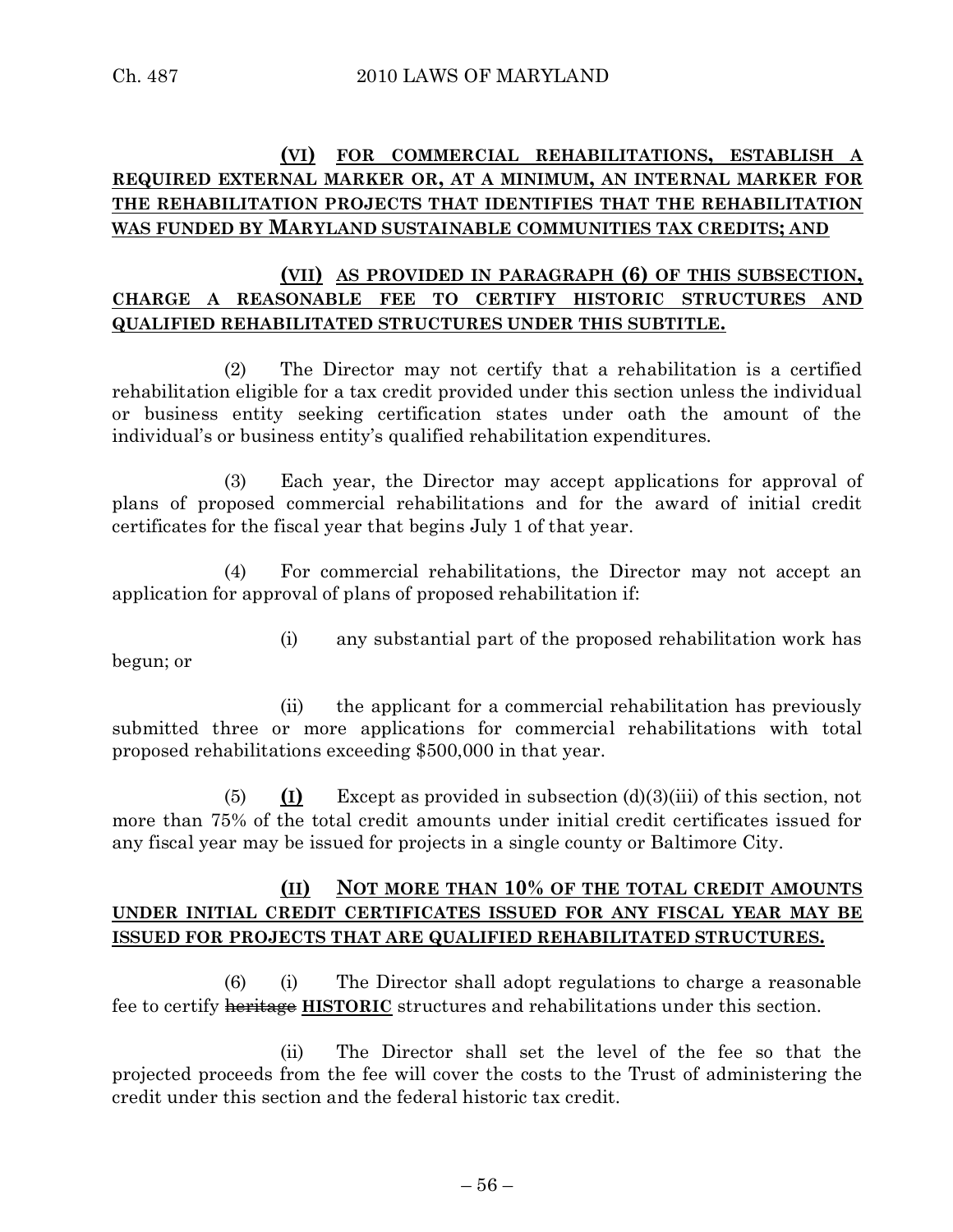**(VI) FOR COMMERCIAL REHABILITATIONS, ESTABLISH A REQUIRED EXTERNAL MARKER OR, AT A MINIMUM, AN INTERNAL MARKER FOR THE REHABILITATION PROJECTS THAT IDENTIFIES THAT THE REHABILITATION WAS FUNDED BY MARYLAND SUSTAINABLE COMMUNITIES TAX CREDITS; AND**

**(VII) AS PROVIDED IN PARAGRAPH (6) OF THIS SUBSECTION, CHARGE A REASONABLE FEE TO CERTIFY HISTORIC STRUCTURES AND QUALIFIED REHABILITATED STRUCTURES UNDER THIS SUBTITLE.**

(2) The Director may not certify that a rehabilitation is a certified rehabilitation eligible for a tax credit provided under this section unless the individual or business entity seeking certification states under oath the amount of the individual's or business entity's qualified rehabilitation expenditures.

(3) Each year, the Director may accept applications for approval of plans of proposed commercial rehabilitations and for the award of initial credit certificates for the fiscal year that begins July 1 of that year.

(4) For commercial rehabilitations, the Director may not accept an application for approval of plans of proposed rehabilitation if:

(i) any substantial part of the proposed rehabilitation work has begun; or

(ii) the applicant for a commercial rehabilitation has previously submitted three or more applications for commercial rehabilitations with total proposed rehabilitations exceeding $500,000 in that year.

(5) **(I)** Except as provided in subsection (d)(3)(iii) of this section, not more than 75% of the total credit amounts under initial credit certificates issued for any fiscal year may be issued for projects in a single county or Baltimore City.

**(II) NOT MORE THAN 10% OF THE TOTAL CREDIT AMOUNTS UNDER INITIAL CREDIT CERTIFICATES ISSUED FOR ANY FISCAL YEAR MAY BE ISSUED FOR PROJECTS THAT ARE QUALIFIED REHABILITATED STRUCTURES.**

(6) (i) The Director shall adopt regulations to charge a reasonable fee to certify ~~heritage~~ **HISTORIC** structures and rehabilitations under this section.

(ii) The Director shall set the level of the fee so that the projected proceeds from the fee will cover the costs to the Trust of administering the credit under this section and the federal historic tax credit.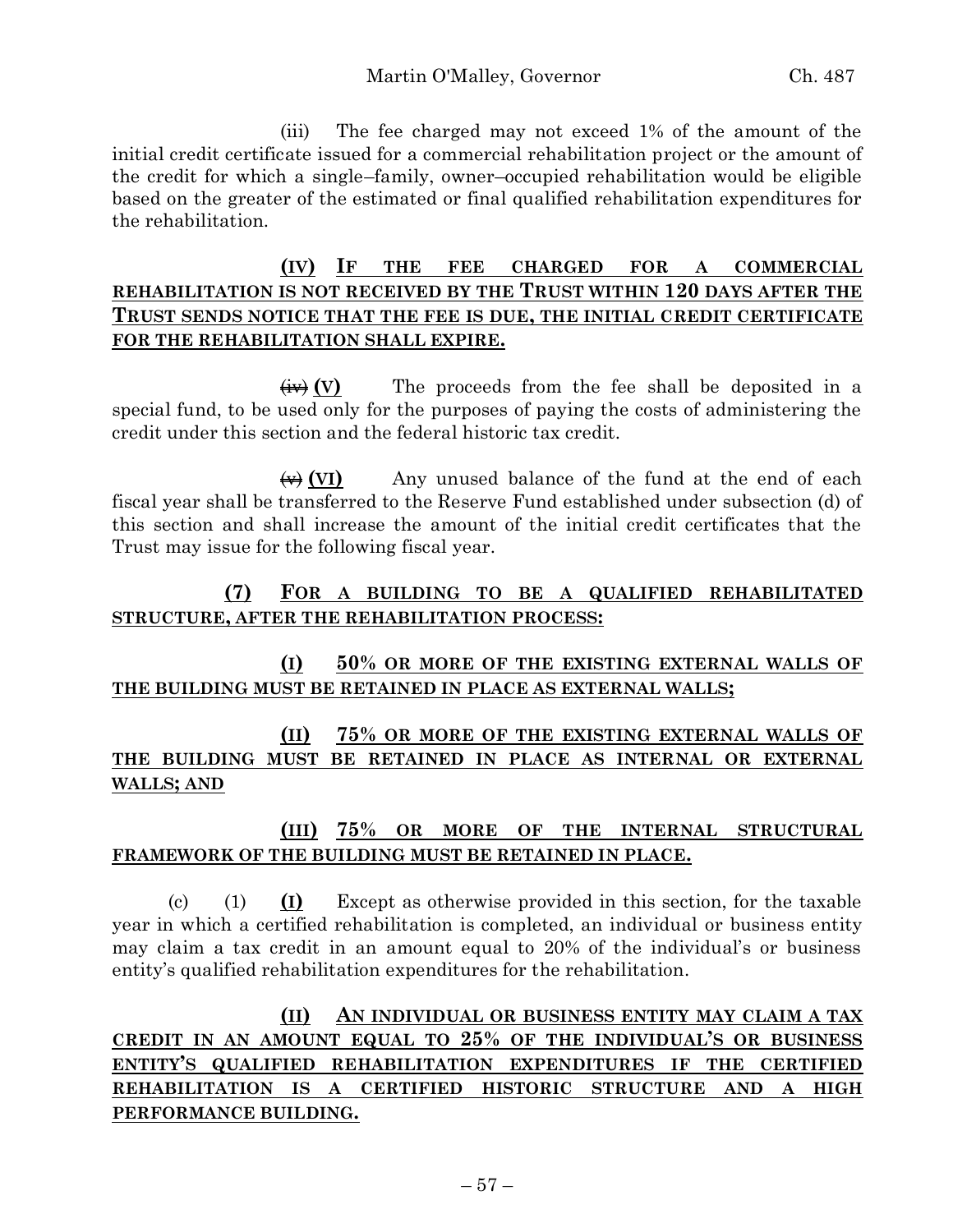(iii) The fee charged may not exceed 1% of the amount of the initial credit certificate issued for a commercial rehabilitation project or the amount of the credit for which a single–family, owner–occupied rehabilitation would be eligible based on the greater of the estimated or final qualified rehabilitation expenditures for the rehabilitation.

**(IV) IF THE FEE CHARGED FOR A COMMERCIAL REHABILITATION IS NOT RECEIVED BY THE TRUST WITHIN 120 DAYS AFTER THE TRUST SENDS NOTICE THAT THE FEE IS DUE, THE INITIAL CREDIT CERTIFICATE FOR THE REHABILITATION SHALL EXPIRE.**

~~(iv)~~ **(V)** The proceeds from the fee shall be deposited in a special fund, to be used only for the purposes of paying the costs of administering the credit under this section and the federal historic tax credit.

~~(v)~~ **(VI)** Any unused balance of the fund at the end of each fiscal year shall be transferred to the Reserve Fund established under subsection (d) of this section and shall increase the amount of the initial credit certificates that the Trust may issue for the following fiscal year.

**(7) FOR A BUILDING TO BE A QUALIFIED REHABILITATED STRUCTURE, AFTER THE REHABILITATION PROCESS:**

**(I) 50% OR MORE OF THE EXISTING EXTERNAL WALLS OF THE BUILDING MUST BE RETAINED IN PLACE AS EXTERNAL WALLS;**

**(II) 75% OR MORE OF THE EXISTING EXTERNAL WALLS OF THE BUILDING MUST BE RETAINED IN PLACE AS INTERNAL OR EXTERNAL WALLS; AND**

**(III) 75% OR MORE OF THE INTERNAL STRUCTURAL FRAMEWORK OF THE BUILDING MUST BE RETAINED IN PLACE.**

(c) (1) **(I)** Except as otherwise provided in this section, for the taxable year in which a certified rehabilitation is completed, an individual or business entity may claim a tax credit in an amount equal to 20% of the individual's or business entity's qualified rehabilitation expenditures for the rehabilitation.

**(II) AN INDIVIDUAL OR BUSINESS ENTITY MAY CLAIM A TAX CREDIT IN AN AMOUNT EQUAL TO 25% OF THE INDIVIDUAL'S OR BUSINESS ENTITY'S QUALIFIED REHABILITATION EXPENDITURES IF THE CERTIFIED REHABILITATION IS A CERTIFIED HISTORIC STRUCTURE AND A HIGH PERFORMANCE BUILDING.**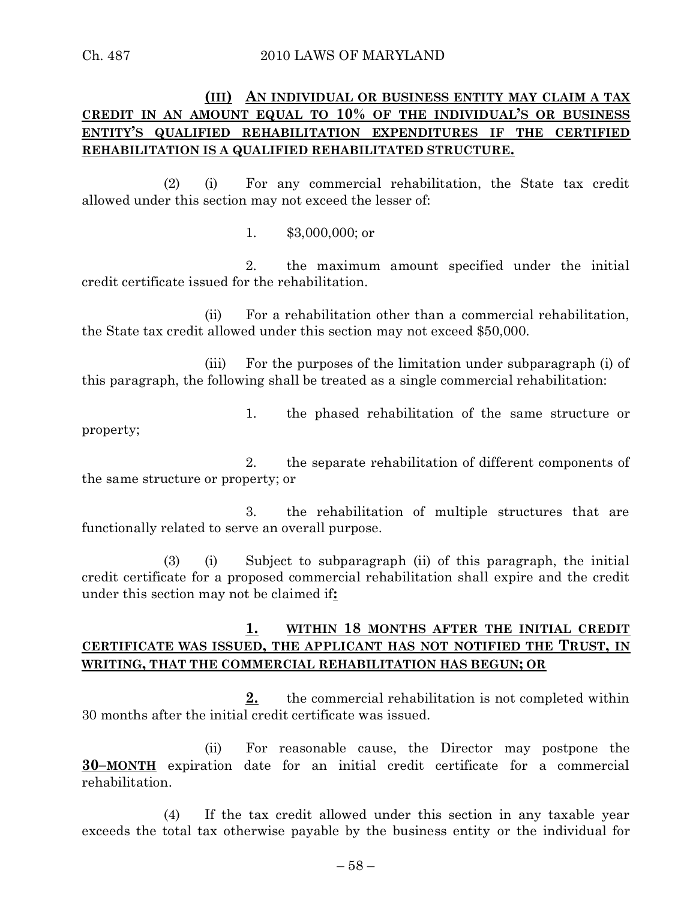**(III) AN INDIVIDUAL OR BUSINESS ENTITY MAY CLAIM A TAX CREDIT IN AN AMOUNT EQUAL TO 10% OF THE INDIVIDUAL'S OR BUSINESS ENTITY'S QUALIFIED REHABILITATION EXPENDITURES IF THE CERTIFIED REHABILITATION IS A QUALIFIED REHABILITATED STRUCTURE.**

(2) (i) For any commercial rehabilitation, the State tax credit allowed under this section may not exceed the lesser of:

1. $3,000,000; or

2. the maximum amount specified under the initial credit certificate issued for the rehabilitation.

(ii) For a rehabilitation other than a commercial rehabilitation, the State tax credit allowed under this section may not exceed $50,000.

(iii) For the purposes of the limitation under subparagraph (i) of this paragraph, the following shall be treated as a single commercial rehabilitation:

1. the phased rehabilitation of the same structure or property;

2. the separate rehabilitation of different components of the same structure or property; or

3. the rehabilitation of multiple structures that are functionally related to serve an overall purpose.

(3) (i) Subject to subparagraph (ii) of this paragraph, the initial credit certificate for a proposed commercial rehabilitation shall expire and the credit under this section may not be claimed if**:**

**1. WITHIN 18 MONTHS AFTER THE INITIAL CREDIT CERTIFICATE WAS ISSUED, THE APPLICANT HAS NOT NOTIFIED THE TRUST, IN WRITING, THAT THE COMMERCIAL REHABILITATION HAS BEGUN; OR**

**2.** the commercial rehabilitation is not completed within 30 months after the initial credit certificate was issued.

(ii) For reasonable cause, the Director may postpone the **30–MONTH** expiration date for an initial credit certificate for a commercial rehabilitation.

(4) If the tax credit allowed under this section in any taxable year exceeds the total tax otherwise payable by the business entity or the individual for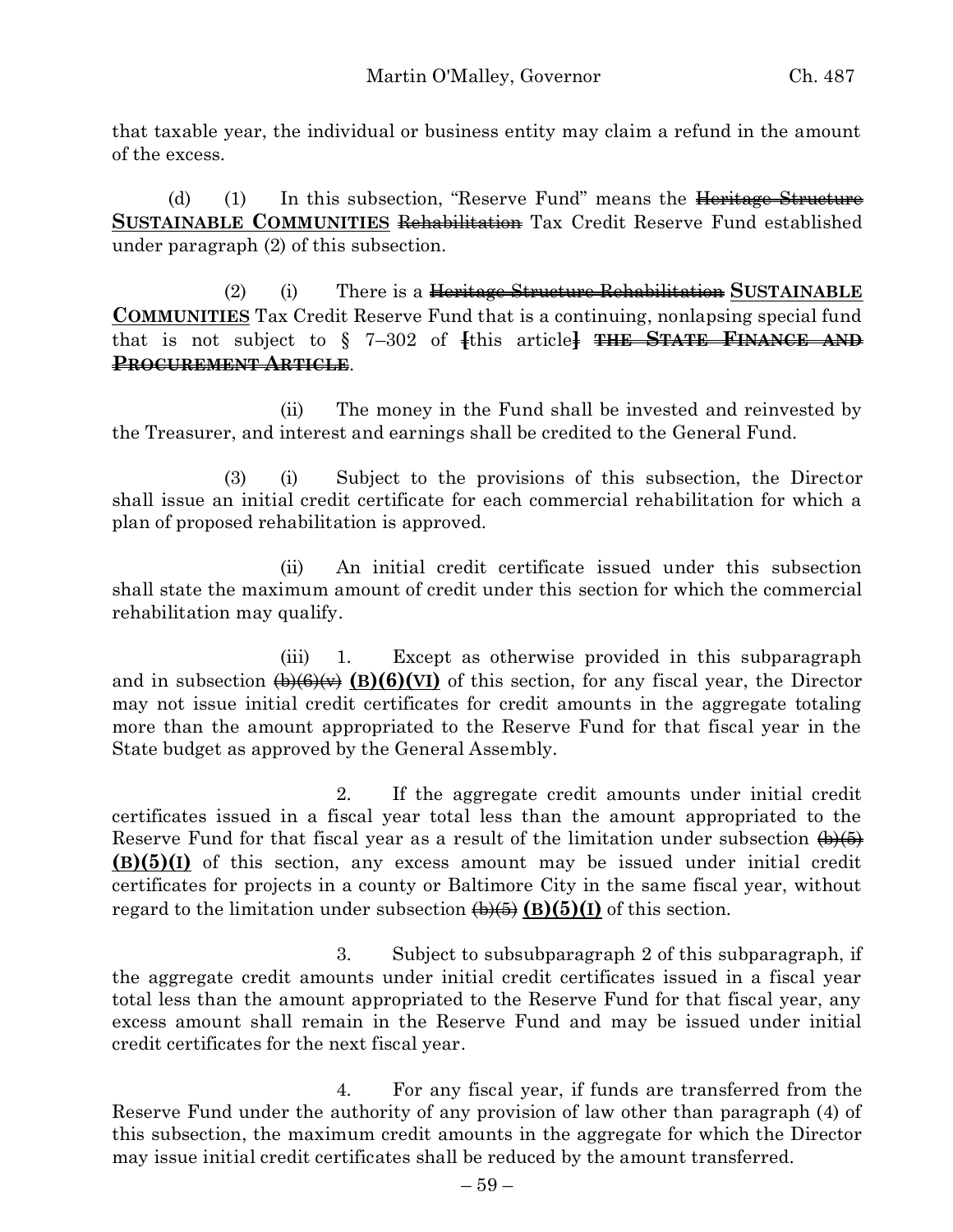that taxable year, the individual or business entity may claim a refund in the amount of the excess.

(d) (1) In this subsection, "Reserve Fund" means the ~~Heritage Structure~~ **SUSTAINABLE COMMUNITIES** ~~Rehabilitation~~ Tax Credit Reserve Fund established under paragraph (2) of this subsection.

(2) (i) There is a ~~Heritage Structure Rehabilitation~~ **SUSTAINABLE COMMUNITIES** Tax Credit Reserve Fund that is a continuing, nonlapsing special fund that is not subject to § 7–302 of **[**this article**]** ~~**THE STATE FINANCE AND PROCUREMENT ARTICLE**~~.

(ii) The money in the Fund shall be invested and reinvested by the Treasurer, and interest and earnings shall be credited to the General Fund.

(3) (i) Subject to the provisions of this subsection, the Director shall issue an initial credit certificate for each commercial rehabilitation for which a plan of proposed rehabilitation is approved.

(ii) An initial credit certificate issued under this subsection shall state the maximum amount of credit under this section for which the commercial rehabilitation may qualify.

(iii) 1. Except as otherwise provided in this subparagraph and in subsection ~~(b)(6)(v)~~ **(B)(6)(VI)** of this section, for any fiscal year, the Director may not issue initial credit certificates for credit amounts in the aggregate totaling more than the amount appropriated to the Reserve Fund for that fiscal year in the State budget as approved by the General Assembly.

2. If the aggregate credit amounts under initial credit certificates issued in a fiscal year total less than the amount appropriated to the Reserve Fund for that fiscal year as a result of the limitation under subsection ~~(b)(5)~~ **(B)(5)(I)** of this section, any excess amount may be issued under initial credit certificates for projects in a county or Baltimore City in the same fiscal year, without regard to the limitation under subsection ~~(b)(5)~~ **(B)(5)(I)** of this section.

3. Subject to subsubparagraph 2 of this subparagraph, if the aggregate credit amounts under initial credit certificates issued in a fiscal year total less than the amount appropriated to the Reserve Fund for that fiscal year, any excess amount shall remain in the Reserve Fund and may be issued under initial credit certificates for the next fiscal year.

4. For any fiscal year, if funds are transferred from the Reserve Fund under the authority of any provision of law other than paragraph (4) of this subsection, the maximum credit amounts in the aggregate for which the Director may issue initial credit certificates shall be reduced by the amount transferred.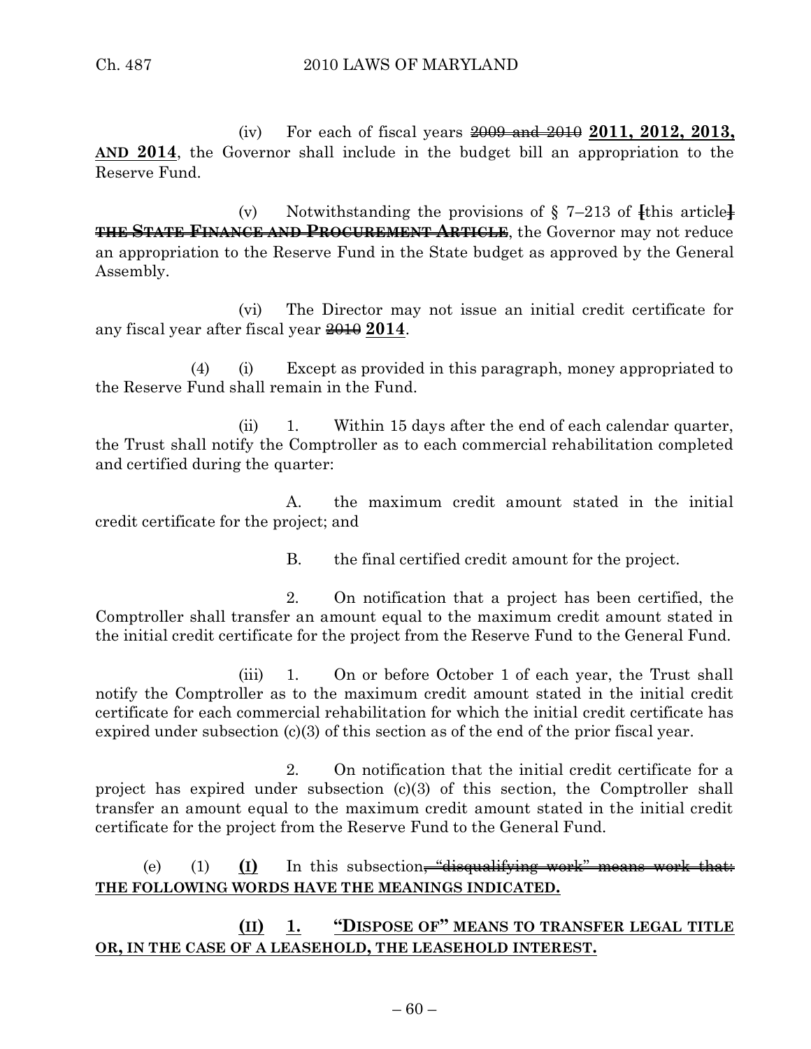(iv) For each of fiscal years ~~2009 and 2010~~ **2011, 2012, 2013, AND 2014**, the Governor shall include in the budget bill an appropriation to the Reserve Fund.

(v) Notwithstanding the provisions of § 7–213 of [this article] ~~**THE STATE FINANCE AND PROCUREMENT ARTICLE**~~, the Governor may not reduce an appropriation to the Reserve Fund in the State budget as approved by the General Assembly.

(vi) The Director may not issue an initial credit certificate for any fiscal year after fiscal year ~~2010~~ **2014**.

(4) (i) Except as provided in this paragraph, money appropriated to the Reserve Fund shall remain in the Fund.

(ii) 1. Within 15 days after the end of each calendar quarter, the Trust shall notify the Comptroller as to each commercial rehabilitation completed and certified during the quarter:

A. the maximum credit amount stated in the initial credit certificate for the project; and

B. the final certified credit amount for the project.

2. On notification that a project has been certified, the Comptroller shall transfer an amount equal to the maximum credit amount stated in the initial credit certificate for the project from the Reserve Fund to the General Fund.

(iii) 1. On or before October 1 of each year, the Trust shall notify the Comptroller as to the maximum credit amount stated in the initial credit certificate for each commercial rehabilitation for which the initial credit certificate has expired under subsection (c)(3) of this section as of the end of the prior fiscal year.

2. On notification that the initial credit certificate for a project has expired under subsection (c)(3) of this section, the Comptroller shall transfer an amount equal to the maximum credit amount stated in the initial credit certificate for the project from the Reserve Fund to the General Fund.

(e) (1) **(I)** In this subsection~~, "disqualifying work" means work that:~~ **THE FOLLOWING WORDS HAVE THE MEANINGS INDICATED.**

**(II) 1. "DISPOSE OF" MEANS TO TRANSFER LEGAL TITLE OR, IN THE CASE OF A LEASEHOLD, THE LEASEHOLD INTEREST.**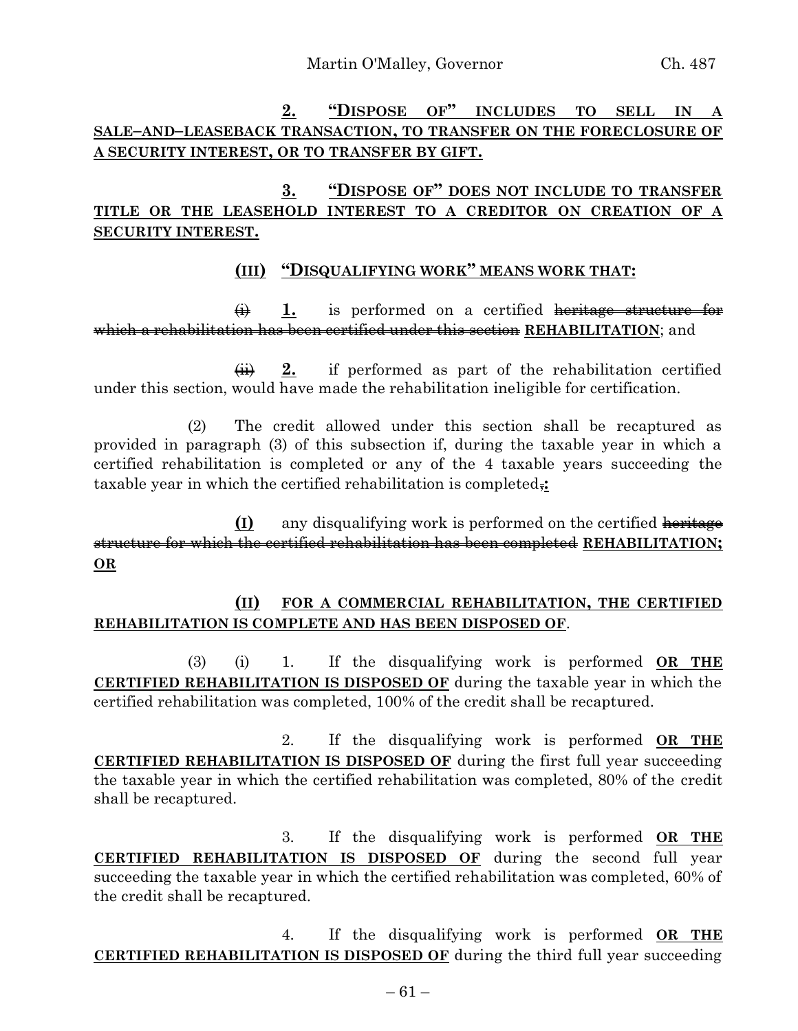**2. "DISPOSE OF" INCLUDES TO SELL IN A SALE–AND–LEASEBACK TRANSACTION, TO TRANSFER ON THE FORECLOSURE OF A SECURITY INTEREST, OR TO TRANSFER BY GIFT.**

**3. "DISPOSE OF" DOES NOT INCLUDE TO TRANSFER TITLE OR THE LEASEHOLD INTEREST TO A CREDITOR ON CREATION OF A SECURITY INTEREST.**

**(III) "DISQUALIFYING WORK" MEANS WORK THAT:**

~~(i)~~ **1.** is performed on a certified ~~heritage structure for which a rehabilitation has been certified under this section~~ **REHABILITATION**; and

~~(ii)~~ **2.** if performed as part of the rehabilitation certified under this section, would have made the rehabilitation ineligible for certification.

(2) The credit allowed under this section shall be recaptured as provided in paragraph (3) of this subsection if, during the taxable year in which a certified rehabilitation is completed or any of the 4 taxable years succeeding the taxable year in which the certified rehabilitation is completed~~,~~**:**

**(I)** any disqualifying work is performed on the certified ~~heritage structure for which the certified rehabilitation has been completed~~ **REHABILITATION; OR**

**(II) FOR A COMMERCIAL REHABILITATION, THE CERTIFIED REHABILITATION IS COMPLETE AND HAS BEEN DISPOSED OF**.

(3) (i) 1. If the disqualifying work is performed **OR THE CERTIFIED REHABILITATION IS DISPOSED OF** during the taxable year in which the certified rehabilitation was completed, 100% of the credit shall be recaptured.

2. If the disqualifying work is performed **OR THE CERTIFIED REHABILITATION IS DISPOSED OF** during the first full year succeeding the taxable year in which the certified rehabilitation was completed, 80% of the credit shall be recaptured.

3. If the disqualifying work is performed **OR THE CERTIFIED REHABILITATION IS DISPOSED OF** during the second full year succeeding the taxable year in which the certified rehabilitation was completed, 60% of the credit shall be recaptured.

4. If the disqualifying work is performed **OR THE CERTIFIED REHABILITATION IS DISPOSED OF** during the third full year succeeding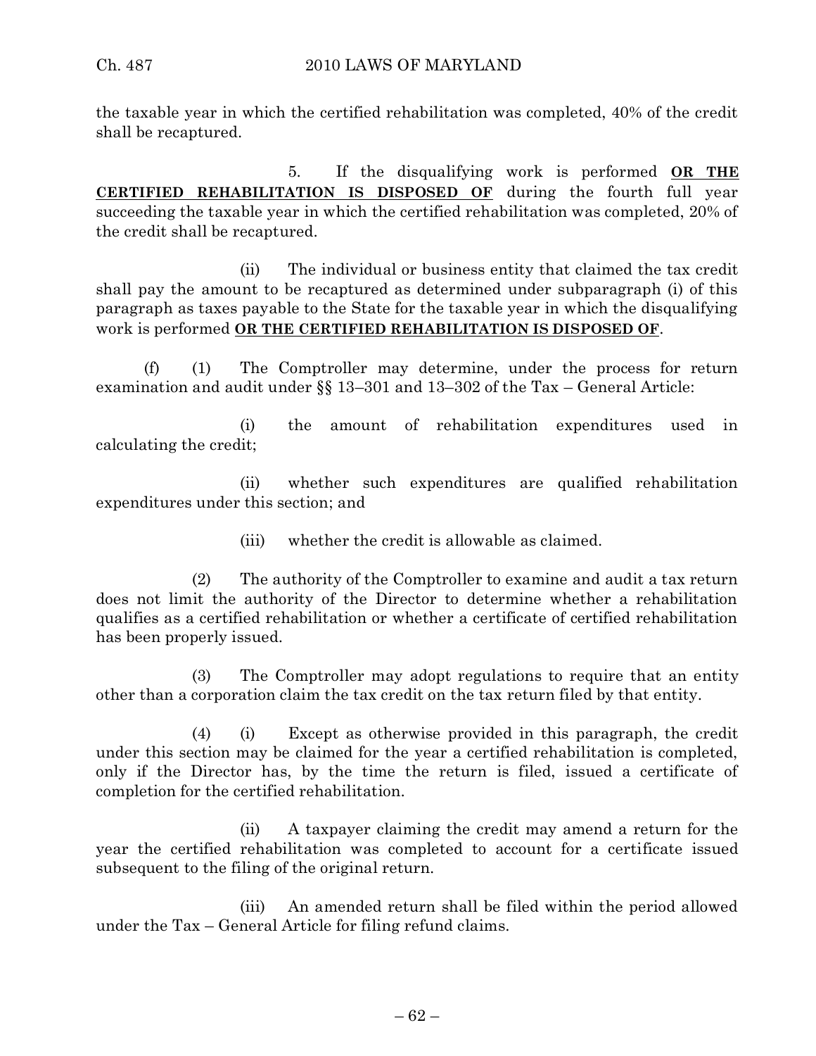the taxable year in which the certified rehabilitation was completed, 40% of the credit shall be recaptured.

5. If the disqualifying work is performed **OR THE CERTIFIED REHABILITATION IS DISPOSED OF** during the fourth full year succeeding the taxable year in which the certified rehabilitation was completed, 20% of the credit shall be recaptured.

(ii) The individual or business entity that claimed the tax credit shall pay the amount to be recaptured as determined under subparagraph (i) of this paragraph as taxes payable to the State for the taxable year in which the disqualifying work is performed **OR THE CERTIFIED REHABILITATION IS DISPOSED OF**.

(f) (1) The Comptroller may determine, under the process for return examination and audit under §§ 13–301 and 13–302 of the Tax – General Article:

(i) the amount of rehabilitation expenditures used in calculating the credit;

(ii) whether such expenditures are qualified rehabilitation expenditures under this section; and

(iii) whether the credit is allowable as claimed.

(2) The authority of the Comptroller to examine and audit a tax return does not limit the authority of the Director to determine whether a rehabilitation qualifies as a certified rehabilitation or whether a certificate of certified rehabilitation has been properly issued.

(3) The Comptroller may adopt regulations to require that an entity other than a corporation claim the tax credit on the tax return filed by that entity.

(4) (i) Except as otherwise provided in this paragraph, the credit under this section may be claimed for the year a certified rehabilitation is completed, only if the Director has, by the time the return is filed, issued a certificate of completion for the certified rehabilitation.

(ii) A taxpayer claiming the credit may amend a return for the year the certified rehabilitation was completed to account for a certificate issued subsequent to the filing of the original return.

(iii) An amended return shall be filed within the period allowed under the Tax – General Article for filing refund claims.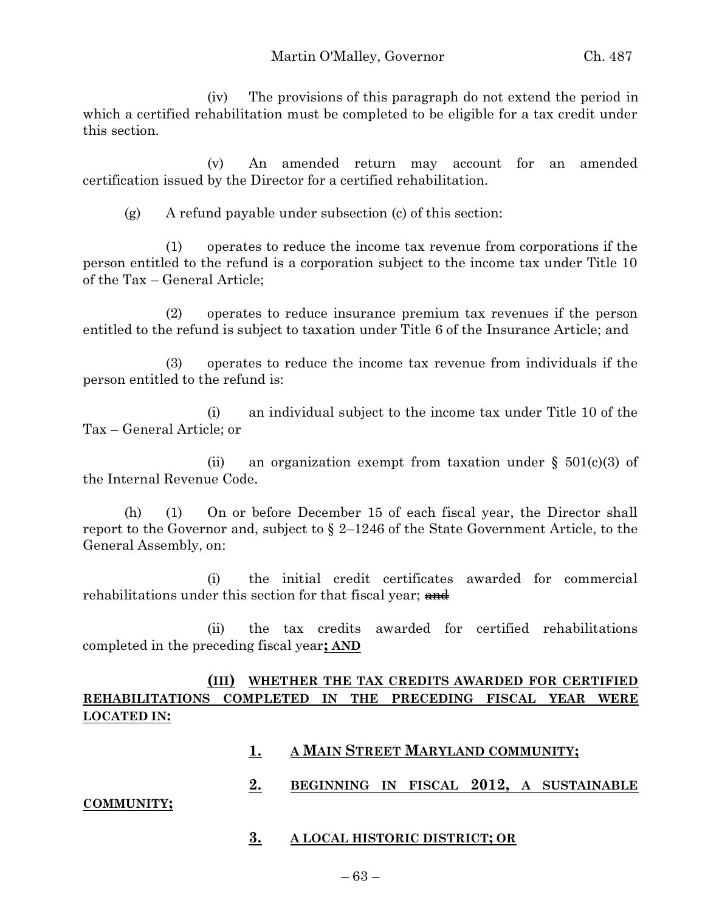(iv) The provisions of this paragraph do not extend the period in which a certified rehabilitation must be completed to be eligible for a tax credit under this section.

(v) An amended return may account for an amended certification issued by the Director for a certified rehabilitation.

(g) A refund payable under subsection (c) of this section:

(1) operates to reduce the income tax revenue from corporations if the person entitled to the refund is a corporation subject to the income tax under Title 10 of the Tax – General Article;

(2) operates to reduce insurance premium tax revenues if the person entitled to the refund is subject to taxation under Title 6 of the Insurance Article; and

(3) operates to reduce the income tax revenue from individuals if the person entitled to the refund is:

(i) an individual subject to the income tax under Title 10 of the Tax – General Article; or

(ii) an organization exempt from taxation under § 501(c)(3) of the Internal Revenue Code.

(h) (1) On or before December 15 of each fiscal year, the Director shall report to the Governor and, subject to § 2–1246 of the State Government Article, to the General Assembly, on:

(i) the initial credit certificates awarded for commercial rehabilitations under this section for that fiscal year; ~~and~~

(ii) the tax credits awarded for certified rehabilitations completed in the preceding fiscal year**; AND**

**(III) WHETHER THE TAX CREDITS AWARDED FOR CERTIFIED REHABILITATIONS COMPLETED IN THE PRECEDING FISCAL YEAR WERE LOCATED IN:**

**1. A MAIN STREET MARYLAND COMMUNITY;**

**2. BEGINNING IN FISCAL 2012, A SUSTAINABLE COMMUNITY;**

**3. A LOCAL HISTORIC DISTRICT; OR**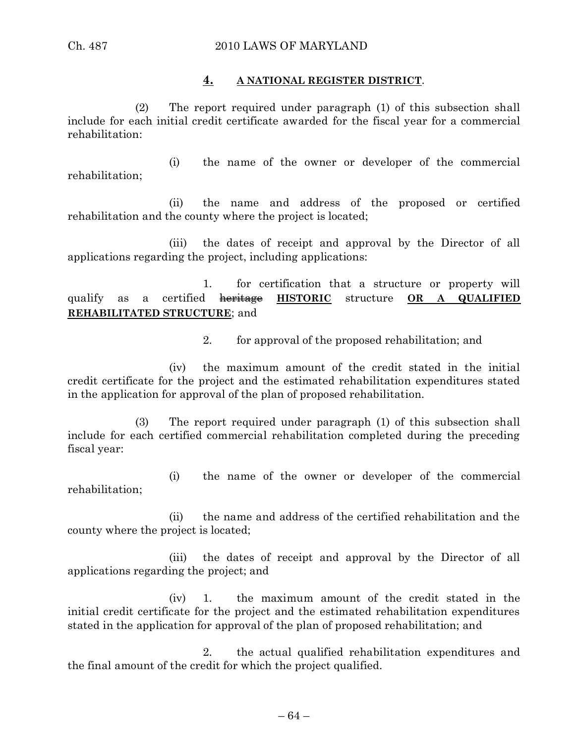**4. A NATIONAL REGISTER DISTRICT**.

(2) The report required under paragraph (1) of this subsection shall include for each initial credit certificate awarded for the fiscal year for a commercial rehabilitation:

(i) the name of the owner or developer of the commercial rehabilitation;

(ii) the name and address of the proposed or certified rehabilitation and the county where the project is located;

(iii) the dates of receipt and approval by the Director of all applications regarding the project, including applications:

1. for certification that a structure or property will qualify as a certified ~~heritage~~ **HISTORIC** structure **OR A QUALIFIED REHABILITATED STRUCTURE**; and

2. for approval of the proposed rehabilitation; and

(iv) the maximum amount of the credit stated in the initial credit certificate for the project and the estimated rehabilitation expenditures stated in the application for approval of the plan of proposed rehabilitation.

(3) The report required under paragraph (1) of this subsection shall include for each certified commercial rehabilitation completed during the preceding fiscal year:

(i) the name of the owner or developer of the commercial rehabilitation;

(ii) the name and address of the certified rehabilitation and the county where the project is located;

(iii) the dates of receipt and approval by the Director of all applications regarding the project; and

(iv) 1. the maximum amount of the credit stated in the initial credit certificate for the project and the estimated rehabilitation expenditures stated in the application for approval of the plan of proposed rehabilitation; and

2. the actual qualified rehabilitation expenditures and the final amount of the credit for which the project qualified.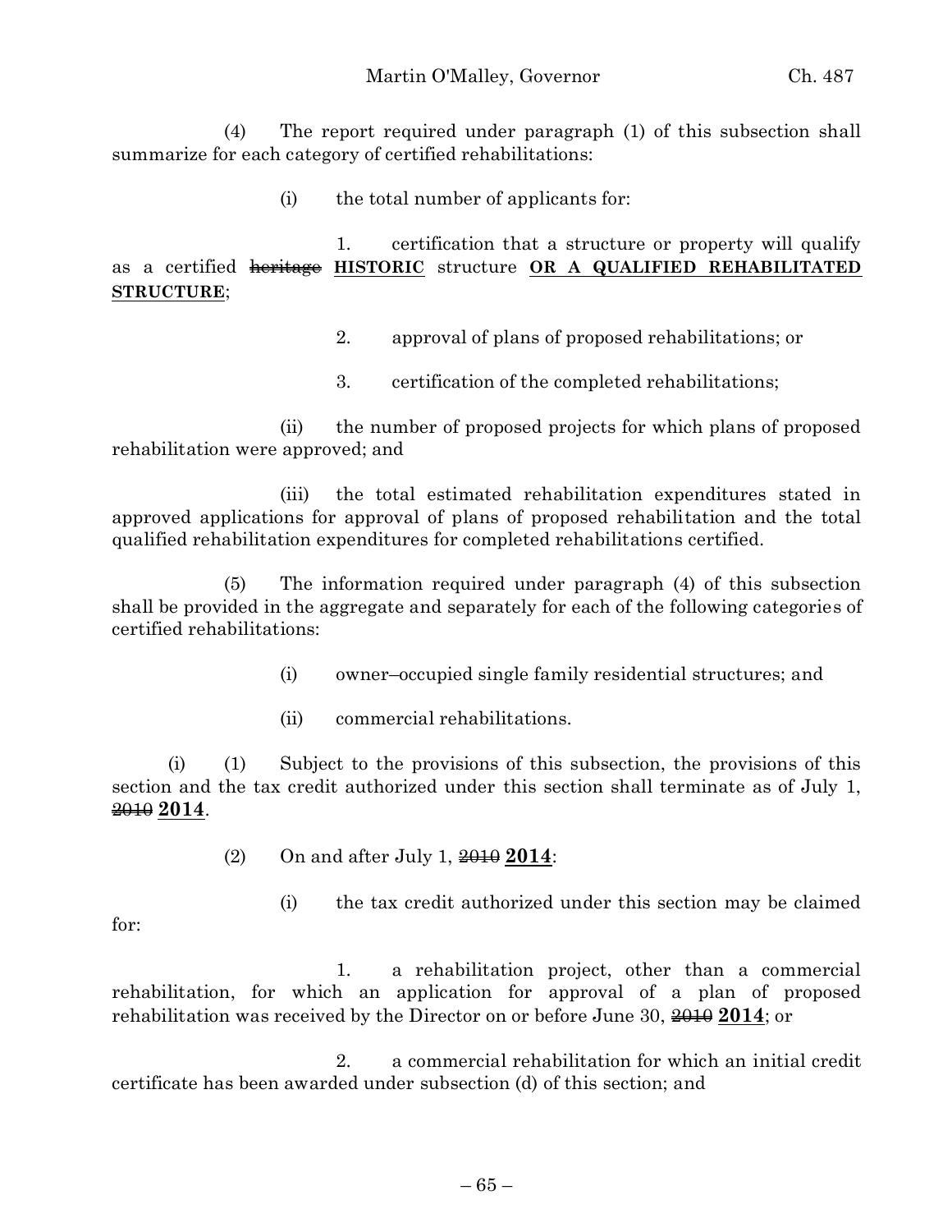(4) The report required under paragraph (1) of this subsection shall summarize for each category of certified rehabilitations:

(i) the total number of applicants for:

1. certification that a structure or property will qualify as a certified ~~heritage~~ **HISTORIC** structure **OR A QUALIFIED REHABILITATED STRUCTURE**;

2. approval of plans of proposed rehabilitations; or

3. certification of the completed rehabilitations;

(ii) the number of proposed projects for which plans of proposed rehabilitation were approved; and

(iii) the total estimated rehabilitation expenditures stated in approved applications for approval of plans of proposed rehabilitation and the total qualified rehabilitation expenditures for completed rehabilitations certified.

(5) The information required under paragraph (4) of this subsection shall be provided in the aggregate and separately for each of the following categories of certified rehabilitations:

(i) owner–occupied single family residential structures; and

(ii) commercial rehabilitations.

(i) (1) Subject to the provisions of this subsection, the provisions of this section and the tax credit authorized under this section shall terminate as of July 1, ~~2010~~ **2014**.

(2) On and after July 1, ~~2010~~ **2014**:

(i) the tax credit authorized under this section may be claimed for:

1. a rehabilitation project, other than a commercial rehabilitation, for which an application for approval of a plan of proposed rehabilitation was received by the Director on or before June 30, ~~2010~~ **2014**; or

2. a commercial rehabilitation for which an initial credit certificate has been awarded under subsection (d) of this section; and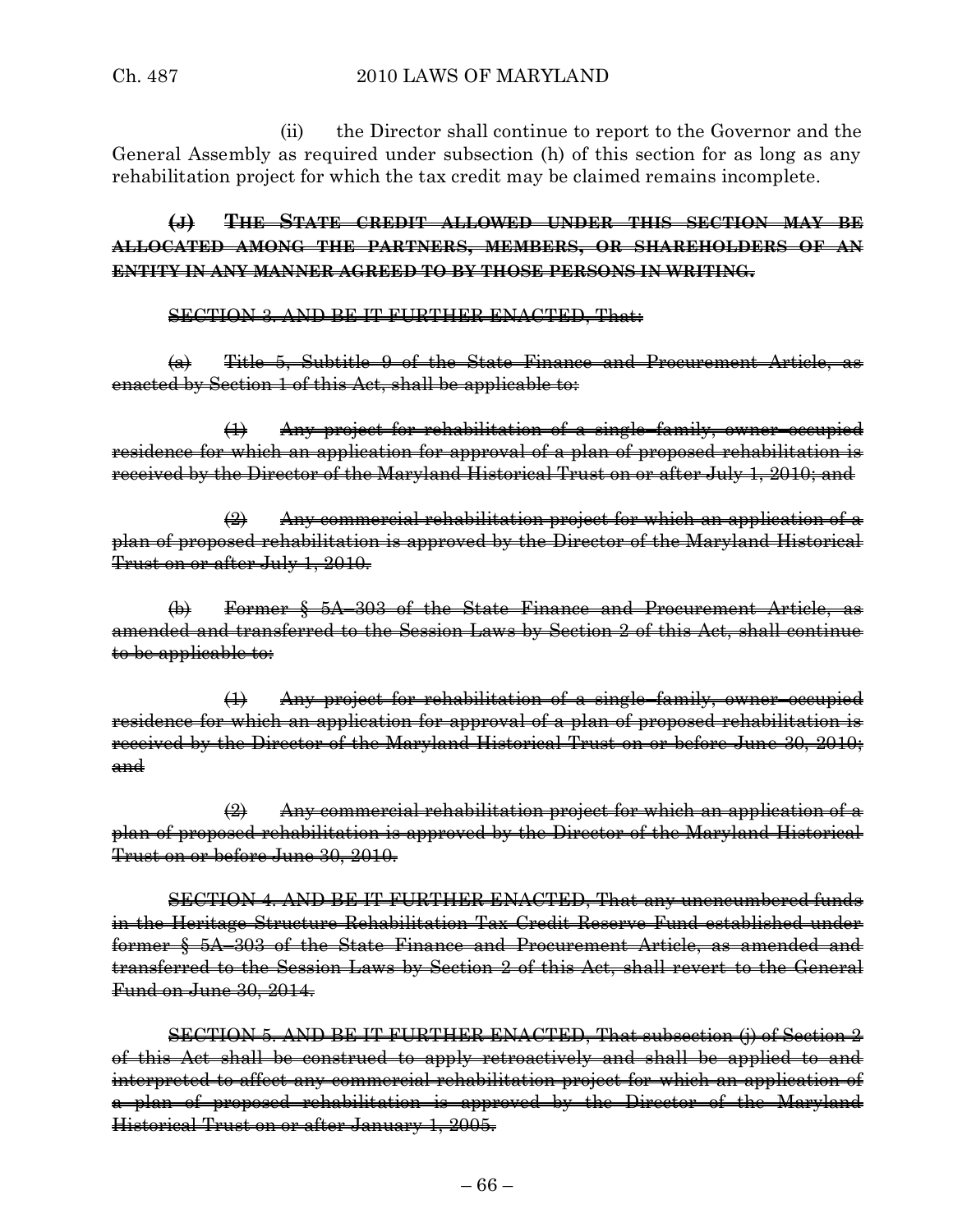(ii) the Director shall continue to report to the Governor and the General Assembly as required under subsection (h) of this section for as long as any rehabilitation project for which the tax credit may be claimed remains incomplete.

~~**(J) THE STATE CREDIT ALLOWED UNDER THIS SECTION MAY BE ALLOCATED AMONG THE PARTNERS, MEMBERS, OR SHAREHOLDERS OF AN ENTITY IN ANY MANNER AGREED TO BY THOSE PERSONS IN WRITING.**~~

~~SECTION 3. AND BE IT FURTHER ENACTED, That:~~

~~(a) Title 5, Subtitle 9 of the State Finance and Procurement Article, as enacted by Section 1 of this Act, shall be applicable to:~~

~~(1) Any project for rehabilitation of a single–family, owner–occupied residence for which an application for approval of a plan of proposed rehabilitation is received by the Director of the Maryland Historical Trust on or after July 1, 2010; and~~

~~(2) Any commercial rehabilitation project for which an application of a plan of proposed rehabilitation is approved by the Director of the Maryland Historical Trust on or after July 1, 2010.~~

~~(b) Former § 5A–303 of the State Finance and Procurement Article, as amended and transferred to the Session Laws by Section 2 of this Act, shall continue to be applicable to:~~

~~(1) Any project for rehabilitation of a single–family, owner–occupied residence for which an application for approval of a plan of proposed rehabilitation is received by the Director of the Maryland Historical Trust on or before June 30, 2010; and~~

~~(2) Any commercial rehabilitation project for which an application of a plan of proposed rehabilitation is approved by the Director of the Maryland Historical Trust on or before June 30, 2010.~~

~~SECTION 4. AND BE IT FURTHER ENACTED, That any unencumbered funds in the Heritage Structure Rehabilitation Tax Credit Reserve Fund established under former § 5A–303 of the State Finance and Procurement Article, as amended and transferred to the Session Laws by Section 2 of this Act, shall revert to the General Fund on June 30, 2014.~~

~~SECTION 5. AND BE IT FURTHER ENACTED, That subsection (j) of Section 2 of this Act shall be construed to apply retroactively and shall be applied to and interpreted to affect any commercial rehabilitation project for which an application of a plan of proposed rehabilitation is approved by the Director of the Maryland Historical Trust on or after January 1, 2005.~~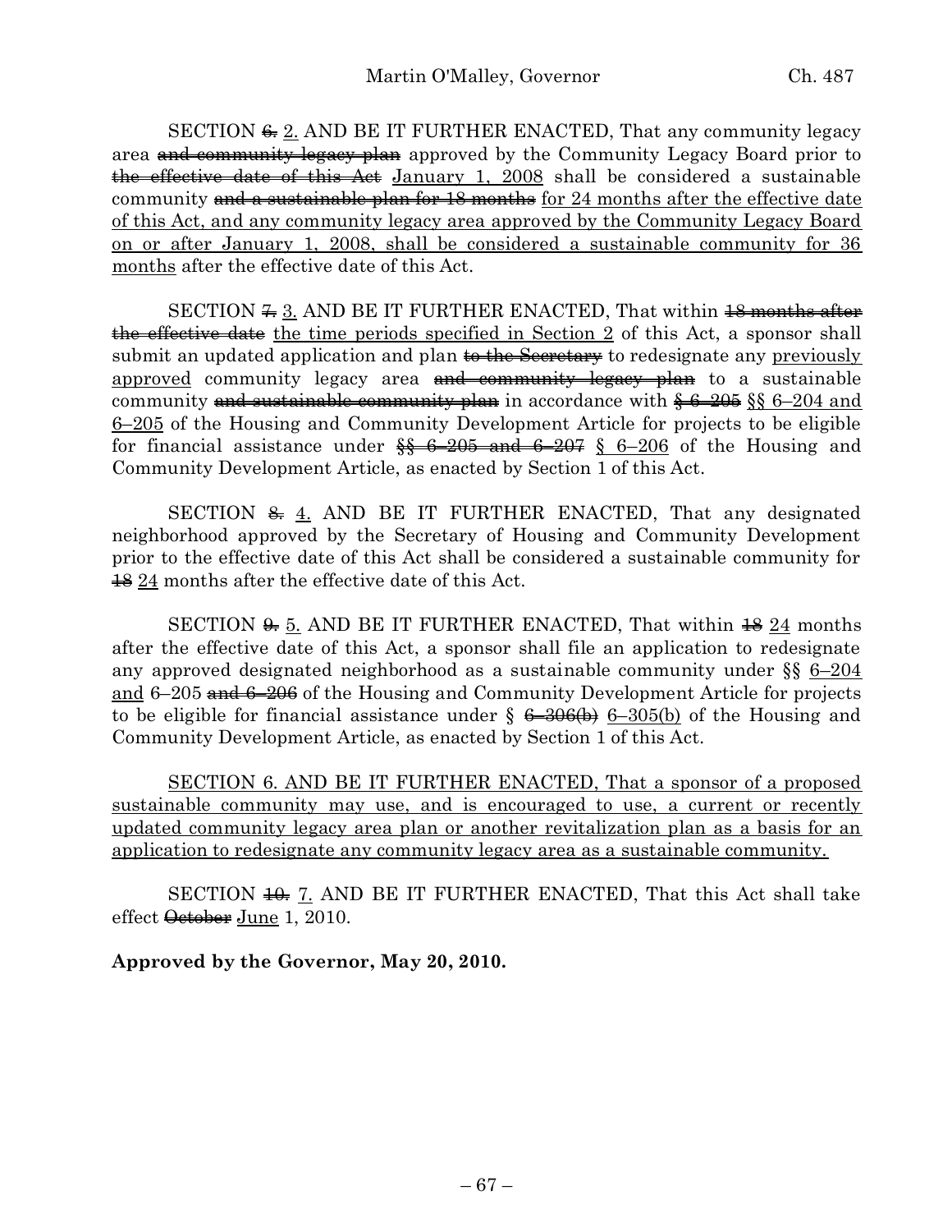SECTION ~~6.~~ 2. AND BE IT FURTHER ENACTED, That any community legacy area ~~and community legacy plan~~ approved by the Community Legacy Board prior to ~~the effective date of this Act~~ January 1, 2008 shall be considered a sustainable community ~~and a sustainable plan for 18 months~~ for 24 months after the effective date of this Act, and any community legacy area approved by the Community Legacy Board on or after January 1, 2008, shall be considered a sustainable community for 36 months after the effective date of this Act.

SECTION ~~7.~~ 3. AND BE IT FURTHER ENACTED, That within ~~18 months after the effective date~~ the time periods specified in Section 2 of this Act, a sponsor shall submit an updated application and plan ~~to the Secretary~~ to redesignate any previously approved community legacy area ~~and community legacy plan~~ to a sustainable community ~~and sustainable community plan~~ in accordance with ~~§ 6–205~~ §§ 6–204 and 6–205 of the Housing and Community Development Article for projects to be eligible for financial assistance under ~~§§ 6–205 and 6–207~~ § 6–206 of the Housing and Community Development Article, as enacted by Section 1 of this Act.

SECTION ~~8.~~ 4. AND BE IT FURTHER ENACTED, That any designated neighborhood approved by the Secretary of Housing and Community Development prior to the effective date of this Act shall be considered a sustainable community for ~~18~~ 24 months after the effective date of this Act.

SECTION ~~9.~~ 5. AND BE IT FURTHER ENACTED, That within ~~18~~ 24 months after the effective date of this Act, a sponsor shall file an application to redesignate any approved designated neighborhood as a sustainable community under §§ 6–204 and 6–205 ~~and 6–206~~ of the Housing and Community Development Article for projects to be eligible for financial assistance under § ~~6–306(b)~~ 6–305(b) of the Housing and Community Development Article, as enacted by Section 1 of this Act.

SECTION 6. AND BE IT FURTHER ENACTED, That a sponsor of a proposed sustainable community may use, and is encouraged to use, a current or recently updated community legacy area plan or another revitalization plan as a basis for an application to redesignate any community legacy area as a sustainable community.

SECTION ~~10.~~ 7. AND BE IT FURTHER ENACTED, That this Act shall take effect ~~October~~ June 1, 2010.

**Approved by the Governor, May 20, 2010.**